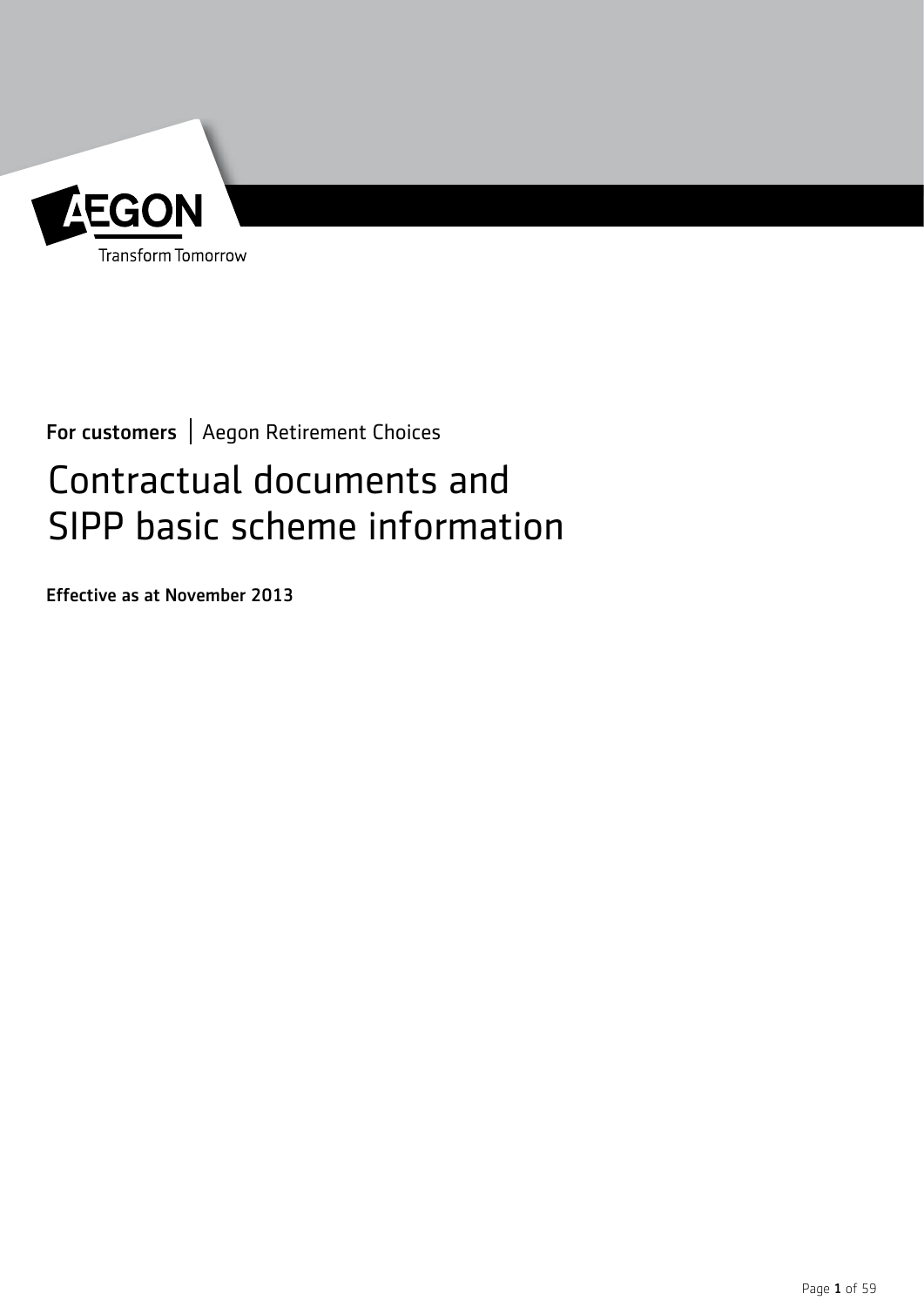AEGON

Transform Tomorrow

**For customers** | Aegon Retirement Choices

# Contractual documents and SIPP basic scheme information

**Effective as at November 2013**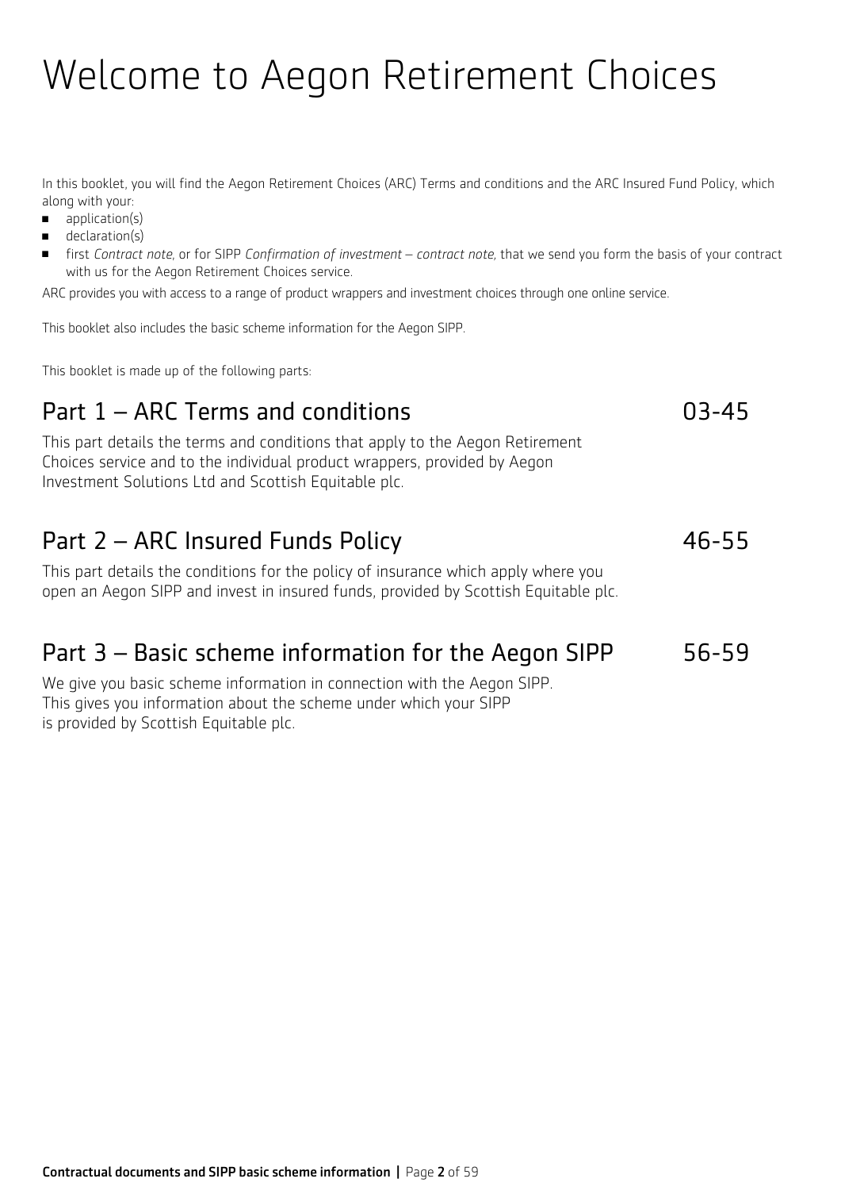# Welcome to Aegon Retirement Choices

In this booklet, you will find the Aegon Retirement Choices (ARC) Terms and conditions and the ARC Insured Fund Policy, which along with your:

- application(s)
- declaration(s)
- first *Contract note*, or for SIPP *Confirmation of investment – contract note,* that we send you form the basis of your contract with us for the Aegon Retirement Choices service.

ARC provides you with access to a range of product wrappers and investment choices through one online service.

This booklet also includes the basic scheme information for the Aegon SIPP.

This booklet is made up of the following parts:

## Part 1 – ARC Terms and conditions 03-45

This part details the terms and conditions that apply to the Aegon Retirement Choices service and to the individual product wrappers, provided by Aegon Investment Solutions Ltd and Scottish Equitable plc.

## Part 2 – ARC Insured Funds Policy 46-55

This part details the conditions for the policy of insurance which apply where you open an Aegon SIPP and invest in insured funds, provided by Scottish Equitable plc.

## Part 3 – Basic scheme information for the Aegon SIPP 56-59

We give you basic scheme information in connection with the Aegon SIPP. This gives you information about the scheme under which your SIPP is provided by Scottish Equitable plc.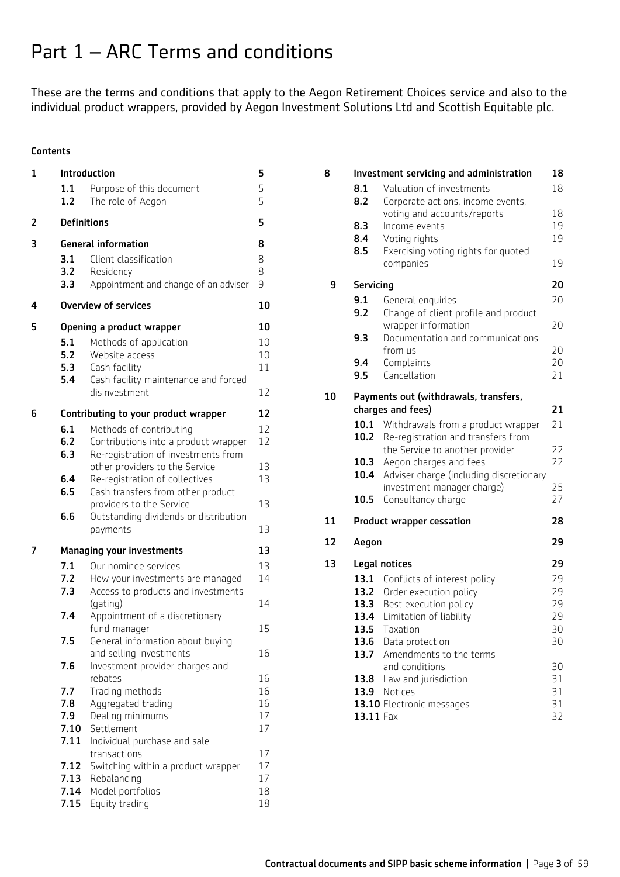# Part 1 – ARC Terms and conditions

These are the terms and conditions that apply to the Aegon Retirement Choices service and also to the individual product wrappers, provided by Aegon Investment Solutions Ltd and Scottish Equitable plc.

**Contents**

| | | | |
|---|---|---|---|
| **1** | **Introduction** | | **5** |
| | **1.1** | Purpose of this document | 5 |
| | **1.2** | The role of Aegon | 5 |
| **2** | **Definitions** | | **5** |
| **3** | **General information** | | **8** |
| | **3.1** | Client classification | 8 |
| | **3.2** | Residency | 8 |
| | **3.3** | Appointment and change of an adviser | 9 |
| **4** | **Overview of services** | | **10** |
| **5** | **Opening a product wrapper** | | **10** |
| | **5.1** | Methods of application | 10 |
| | **5.2** | Website access | 10 |
| | **5.3** | Cash facility | 11 |
| | **5.4** | Cash facility maintenance and forced disinvestment | 12 |
| **6** | **Contributing to your product wrapper** | | **12** |
| | **6.1** | Methods of contributing | 12 |
| | **6.2** | Contributions into a product wrapper | 12 |
| | **6.3** | Re-registration of investments from other providers to the Service | 13 |
| | **6.4** | Re-registration of collectives | 13 |
| | **6.5** | Cash transfers from other product providers to the Service | 13 |
| | **6.6** | Outstanding dividends or distribution payments | 13 |
| **7** | **Managing your investments** | | **13** |
| | **7.1** | Our nominee services | 13 |
| | **7.2** | How your investments are managed | 14 |
| | **7.3** | Access to products and investments (gating) | 14 |
| | **7.4** | Appointment of a discretionary fund manager | 15 |
| | **7.5** | General information about buying and selling investments | 16 |
| | **7.6** | Investment provider charges and rebates | 16 |
| | **7.7** | Trading methods | 16 |
| | **7.8** | Aggregated trading | 16 |
| | **7.9** | Dealing minimums | 17 |
| | **7.10** | Settlement | 17 |
| | **7.11** | Individual purchase and sale transactions | 17 |
| | **7.12** | Switching within a product wrapper | 17 |
| | **7.13** | Rebalancing | 17 |
| | **7.14** | Model portfolios | 18 |
| | **7.15** | Equity trading | 18 |
| **8** | **Investment servicing and administration** | | **18** |
| | **8.1** | Valuation of investments | 18 |
| | **8.2** | Corporate actions, income events, voting and accounts/reports | 18 |
| | **8.3** | Income events | 19 |
| | **8.4** | Voting rights | 19 |
| | **8.5** | Exercising voting rights for quoted companies | 19 |
| **9** | **Servicing** | | **20** |
| | **9.1** | General enquiries | 20 |
| | **9.2** | Change of client profile and product wrapper information | 20 |
| | **9.3** | Documentation and communications from us | 20 |
| | **9.4** | Complaints | 20 |
| | **9.5** | Cancellation | 21 |
| **10** | **Payments out (withdrawals, transfers, charges and fees)** | | **21** |
| | **10.1** | Withdrawals from a product wrapper | 21 |
| | **10.2** | Re-registration and transfers from the Service to another provider | 22 |
| | **10.3** | Aegon charges and fees | 22 |
| | **10.4** | Adviser charge (including discretionary investment manager charge) | 25 |
| | **10.5** | Consultancy charge | 27 |
| **11** | **Product wrapper cessation** | | **28** |
| **12** | **Aegon** | | **29** |
| **13** | **Legal notices** | | **29** |
| | **13.1** | Conflicts of interest policy | 29 |
| | **13.2** | Order execution policy | 29 |
| | **13.3** | Best execution policy | 29 |
| | **13.4** | Limitation of liability | 29 |
| | **13.5** | Taxation | 30 |
| | **13.6** | Data protection | 30 |
| | **13.7** | Amendments to the terms and conditions | 30 |
| | **13.8** | Law and jurisdiction | 31 |
| | **13.9** | Notices | 31 |
| | **13.10** | Electronic messages | 31 |
| | **13.11** | Fax | 32 |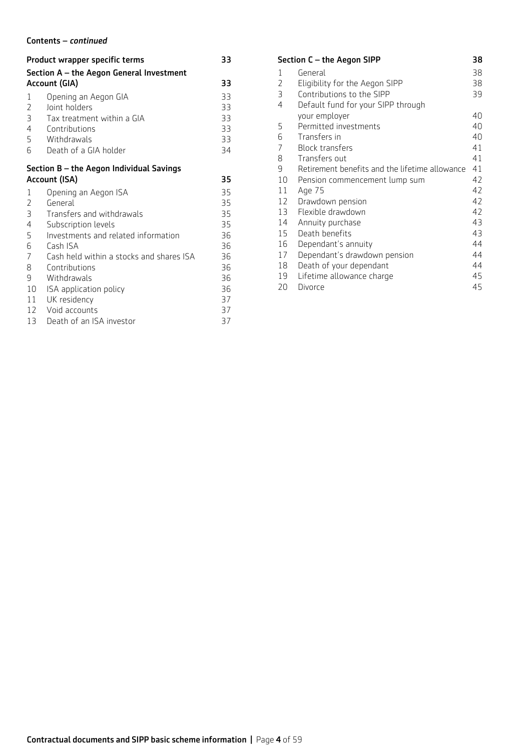**Contents –** ***continued***

| | **Product wrapper specific terms** | **33** |
|---|---|---|
| | **Section A – the Aegon General Investment Account (GIA)** | **33** |
| 1 | Opening an Aegon GIA | 33 |
| 2 | Joint holders | 33 |
| 3 | Tax treatment within a GIA | 33 |
| 4 | Contributions | 33 |
| 5 | Withdrawals | 33 |
| 6 | Death of a GIA holder | 34 |
| | **Section B – the Aegon Individual Savings Account (ISA)** | **35** |
| 1 | Opening an Aegon ISA | 35 |
| 2 | General | 35 |
| 3 | Transfers and withdrawals | 35 |
| 4 | Subscription levels | 35 |
| 5 | Investments and related information | 36 |
| 6 | Cash ISA | 36 |
| 7 | Cash held within a stocks and shares ISA | 36 |
| 8 | Contributions | 36 |
| 9 | Withdrawals | 36 |
| 10 | ISA application policy | 36 |
| 11 | UK residency | 37 |
| 12 | Void accounts | 37 |
| 13 | Death of an ISA investor | 37 |
| | **Section C – the Aegon SIPP** | **38** |
| 1 | General | 38 |
| 2 | Eligibility for the Aegon SIPP | 38 |
| 3 | Contributions to the SIPP | 39 |
| 4 | Default fund for your SIPP through your employer | 40 |
| 5 | Permitted investments | 40 |
| 6 | Transfers in | 40 |
| 7 | Block transfers | 41 |
| 8 | Transfers out | 41 |
| 9 | Retirement benefits and the lifetime allowance | 41 |
| 10 | Pension commencement lump sum | 42 |
| 11 | Age 75 | 42 |
| 12 | Drawdown pension | 42 |
| 13 | Flexible drawdown | 42 |
| 14 | Annuity purchase | 43 |
| 15 | Death benefits | 43 |
| 16 | Dependant's annuity | 44 |
| 17 | Dependant's drawdown pension | 44 |
| 18 | Death of your dependant | 44 |
| 19 | Lifetime allowance charge | 45 |
| 20 | Divorce | 45 |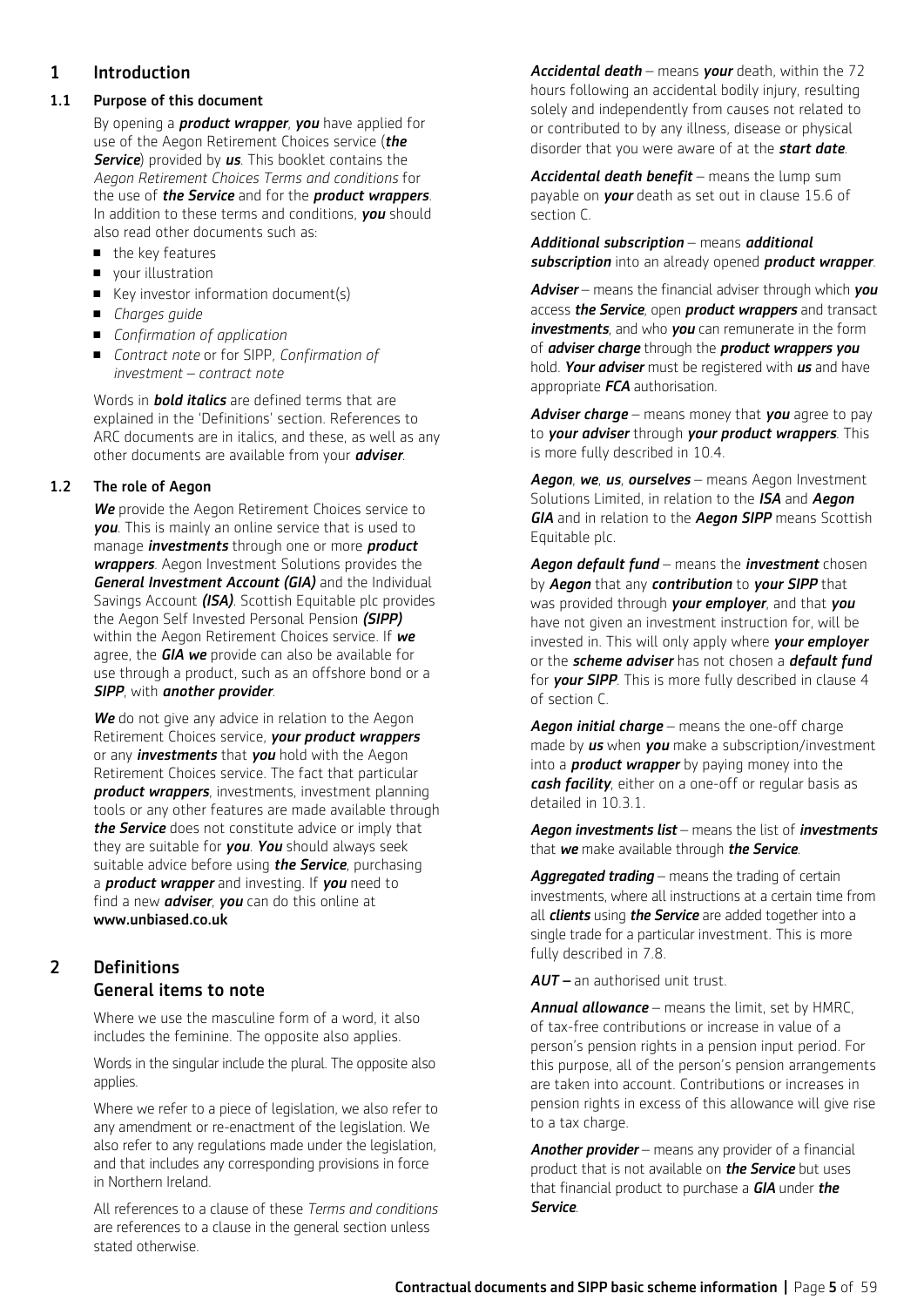# 1 Introduction

## 1.1 Purpose of this document

By opening a ***product wrapper***, ***you*** have applied for use of the Aegon Retirement Choices service (***the Service***) provided by ***us***. This booklet contains the *Aegon Retirement Choices Terms and conditions* for the use of ***the Service*** and for the ***product wrappers***. In addition to these terms and conditions, ***you*** should also read other documents such as:

- the key features
- your illustration
- Key investor information document(s)
- *Charges guide*
- *Confirmation of application*
- *Contract note* or for SIPP, *Confirmation of investment – contract note*

Words in ***bold italics*** are defined terms that are explained in the 'Definitions' section. References to ARC documents are in italics, and these, as well as any other documents are available from your ***adviser***.

## 1.2 The role of Aegon

***We*** provide the Aegon Retirement Choices service to ***you***. This is mainly an online service that is used to manage ***investments*** through one or more ***product wrappers***. Aegon Investment Solutions provides the ***General Investment Account (GIA)*** and the Individual Savings Account ***(ISA)***. Scottish Equitable plc provides the Aegon Self Invested Personal Pension ***(SIPP)*** within the Aegon Retirement Choices service. If ***we*** agree, the ***GIA we*** provide can also be available for use through a product, such as an offshore bond or a ***SIPP***, with ***another provider***.

***We*** do not give any advice in relation to the Aegon Retirement Choices service, ***your product wrappers*** or any ***investments*** that ***you*** hold with the Aegon Retirement Choices service. The fact that particular ***product wrappers***, investments, investment planning tools or any other features are made available through ***the Service*** does not constitute advice or imply that they are suitable for ***you***. ***You*** should always seek suitable advice before using ***the Service***, purchasing a ***product wrapper*** and investing. If ***you*** need to find a new ***adviser***, ***you*** can do this online at **www.unbiased.co.uk**

# 2 Definitions

## General items to note

Where we use the masculine form of a word, it also includes the feminine. The opposite also applies.

Words in the singular include the plural. The opposite also applies.

Where we refer to a piece of legislation, we also refer to any amendment or re-enactment of the legislation. We also refer to any regulations made under the legislation, and that includes any corresponding provisions in force in Northern Ireland.

All references to a clause of these *Terms and conditions* are references to a clause in the general section unless stated otherwise.

***Accidental death*** – means ***your*** death, within the 72 hours following an accidental bodily injury, resulting solely and independently from causes not related to or contributed to by any illness, disease or physical disorder that you were aware of at the ***start date***.

***Accidental death benefit*** – means the lump sum payable on ***your*** death as set out in clause 15.6 of section C.

***Additional subscription*** – means ***additional subscription*** into an already opened ***product wrapper***.

***Adviser*** – means the financial adviser through which ***you*** access ***the Service***, open ***product wrappers*** and transact ***investments***, and who ***you*** can remunerate in the form of ***adviser charge*** through the ***product wrappers you*** hold. ***Your adviser*** must be registered with ***us*** and have appropriate ***FCA*** authorisation.

***Adviser charge*** – means money that ***you*** agree to pay to ***your adviser*** through ***your product wrappers***. This is more fully described in 10.4.

***Aegon***, ***we***, ***us***, ***ourselves*** – means Aegon Investment Solutions Limited, in relation to the ***ISA*** and ***Aegon GIA*** and in relation to the ***Aegon SIPP*** means Scottish Equitable plc.

***Aegon default fund*** – means the ***investment*** chosen by ***Aegon*** that any ***contribution*** to ***your SIPP*** that was provided through ***your employer***, and that ***you*** have not given an investment instruction for, will be invested in. This will only apply where ***your employer*** or the ***scheme adviser*** has not chosen a ***default fund*** for ***your SIPP***. This is more fully described in clause 4 of section C.

***Aegon initial charge*** – means the one-off charge made by ***us*** when ***you*** make a subscription/investment into a ***product wrapper*** by paying money into the ***cash facility***, either on a one-off or regular basis as detailed in 10.3.1.

***Aegon investments list*** – means the list of ***investments*** that ***we*** make available through ***the Service***.

***Aggregated trading*** – means the trading of certain investments, where all instructions at a certain time from all ***clients*** using ***the Service*** are added together into a single trade for a particular investment. This is more fully described in 7.8.

***AUT –*** an authorised unit trust.

***Annual allowance*** – means the limit, set by HMRC, of tax-free contributions or increase in value of a person's pension rights in a pension input period. For this purpose, all of the person's pension arrangements are taken into account. Contributions or increases in pension rights in excess of this allowance will give rise to a tax charge.

***Another provider*** – means any provider of a financial product that is not available on ***the Service*** but uses that financial product to purchase a ***GIA*** under ***the Service***.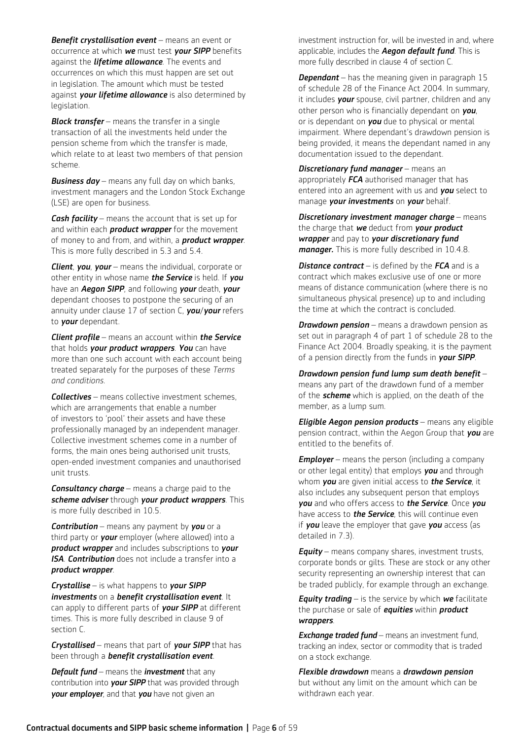***Benefit crystallisation event*** – means an event or occurrence at which ***we*** must test ***your SIPP*** benefits against the ***lifetime allowance***. The events and occurrences on which this must happen are set out in legislation. The amount which must be tested against ***your lifetime allowance*** is also determined by legislation.

***Block transfer*** – means the transfer in a single transaction of all the investments held under the pension scheme from which the transfer is made, which relate to at least two members of that pension scheme.

***Business day*** – means any full day on which banks, investment managers and the London Stock Exchange (LSE) are open for business.

***Cash facility*** – means the account that is set up for and within each ***product wrapper*** for the movement of money to and from, and within, a ***product wrapper***. This is more fully described in 5.3 and 5.4.

***Client***, ***you***, ***your*** – means the individual, corporate or other entity in whose name ***the Service*** is held. If ***you*** have an ***Aegon SIPP***, and following ***your*** death, ***your*** dependant chooses to postpone the securing of an annuity under clause 17 of section C, ***you***/***your*** refers to ***your*** dependant.

***Client profile*** – means an account within ***the Service*** that holds ***your product wrappers***. ***You*** can have more than one such account with each account being treated separately for the purposes of these *Terms and conditions*.

***Collectives*** – means collective investment schemes, which are arrangements that enable a number of investors to 'pool' their assets and have these professionally managed by an independent manager. Collective investment schemes come in a number of forms, the main ones being authorised unit trusts, open-ended investment companies and unauthorised unit trusts.

***Consultancy charge*** – means a charge paid to the ***scheme adviser*** through ***your product wrappers***. This is more fully described in 10.5.

***Contribution*** – means any payment by ***you*** or a third party or ***your*** employer (where allowed) into a ***product wrapper*** and includes subscriptions to ***your ISA***. ***Contribution*** does not include a transfer into a ***product wrapper***.

***Crystallise*** – is what happens to ***your SIPP investments*** on a ***benefit crystallisation event***. It can apply to different parts of ***your SIPP*** at different times. This is more fully described in clause 9 of section C.

***Crystallised*** – means that part of ***your SIPP*** that has been through a ***benefit crystallisation event***.

***Default fund*** – means the ***investment*** that any contribution into ***your SIPP*** that was provided through ***your employer***, and that ***you*** have not given an investment instruction for, will be invested in and, where applicable, includes the ***Aegon default fund***. This is more fully described in clause 4 of section C.

***Dependant*** – has the meaning given in paragraph 15 of schedule 28 of the Finance Act 2004. In summary, it includes ***your*** spouse, civil partner, children and any other person who is financially dependant on ***you***, or is dependant on ***you*** due to physical or mental impairment. Where dependant's drawdown pension is being provided, it means the dependant named in any documentation issued to the dependant.

***Discretionary fund manager*** – means an appropriately ***FCA*** authorised manager that has entered into an agreement with us and ***you*** select to manage ***your investments*** on ***your*** behalf.

***Discretionary investment manager charge*** – means the charge that ***we*** deduct from ***your product wrapper*** and pay to ***your discretionary fund manager.*** This is more fully described in 10.4.8.

***Distance contract*** – is defined by the ***FCA*** and is a contract which makes exclusive use of one or more means of distance communication (where there is no simultaneous physical presence) up to and including the time at which the contract is concluded.

***Drawdown pension*** – means a drawdown pension as set out in paragraph 4 of part 1 of schedule 28 to the Finance Act 2004. Broadly speaking, it is the payment of a pension directly from the funds in ***your SIPP***.

***Drawdown pension fund lump sum death benefit*** – means any part of the drawdown fund of a member of the ***scheme*** which is applied, on the death of the member, as a lump sum.

***Eligible Aegon pension products*** – means any eligible pension contract, within the Aegon Group that ***you*** are entitled to the benefits of.

***Employer*** – means the person (including a company or other legal entity) that employs ***you*** and through whom ***you*** are given initial access to ***the Service***, it also includes any subsequent person that employs ***you*** and who offers access to ***the Service***. Once ***you*** have access to ***the Service***, this will continue even if ***you*** leave the employer that gave ***you*** access (as detailed in 7.3).

***Equity*** – means company shares, investment trusts, corporate bonds or gilts. These are stock or any other security representing an ownership interest that can be traded publicly, for example through an exchange.

***Equity trading*** – is the service by which ***we*** facilitate the purchase or sale of ***equities*** within ***product wrappers***.

***Exchange traded fund*** – means an investment fund, tracking an index, sector or commodity that is traded on a stock exchange.

***Flexible drawdown*** means a ***drawdown pension*** but without any limit on the amount which can be withdrawn each year.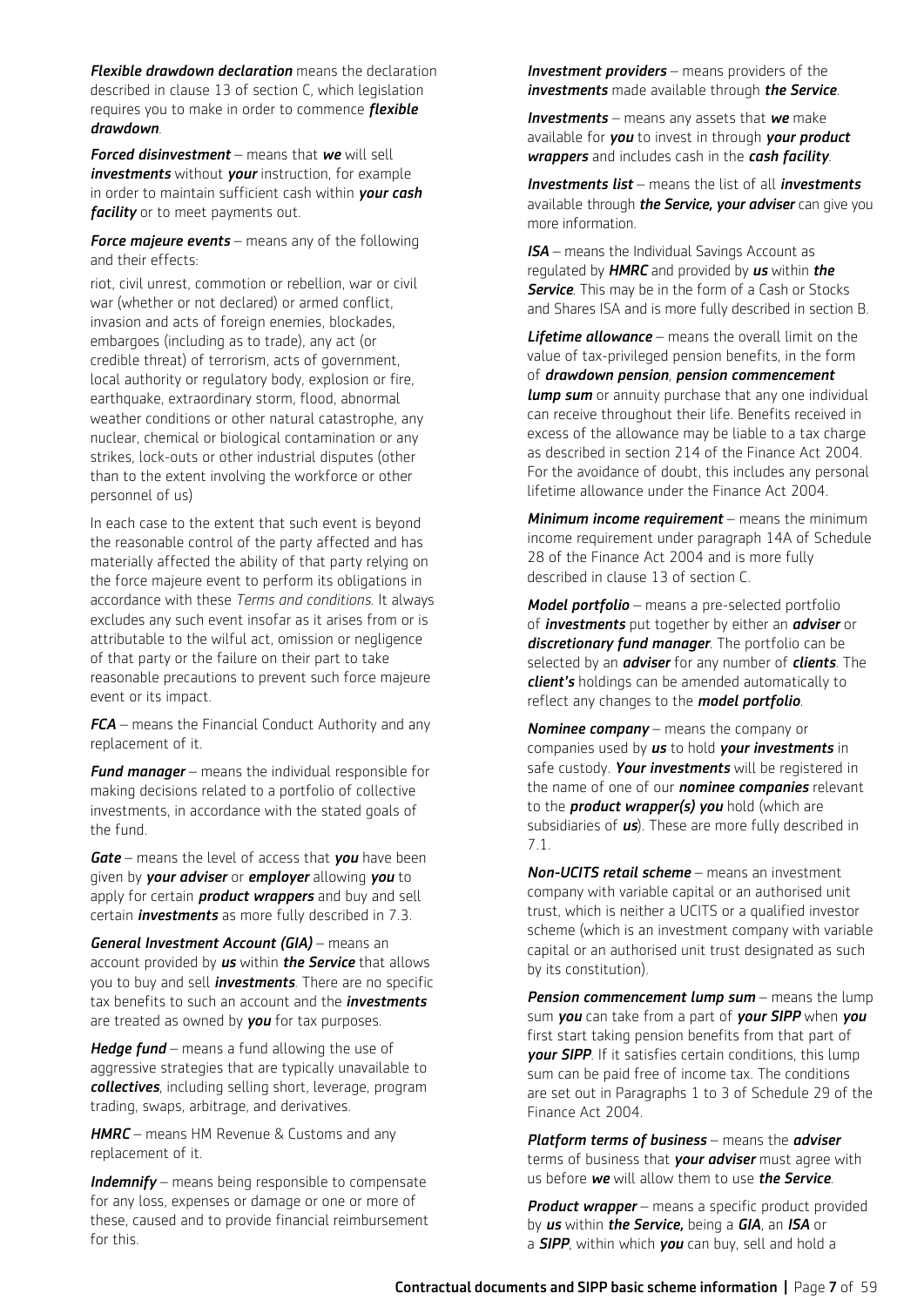***Flexible drawdown declaration*** means the declaration described in clause 13 of section C, which legislation requires you to make in order to commence ***flexible drawdown***.

***Forced disinvestment*** – means that ***we*** will sell ***investments*** without ***your*** instruction, for example in order to maintain sufficient cash within ***your cash facility*** or to meet payments out.

***Force majeure events*** – means any of the following and their effects:

riot, civil unrest, commotion or rebellion, war or civil war (whether or not declared) or armed conflict, invasion and acts of foreign enemies, blockades, embargoes (including as to trade), any act (or credible threat) of terrorism, acts of government, local authority or regulatory body, explosion or fire, earthquake, extraordinary storm, flood, abnormal weather conditions or other natural catastrophe, any nuclear, chemical or biological contamination or any strikes, lock-outs or other industrial disputes (other than to the extent involving the workforce or other personnel of us)

In each case to the extent that such event is beyond the reasonable control of the party affected and has materially affected the ability of that party relying on the force majeure event to perform its obligations in accordance with these *Terms and conditions*. It always excludes any such event insofar as it arises from or is attributable to the wilful act, omission or negligence of that party or the failure on their part to take reasonable precautions to prevent such force majeure event or its impact.

***FCA*** – means the Financial Conduct Authority and any replacement of it.

***Fund manager*** – means the individual responsible for making decisions related to a portfolio of collective investments, in accordance with the stated goals of the fund.

***Gate*** – means the level of access that ***you*** have been given by ***your adviser*** or ***employer*** allowing ***you*** to apply for certain ***product wrappers*** and buy and sell certain ***investments*** as more fully described in 7.3.

***General Investment Account (GIA)*** – means an account provided by ***us*** within ***the Service*** that allows you to buy and sell ***investments***. There are no specific tax benefits to such an account and the ***investments*** are treated as owned by ***you*** for tax purposes.

***Hedge fund*** – means a fund allowing the use of aggressive strategies that are typically unavailable to ***collectives***, including selling short, leverage, program trading, swaps, arbitrage, and derivatives.

***HMRC*** – means HM Revenue & Customs and any replacement of it.

***Indemnify*** – means being responsible to compensate for any loss, expenses or damage or one or more of these, caused and to provide financial reimbursement for this.

***Investment providers*** – means providers of the ***investments*** made available through ***the Service***.

***Investments*** – means any assets that ***we*** make available for ***you*** to invest in through ***your product wrappers*** and includes cash in the ***cash facility***.

***Investments list*** – means the list of all ***investments*** available through ***the Service, your adviser*** can give you more information.

***ISA*** – means the Individual Savings Account as regulated by ***HMRC*** and provided by ***us*** within ***the Service***. This may be in the form of a Cash or Stocks and Shares ISA and is more fully described in section B.

***Lifetime allowance*** – means the overall limit on the value of tax-privileged pension benefits, in the form of ***drawdown pension***, ***pension commencement lump sum*** or annuity purchase that any one individual can receive throughout their life. Benefits received in excess of the allowance may be liable to a tax charge as described in section 214 of the Finance Act 2004. For the avoidance of doubt, this includes any personal lifetime allowance under the Finance Act 2004.

***Minimum income requirement*** – means the minimum income requirement under paragraph 14A of Schedule 28 of the Finance Act 2004 and is more fully described in clause 13 of section C.

***Model portfolio*** – means a pre-selected portfolio of ***investments*** put together by either an ***adviser*** or ***discretionary fund manager***. The portfolio can be selected by an ***adviser*** for any number of ***clients***. The ***client's*** holdings can be amended automatically to reflect any changes to the ***model portfolio***.

***Nominee company*** – means the company or companies used by ***us*** to hold ***your investments*** in safe custody. ***Your investments*** will be registered in the name of one of our ***nominee companies*** relevant to the ***product wrapper(s) you*** hold (which are subsidiaries of ***us***). These are more fully described in 7.1.

***Non-UCITS retail scheme*** – means an investment company with variable capital or an authorised unit trust, which is neither a UCITS or a qualified investor scheme (which is an investment company with variable capital or an authorised unit trust designated as such by its constitution).

***Pension commencement lump sum*** – means the lump sum ***you*** can take from a part of ***your SIPP*** when ***you*** first start taking pension benefits from that part of ***your SIPP***. If it satisfies certain conditions, this lump sum can be paid free of income tax. The conditions are set out in Paragraphs 1 to 3 of Schedule 29 of the Finance Act 2004.

***Platform terms of business*** – means the ***adviser*** terms of business that ***your adviser*** must agree with us before ***we*** will allow them to use ***the Service***.

***Product wrapper*** – means a specific product provided by ***us*** within ***the Service,*** being a ***GIA***, an ***ISA*** or a ***SIPP***, within which ***you*** can buy, sell and hold a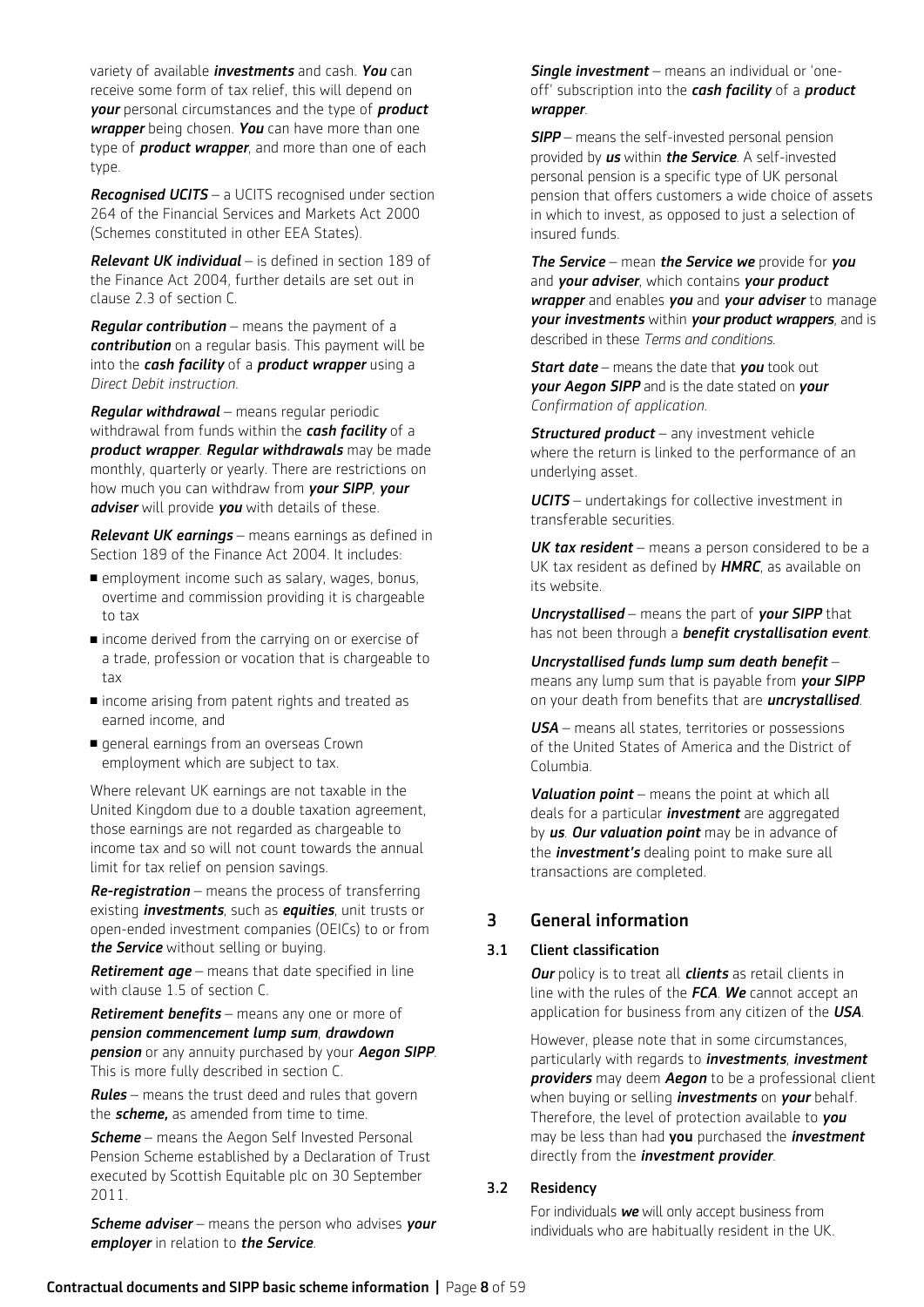variety of available ***investments*** and cash. ***You*** can receive some form of tax relief, this will depend on ***your*** personal circumstances and the type of ***product wrapper*** being chosen. ***You*** can have more than one type of ***product wrapper***, and more than one of each type.

***Recognised UCITS*** – a UCITS recognised under section 264 of the Financial Services and Markets Act 2000 (Schemes constituted in other EEA States).

***Relevant UK individual*** – is defined in section 189 of the Finance Act 2004, further details are set out in clause 2.3 of section C.

***Regular contribution*** – means the payment of a ***contribution*** on a regular basis. This payment will be into the ***cash facility*** of a ***product wrapper*** using a *Direct Debit instruction*.

***Regular withdrawal*** – means regular periodic withdrawal from funds within the ***cash facility*** of a ***product wrapper***. ***Regular withdrawals*** may be made monthly, quarterly or yearly. There are restrictions on how much you can withdraw from ***your SIPP***, ***your adviser*** will provide ***you*** with details of these.

***Relevant UK earnings*** – means earnings as defined in Section 189 of the Finance Act 2004. It includes:

- employment income such as salary, wages, bonus, overtime and commission providing it is chargeable to tax
- income derived from the carrying on or exercise of a trade, profession or vocation that is chargeable to tax
- income arising from patent rights and treated as earned income, and
- general earnings from an overseas Crown employment which are subject to tax.

Where relevant UK earnings are not taxable in the United Kingdom due to a double taxation agreement, those earnings are not regarded as chargeable to income tax and so will not count towards the annual limit for tax relief on pension savings.

***Re-registration*** – means the process of transferring existing ***investments***, such as ***equities***, unit trusts or open-ended investment companies (OEICs) to or from ***the Service*** without selling or buying.

***Retirement age*** – means that date specified in line with clause 1.5 of section C.

***Retirement benefits*** – means any one or more of ***pension commencement lump sum***, ***drawdown pension*** or any annuity purchased by your ***Aegon SIPP***. This is more fully described in section C.

***Rules*** – means the trust deed and rules that govern the ***scheme,*** as amended from time to time.

***Scheme*** – means the Aegon Self Invested Personal Pension Scheme established by a Declaration of Trust executed by Scottish Equitable plc on 30 September 2011.

***Scheme adviser*** – means the person who advises ***your employer*** in relation to ***the Service***.

***Single investment*** – means an individual or 'one-off' subscription into the ***cash facility*** of a ***product wrapper***.

***SIPP*** – means the self-invested personal pension provided by ***us*** within ***the Service***. A self-invested personal pension is a specific type of UK personal pension that offers customers a wide choice of assets in which to invest, as opposed to just a selection of insured funds.

***The Service*** – mean ***the Service we*** provide for ***you*** and ***your adviser***, which contains ***your product wrapper*** and enables ***you*** and ***your adviser*** to manage ***your investments*** within ***your product wrappers***, and is described in these *Terms and conditions*.

***Start date*** – means the date that ***you*** took out ***your Aegon SIPP*** and is the date stated on ***your*** *Confirmation of application*.

***Structured product*** – any investment vehicle where the return is linked to the performance of an underlying asset.

***UCITS*** – undertakings for collective investment in transferable securities.

***UK tax resident*** – means a person considered to be a UK tax resident as defined by ***HMRC***, as available on its website.

***Uncrystallised*** – means the part of ***your SIPP*** that has not been through a ***benefit crystallisation event***.

***Uncrystallised funds lump sum death benefit*** – means any lump sum that is payable from ***your SIPP*** on your death from benefits that are ***uncrystallised***.

***USA*** – means all states, territories or possessions of the United States of America and the District of Columbia.

***Valuation point*** – means the point at which all deals for a particular ***investment*** are aggregated by ***us***. ***Our valuation point*** may be in advance of the ***investment's*** dealing point to make sure all transactions are completed.

## 3 General information

### 3.1 Client classification

***Our*** policy is to treat all ***clients*** as retail clients in line with the rules of the ***FCA***. ***We*** cannot accept an application for business from any citizen of the ***USA***.

However, please note that in some circumstances, particularly with regards to ***investments***, ***investment providers*** may deem ***Aegon*** to be a professional client when buying or selling ***investments*** on ***your*** behalf. Therefore, the level of protection available to ***you*** may be less than had **you** purchased the ***investment*** directly from the ***investment provider***.

### 3.2 Residency

For individuals ***we*** will only accept business from individuals who are habitually resident in the UK.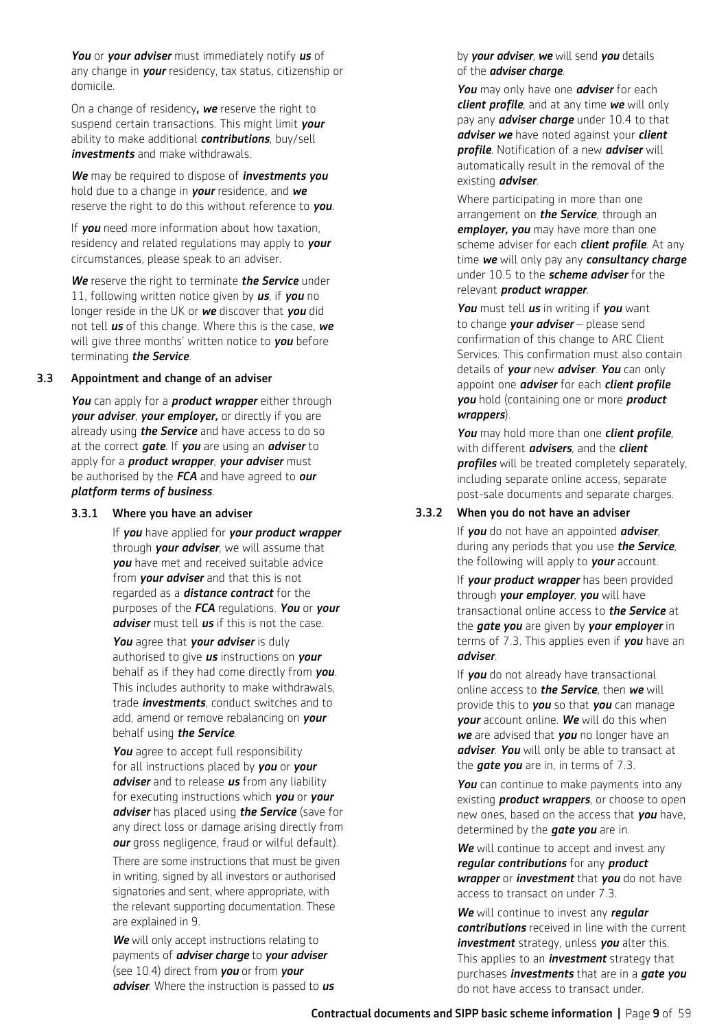***You*** or ***your adviser*** must immediately notify ***us*** of any change in ***your*** residency, tax status, citizenship or domicile.

On a change of residency***, we*** reserve the right to suspend certain transactions. This might limit ***your*** ability to make additional ***contributions***, buy/sell ***investments*** and make withdrawals.

***We*** may be required to dispose of ***investments you*** hold due to a change in ***your*** residence, and ***we*** reserve the right to do this without reference to ***you***.

If ***you*** need more information about how taxation, residency and related regulations may apply to ***your*** circumstances, please speak to an adviser.

***We*** reserve the right to terminate ***the Service*** under 11, following written notice given by ***us***, if ***you*** no longer reside in the UK or ***we*** discover that ***you*** did not tell ***us*** of this change. Where this is the case, ***we*** will give three months' written notice to ***you*** before terminating ***the Service***.

### 3.3 Appointment and change of an adviser

***You*** can apply for a ***product wrapper*** either through ***your adviser***, ***your employer,*** or directly if you are already using ***the Service*** and have access to do so at the correct ***gate***. If ***you*** are using an ***adviser*** to apply for a ***product wrapper***, ***your adviser*** must be authorised by the ***FCA*** and have agreed to ***our platform terms of business***.

#### 3.3.1 Where you have an adviser

If ***you*** have applied for ***your product wrapper*** through ***your adviser***, we will assume that ***you*** have met and received suitable advice from ***your adviser*** and that this is not regarded as a ***distance contract*** for the purposes of the ***FCA*** regulations. ***You*** or ***your adviser*** must tell ***us*** if this is not the case.

***You*** agree that ***your adviser*** is duly authorised to give ***us*** instructions on ***your*** behalf as if they had come directly from ***you***. This includes authority to make withdrawals, trade ***investments***, conduct switches and to add, amend or remove rebalancing on ***your*** behalf using ***the Service***.

***You*** agree to accept full responsibility for all instructions placed by ***you*** or ***your adviser*** and to release ***us*** from any liability for executing instructions which ***you*** or ***your adviser*** has placed using ***the Service*** (save for any direct loss or damage arising directly from ***our*** gross negligence, fraud or wilful default).

There are some instructions that must be given in writing, signed by all investors or authorised signatories and sent, where appropriate, with the relevant supporting documentation. These are explained in 9.

***We*** will only accept instructions relating to payments of ***adviser charge*** to ***your adviser*** (see 10.4) direct from ***you*** or from ***your adviser***. Where the instruction is passed to ***us*** by ***your adviser***, ***we*** will send ***you*** details of the ***adviser charge***.

***You*** may only have one ***adviser*** for each ***client profile***, and at any time ***we*** will only pay any ***adviser charge*** under 10.4 to that ***adviser we*** have noted against your ***client profile***. Notification of a new ***adviser*** will automatically result in the removal of the existing ***adviser***.

Where participating in more than one arrangement on ***the Service***, through an ***employer, you*** may have more than one scheme adviser for each ***client profile***. At any time ***we*** will only pay any ***consultancy charge*** under 10.5 to the ***scheme adviser*** for the relevant ***product wrapper***.

***You*** must tell ***us*** in writing if ***you*** want to change ***your adviser*** – please send confirmation of this change to ARC Client Services. This confirmation must also contain details of ***your*** new ***adviser***. ***You*** can only appoint one ***adviser*** for each ***client profile you*** hold (containing one or more ***product wrappers***).

***You*** may hold more than one ***client profile***, with different ***advisers***, and the ***client profiles*** will be treated completely separately, including separate online access, separate post-sale documents and separate charges.

#### 3.3.2 When you do not have an adviser

If ***you*** do not have an appointed ***adviser***, during any periods that you use ***the Service***, the following will apply to ***your*** account.

If ***your product wrapper*** has been provided through ***your employer***, ***you*** will have transactional online access to ***the Service*** at the ***gate you*** are given by ***your employer*** in terms of 7.3. This applies even if ***you*** have an ***adviser***.

If ***you*** do not already have transactional online access to ***the Service***, then ***we*** will provide this to ***you*** so that ***you*** can manage ***your*** account online. ***We*** will do this when ***we*** are advised that ***you*** no longer have an ***adviser***. ***You*** will only be able to transact at the ***gate you*** are in, in terms of 7.3.

***You*** can continue to make payments into any existing ***product wrappers***, or choose to open new ones, based on the access that ***you*** have, determined by the ***gate you*** are in.

***We*** will continue to accept and invest any ***regular contributions*** for any ***product wrapper*** or ***investment*** that ***you*** do not have access to transact on under 7.3.

***We*** will continue to invest any ***regular contributions*** received in line with the current ***investment*** strategy, unless ***you*** alter this. This applies to an ***investment*** strategy that purchases ***investments*** that are in a ***gate you*** do not have access to transact under.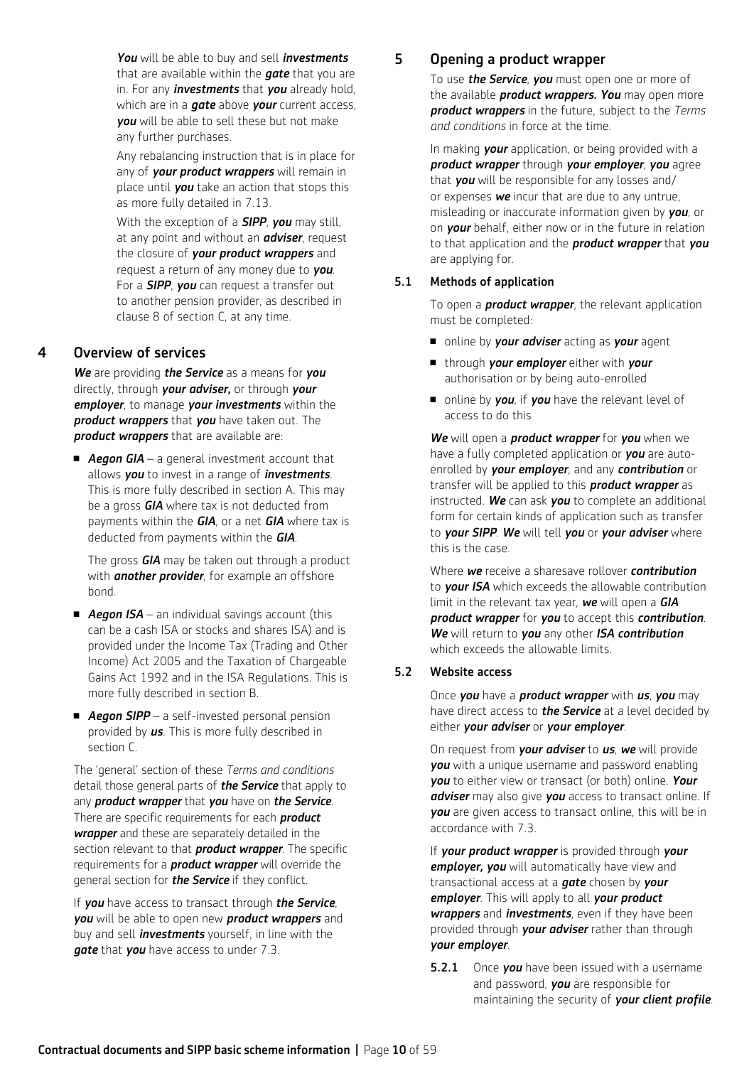***You*** will be able to buy and sell ***investments*** that are available within the ***gate*** that you are in. For any ***investments*** that ***you*** already hold, which are in a ***gate*** above ***your*** current access, ***you*** will be able to sell these but not make any further purchases.

Any rebalancing instruction that is in place for any of ***your product wrappers*** will remain in place until ***you*** take an action that stops this as more fully detailed in 7.13.

With the exception of a ***SIPP***, ***you*** may still, at any point and without an ***adviser***, request the closure of ***your product wrappers*** and request a return of any money due to ***you***. For a ***SIPP***, ***you*** can request a transfer out to another pension provider, as described in clause 8 of section C, at any time.

## 4 Overview of services

***We*** are providing ***the Service*** as a means for ***you*** directly, through ***your adviser,*** or through ***your employer***, to manage ***your investments*** within the ***product wrappers*** that ***you*** have taken out. The ***product wrappers*** that are available are:

- ***Aegon GIA*** – a general investment account that allows ***you*** to invest in a range of ***investments***. This is more fully described in section A. This may be a gross ***GIA*** where tax is not deducted from payments within the ***GIA***, or a net ***GIA*** where tax is deducted from payments within the ***GIA***.

  The gross ***GIA*** may be taken out through a product with ***another provider***, for example an offshore bond.

- ***Aegon ISA*** – an individual savings account (this can be a cash ISA or stocks and shares ISA) and is provided under the Income Tax (Trading and Other Income) Act 2005 and the Taxation of Chargeable Gains Act 1992 and in the ISA Regulations. This is more fully described in section B.

- ***Aegon SIPP*** – a self-invested personal pension provided by ***us***. This is more fully described in section C.

The 'general' section of these *Terms and conditions* detail those general parts of ***the Service*** that apply to any ***product wrapper*** that ***you*** have on ***the Service***. There are specific requirements for each ***product wrapper*** and these are separately detailed in the section relevant to that ***product wrapper***. The specific requirements for a ***product wrapper*** will override the general section for ***the Service*** if they conflict.

If ***you*** have access to transact through ***the Service***, ***you*** will be able to open new ***product wrappers*** and buy and sell ***investments*** yourself, in line with the ***gate*** that ***you*** have access to under 7.3.

## 5 Opening a product wrapper

To use ***the Service***, ***you*** must open one or more of the available ***product wrappers. You*** may open more ***product wrappers*** in the future, subject to the *Terms and conditions* in force at the time.

In making ***your*** application, or being provided with a ***product wrapper*** through ***your employer***, ***you*** agree that ***you*** will be responsible for any losses and/or expenses ***we*** incur that are due to any untrue, misleading or inaccurate information given by ***you***, or on ***your*** behalf, either now or in the future in relation to that application and the ***product wrapper*** that ***you*** are applying for.

### 5.1 Methods of application

To open a ***product wrapper***, the relevant application must be completed:

- online by ***your adviser*** acting as ***your*** agent
- through ***your employer*** either with ***your*** authorisation or by being auto-enrolled
- online by ***you***, if ***you*** have the relevant level of access to do this

***We*** will open a ***product wrapper*** for ***you*** when we have a fully completed application or ***you*** are auto-enrolled by ***your employer***, and any ***contribution*** or transfer will be applied to this ***product wrapper*** as instructed. ***We*** can ask ***you*** to complete an additional form for certain kinds of application such as transfer to ***your SIPP***. ***We*** will tell ***you*** or ***your adviser*** where this is the case.

Where ***we*** receive a sharesave rollover ***contribution*** to ***your ISA*** which exceeds the allowable contribution limit in the relevant tax year, ***we*** will open a ***GIA product wrapper*** for ***you*** to accept this ***contribution***. ***We*** will return to ***you*** any other ***ISA contribution*** which exceeds the allowable limits.

### 5.2 Website access

Once ***you*** have a ***product wrapper*** with ***us***, ***you*** may have direct access to ***the Service*** at a level decided by either ***your adviser*** or ***your employer***.

On request from ***your adviser*** to ***us***, ***we*** will provide ***you*** with a unique username and password enabling ***you*** to either view or transact (or both) online. ***Your adviser*** may also give ***you*** access to transact online. If ***you*** are given access to transact online, this will be in accordance with 7.3.

If ***your product wrapper*** is provided through ***your employer, you*** will automatically have view and transactional access at a ***gate*** chosen by ***your employer***. This will apply to all ***your product wrappers*** and ***investments***, even if they have been provided through ***your adviser*** rather than through ***your employer***.

**5.2.1** Once ***you*** have been issued with a username and password, ***you*** are responsible for maintaining the security of ***your client profile***.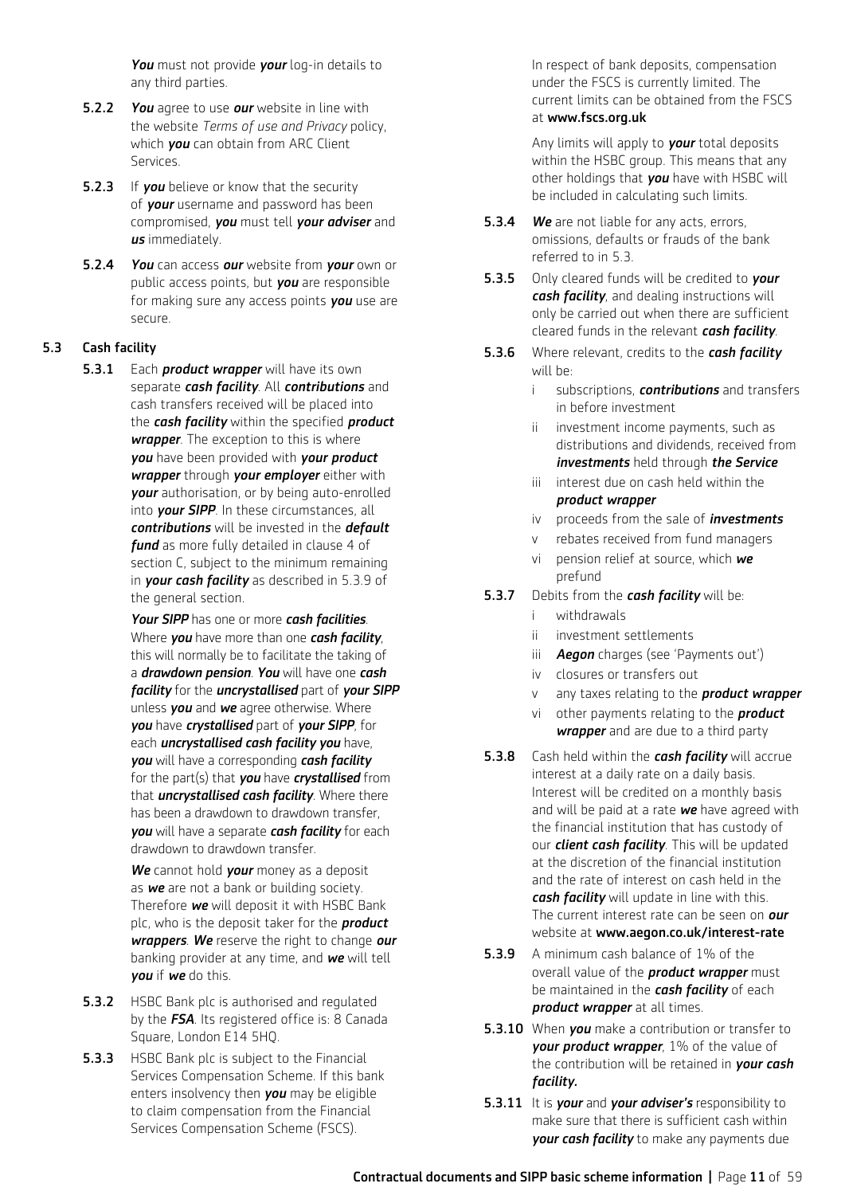***You*** must not provide ***your*** log-in details to any third parties.

**5.2.2** ***You*** agree to use ***our*** website in line with the website *Terms of use and Privacy* policy, which ***you*** can obtain from ARC Client Services.

**5.2.3** If ***you*** believe or know that the security of ***your*** username and password has been compromised, ***you*** must tell ***your adviser*** and ***us*** immediately.

**5.2.4** ***You*** can access ***our*** website from ***your*** own or public access points, but ***you*** are responsible for making sure any access points ***you*** use are secure.

## 5.3 Cash facility

**5.3.1** Each ***product wrapper*** will have its own separate ***cash facility***. All ***contributions*** and cash transfers received will be placed into the ***cash facility*** within the specified ***product wrapper***. The exception to this is where ***you*** have been provided with ***your product wrapper*** through ***your employer*** either with ***your*** authorisation, or by being auto-enrolled into ***your SIPP***. In these circumstances, all ***contributions*** will be invested in the ***default fund*** as more fully detailed in clause 4 of section C, subject to the minimum remaining in ***your cash facility*** as described in 5.3.9 of the general section.

***Your SIPP*** has one or more ***cash facilities***. Where ***you*** have more than one ***cash facility***, this will normally be to facilitate the taking of a ***drawdown pension***. ***You*** will have one ***cash facility*** for the ***uncrystallised*** part of ***your SIPP*** unless ***you*** and ***we*** agree otherwise. Where ***you*** have ***crystallised*** part of ***your SIPP***, for each ***uncrystallised cash facility you*** have, ***you*** will have a corresponding ***cash facility*** for the part(s) that ***you*** have ***crystallised*** from that ***uncrystallised cash facility***. Where there has been a drawdown to drawdown transfer, ***you*** will have a separate ***cash facility*** for each drawdown to drawdown transfer.

***We*** cannot hold ***your*** money as a deposit as ***we*** are not a bank or building society. Therefore ***we*** will deposit it with HSBC Bank plc, who is the deposit taker for the ***product wrappers***. ***We*** reserve the right to change ***our*** banking provider at any time, and ***we*** will tell ***you*** if ***we*** do this.

**5.3.2** HSBC Bank plc is authorised and regulated by the ***FSA***. Its registered office is: 8 Canada Square, London E14 5HQ.

**5.3.3** HSBC Bank plc is subject to the Financial Services Compensation Scheme. If this bank enters insolvency then ***you*** may be eligible to claim compensation from the Financial Services Compensation Scheme (FSCS).

In respect of bank deposits, compensation under the FSCS is currently limited. The current limits can be obtained from the FSCS at **www.fscs.org.uk**

Any limits will apply to ***your*** total deposits within the HSBC group. This means that any other holdings that ***you*** have with HSBC will be included in calculating such limits.

**5.3.4** ***We*** are not liable for any acts, errors, omissions, defaults or frauds of the bank referred to in 5.3.

**5.3.5** Only cleared funds will be credited to ***your cash facility***, and dealing instructions will only be carried out when there are sufficient cleared funds in the relevant ***cash facility***.

**5.3.6** Where relevant, credits to the ***cash facility*** will be:

- i subscriptions, ***contributions*** and transfers in before investment
- ii investment income payments, such as distributions and dividends, received from ***investments*** held through ***the Service***
- iii interest due on cash held within the ***product wrapper***
- iv proceeds from the sale of ***investments***
- v rebates received from fund managers
- vi pension relief at source, which ***we*** prefund

**5.3.7** Debits from the ***cash facility*** will be:

- i withdrawals
- ii investment settlements
- iii ***Aegon*** charges (see 'Payments out')
- iv closures or transfers out
- v any taxes relating to the ***product wrapper***
- vi other payments relating to the ***product wrapper*** and are due to a third party

**5.3.8** Cash held within the ***cash facility*** will accrue interest at a daily rate on a daily basis. Interest will be credited on a monthly basis and will be paid at a rate ***we*** have agreed with the financial institution that has custody of our ***client cash facility***. This will be updated at the discretion of the financial institution and the rate of interest on cash held in the ***cash facility*** will update in line with this. The current interest rate can be seen on ***our*** website at **www.aegon.co.uk/interest-rate**

**5.3.9** A minimum cash balance of 1% of the overall value of the ***product wrapper*** must be maintained in the ***cash facility*** of each ***product wrapper*** at all times.

**5.3.10** When ***you*** make a contribution or transfer to ***your product wrapper***, 1% of the value of the contribution will be retained in ***your cash facility.***

**5.3.11** It is ***your*** and ***your adviser's*** responsibility to make sure that there is sufficient cash within ***your cash facility*** to make any payments due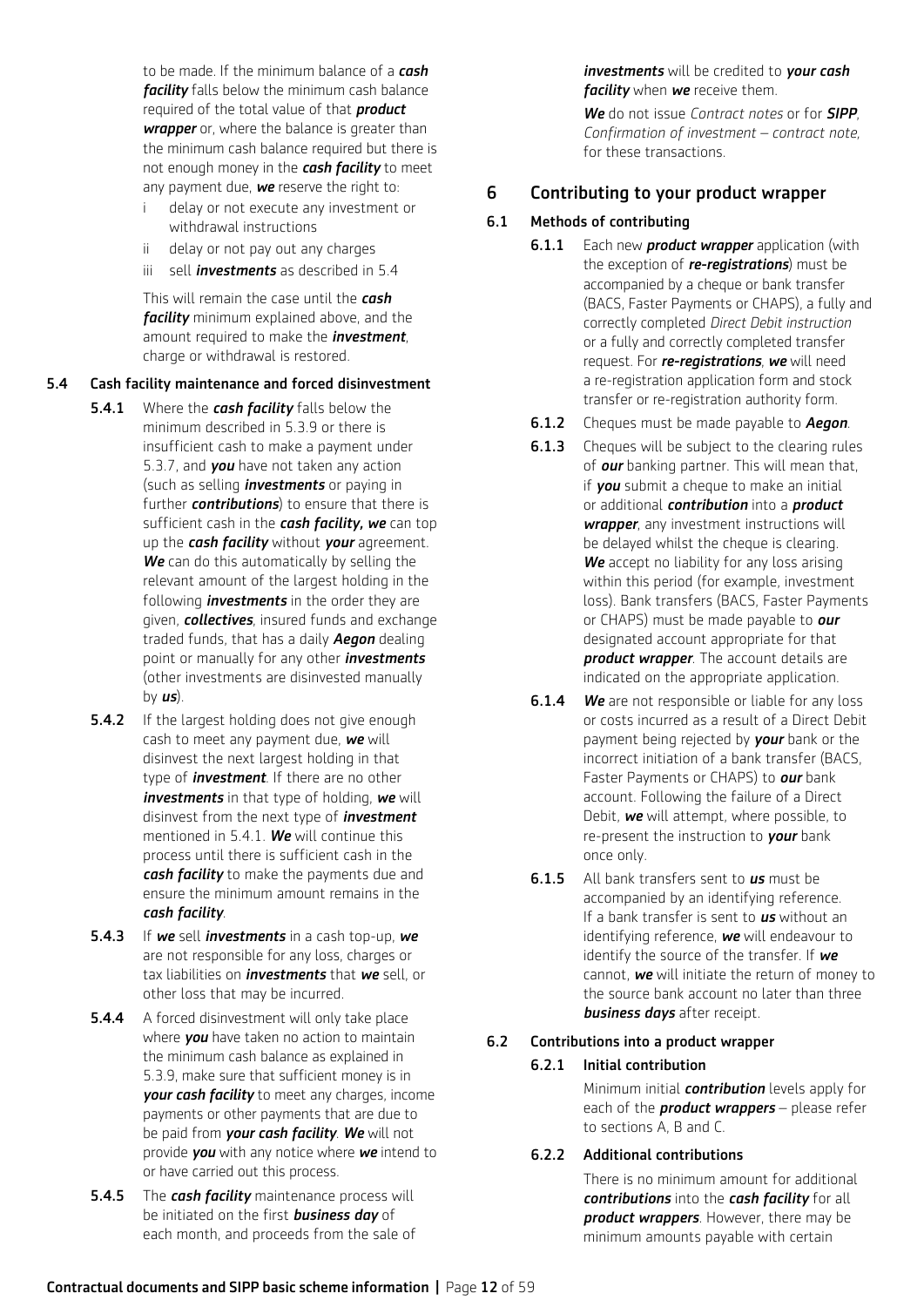to be made. If the minimum balance of a ***cash facility*** falls below the minimum cash balance required of the total value of that ***product wrapper*** or, where the balance is greater than the minimum cash balance required but there is not enough money in the ***cash facility*** to meet any payment due, ***we*** reserve the right to:

i delay or not execute any investment or withdrawal instructions

ii delay or not pay out any charges

iii sell ***investments*** as described in 5.4

This will remain the case until the ***cash facility*** minimum explained above, and the amount required to make the ***investment***, charge or withdrawal is restored.

### 5.4 Cash facility maintenance and forced disinvestment

**5.4.1** Where the ***cash facility*** falls below the minimum described in 5.3.9 or there is insufficient cash to make a payment under 5.3.7, and ***you*** have not taken any action (such as selling ***investments*** or paying in further ***contributions***) to ensure that there is sufficient cash in the ***cash facility, we*** can top up the ***cash facility*** without ***your*** agreement. ***We*** can do this automatically by selling the relevant amount of the largest holding in the following ***investments*** in the order they are given, ***collectives***, insured funds and exchange traded funds, that has a daily ***Aegon*** dealing point or manually for any other ***investments*** (other investments are disinvested manually by ***us***).

**5.4.2** If the largest holding does not give enough cash to meet any payment due, ***we*** will disinvest the next largest holding in that type of ***investment***. If there are no other ***investments*** in that type of holding, ***we*** will disinvest from the next type of ***investment*** mentioned in 5.4.1. ***We*** will continue this process until there is sufficient cash in the ***cash facility*** to make the payments due and ensure the minimum amount remains in the ***cash facility***.

**5.4.3** If ***we*** sell ***investments*** in a cash top-up, ***we*** are not responsible for any loss, charges or tax liabilities on ***investments*** that ***we*** sell, or other loss that may be incurred.

**5.4.4** A forced disinvestment will only take place where ***you*** have taken no action to maintain the minimum cash balance as explained in 5.3.9, make sure that sufficient money is in ***your cash facility*** to meet any charges, income payments or other payments that are due to be paid from ***your cash facility***. ***We*** will not provide ***you*** with any notice where ***we*** intend to or have carried out this process.

**5.4.5** The ***cash facility*** maintenance process will be initiated on the first ***business day*** of each month, and proceeds from the sale of ***investments*** will be credited to ***your cash facility*** when ***we*** receive them.

***We*** do not issue *Contract notes* or for ***SIPP***, *Confirmation of investment – contract note*, for these transactions.

## 6 Contributing to your product wrapper

### 6.1 Methods of contributing

**6.1.1** Each new ***product wrapper*** application (with the exception of ***re-registrations***) must be accompanied by a cheque or bank transfer (BACS, Faster Payments or CHAPS), a fully and correctly completed *Direct Debit instruction* or a fully and correctly completed transfer request. For ***re-registrations***, ***we*** will need a re-registration application form and stock transfer or re-registration authority form.

**6.1.2** Cheques must be made payable to ***Aegon***.

**6.1.3** Cheques will be subject to the clearing rules of ***our*** banking partner. This will mean that, if ***you*** submit a cheque to make an initial or additional ***contribution*** into a ***product wrapper***, any investment instructions will be delayed whilst the cheque is clearing. ***We*** accept no liability for any loss arising within this period (for example, investment loss). Bank transfers (BACS, Faster Payments or CHAPS) must be made payable to ***our*** designated account appropriate for that ***product wrapper***. The account details are indicated on the appropriate application.

**6.1.4** ***We*** are not responsible or liable for any loss or costs incurred as a result of a Direct Debit payment being rejected by ***your*** bank or the incorrect initiation of a bank transfer (BACS, Faster Payments or CHAPS) to ***our*** bank account. Following the failure of a Direct Debit, ***we*** will attempt, where possible, to re-present the instruction to ***your*** bank once only.

**6.1.5** All bank transfers sent to ***us*** must be accompanied by an identifying reference. If a bank transfer is sent to ***us*** without an identifying reference, ***we*** will endeavour to identify the source of the transfer. If ***we*** cannot, ***we*** will initiate the return of money to the source bank account no later than three ***business days*** after receipt.

### 6.2 Contributions into a product wrapper

#### 6.2.1 Initial contribution

Minimum initial ***contribution*** levels apply for each of the ***product wrappers*** – please refer to sections A, B and C.

#### 6.2.2 Additional contributions

There is no minimum amount for additional ***contributions*** into the ***cash facility*** for all ***product wrappers***. However, there may be minimum amounts payable with certain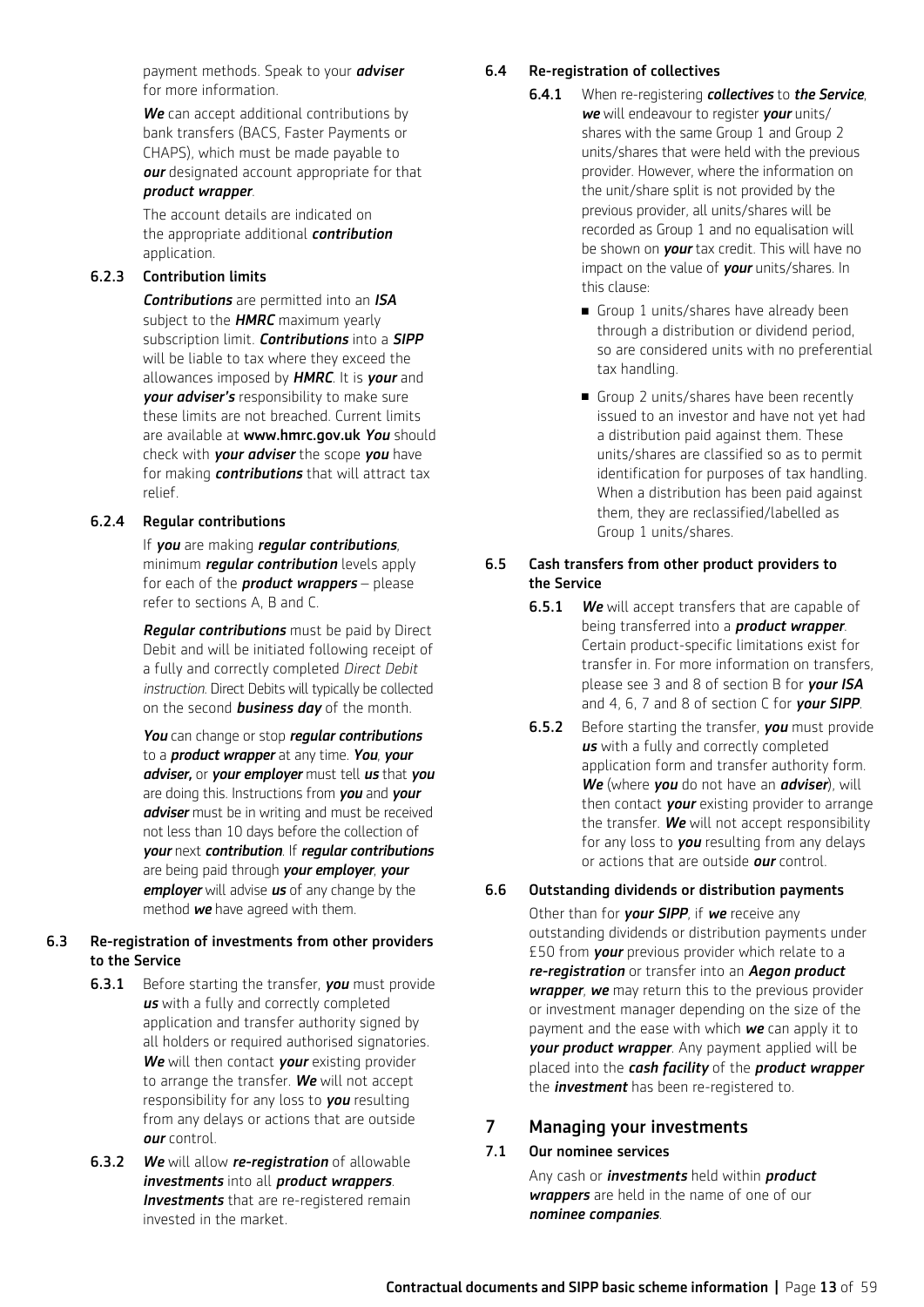payment methods. Speak to your ***adviser*** for more information.

***We*** can accept additional contributions by bank transfers (BACS, Faster Payments or CHAPS), which must be made payable to ***our*** designated account appropriate for that ***product wrapper***.

The account details are indicated on the appropriate additional ***contribution*** application.

#### 6.2.3 Contribution limits

***Contributions*** are permitted into an ***ISA*** subject to the ***HMRC*** maximum yearly subscription limit. ***Contributions*** into a ***SIPP*** will be liable to tax where they exceed the allowances imposed by ***HMRC***. It is ***your*** and ***your adviser's*** responsibility to make sure these limits are not breached. Current limits are available at **www.hmrc.gov.uk** ***You*** should check with ***your adviser*** the scope ***you*** have for making ***contributions*** that will attract tax relief.

#### 6.2.4 Regular contributions

If ***you*** are making ***regular contributions***, minimum ***regular contribution*** levels apply for each of the ***product wrappers*** – please refer to sections A, B and C.

***Regular contributions*** must be paid by Direct Debit and will be initiated following receipt of a fully and correctly completed *Direct Debit instruction*. Direct Debits will typically be collected on the second ***business day*** of the month.

***You*** can change or stop ***regular contributions*** to a ***product wrapper*** at any time. ***You***, ***your adviser,*** or ***your employer*** must tell ***us*** that ***you*** are doing this. Instructions from ***you*** and ***your adviser*** must be in writing and must be received not less than 10 days before the collection of ***your*** next ***contribution***. If ***regular contributions*** are being paid through ***your employer***, ***your employer*** will advise ***us*** of any change by the method ***we*** have agreed with them.

### 6.3 Re-registration of investments from other providers to the Service

**6.3.1** Before starting the transfer, ***you*** must provide ***us*** with a fully and correctly completed application and transfer authority signed by all holders or required authorised signatories. ***We*** will then contact ***your*** existing provider to arrange the transfer. ***We*** will not accept responsibility for any loss to ***you*** resulting from any delays or actions that are outside ***our*** control.

**6.3.2** ***We*** will allow ***re-registration*** of allowable ***investments*** into all ***product wrappers***. ***Investments*** that are re-registered remain invested in the market.

### 6.4 Re-registration of collectives

**6.4.1** When re-registering ***collectives*** to ***the Service***, ***we*** will endeavour to register ***your*** units/shares with the same Group 1 and Group 2 units/shares that were held with the previous provider. However, where the information on the unit/share split is not provided by the previous provider, all units/shares will be recorded as Group 1 and no equalisation will be shown on ***your*** tax credit. This will have no impact on the value of ***your*** units/shares. In this clause:

- Group 1 units/shares have already been through a distribution or dividend period, so are considered units with no preferential tax handling.
- Group 2 units/shares have been recently issued to an investor and have not yet had a distribution paid against them. These units/shares are classified so as to permit identification for purposes of tax handling. When a distribution has been paid against them, they are reclassified/labelled as Group 1 units/shares.

### 6.5 Cash transfers from other product providers to the Service

**6.5.1** ***We*** will accept transfers that are capable of being transferred into a ***product wrapper***. Certain product-specific limitations exist for transfer in. For more information on transfers, please see 3 and 8 of section B for ***your ISA*** and 4, 6, 7 and 8 of section C for ***your SIPP***.

**6.5.2** Before starting the transfer, ***you*** must provide ***us*** with a fully and correctly completed application form and transfer authority form. ***We*** (where ***you*** do not have an ***adviser***), will then contact ***your*** existing provider to arrange the transfer. ***We*** will not accept responsibility for any loss to ***you*** resulting from any delays or actions that are outside ***our*** control.

### 6.6 Outstanding dividends or distribution payments

Other than for ***your SIPP***, if ***we*** receive any outstanding dividends or distribution payments under £50 from ***your*** previous provider which relate to a ***re-registration*** or transfer into an ***Aegon product wrapper***, ***we*** may return this to the previous provider or investment manager depending on the size of the payment and the ease with which ***we*** can apply it to ***your product wrapper***. Any payment applied will be placed into the ***cash facility*** of the ***product wrapper*** the ***investment*** has been re-registered to.

## 7 Managing your investments

### 7.1 Our nominee services

Any cash or ***investments*** held within ***product wrappers*** are held in the name of one of our ***nominee companies***.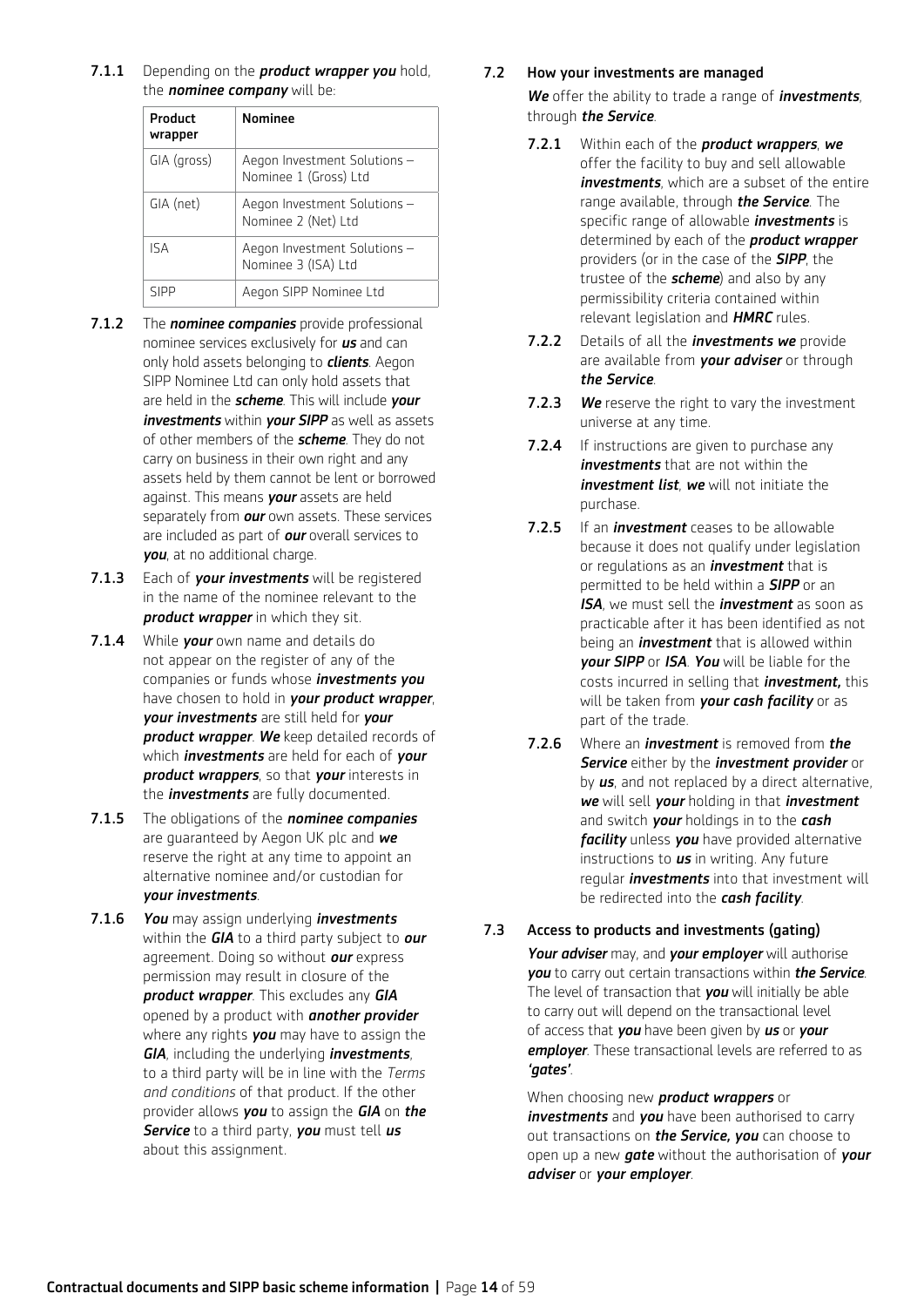**7.1.1** Depending on the ***product wrapper you*** hold, the ***nominee company*** will be:

| Product wrapper | Nominee |
|---|---|
| GIA (gross) | Aegon Investment Solutions – Nominee 1 (Gross) Ltd |
| GIA (net) | Aegon Investment Solutions – Nominee 2 (Net) Ltd |
| ISA | Aegon Investment Solutions – Nominee 3 (ISA) Ltd |
| SIPP | Aegon SIPP Nominee Ltd |

**7.1.2** The ***nominee companies*** provide professional nominee services exclusively for ***us*** and can only hold assets belonging to ***clients***. Aegon SIPP Nominee Ltd can only hold assets that are held in the ***scheme***. This will include ***your investments*** within ***your SIPP*** as well as assets of other members of the ***scheme***. They do not carry on business in their own right and any assets held by them cannot be lent or borrowed against. This means ***your*** assets are held separately from ***our*** own assets. These services are included as part of ***our*** overall services to ***you***, at no additional charge.

**7.1.3** Each of ***your investments*** will be registered in the name of the nominee relevant to the ***product wrapper*** in which they sit.

**7.1.4** While ***your*** own name and details do not appear on the register of any of the companies or funds whose ***investments you*** have chosen to hold in ***your product wrapper***, ***your investments*** are still held for ***your product wrapper***. ***We*** keep detailed records of which ***investments*** are held for each of ***your product wrappers***, so that ***your*** interests in the ***investments*** are fully documented.

**7.1.5** The obligations of the ***nominee companies*** are guaranteed by Aegon UK plc and ***we*** reserve the right at any time to appoint an alternative nominee and/or custodian for ***your investments***.

**7.1.6** ***You*** may assign underlying ***investments*** within the ***GIA*** to a third party subject to ***our*** agreement. Doing so without ***our*** express permission may result in closure of the ***product wrapper***. This excludes any ***GIA*** opened by a product with ***another provider*** where any rights ***you*** may have to assign the ***GIA***, including the underlying ***investments***, to a third party will be in line with the *Terms and conditions* of that product. If the other provider allows ***you*** to assign the ***GIA*** on ***the Service*** to a third party, ***you*** must tell ***us*** about this assignment.

### 7.2 How your investments are managed

***We*** offer the ability to trade a range of ***investments***, through ***the Service***.

**7.2.1** Within each of the ***product wrappers***, ***we*** offer the facility to buy and sell allowable ***investments***, which are a subset of the entire range available, through ***the Service***. The specific range of allowable ***investments*** is determined by each of the ***product wrapper*** providers (or in the case of the ***SIPP***, the trustee of the ***scheme***) and also by any permissibility criteria contained within relevant legislation and ***HMRC*** rules.

**7.2.2** Details of all the ***investments we*** provide are available from ***your adviser*** or through ***the Service***.

**7.2.3** ***We*** reserve the right to vary the investment universe at any time.

**7.2.4** If instructions are given to purchase any ***investments*** that are not within the ***investment list***, ***we*** will not initiate the purchase.

**7.2.5** If an ***investment*** ceases to be allowable because it does not qualify under legislation or regulations as an ***investment*** that is permitted to be held within a ***SIPP*** or an ***ISA***, we must sell the ***investment*** as soon as practicable after it has been identified as not being an ***investment*** that is allowed within ***your SIPP*** or ***ISA***. ***You*** will be liable for the costs incurred in selling that ***investment,*** this will be taken from ***your cash facility*** or as part of the trade.

**7.2.6** Where an ***investment*** is removed from ***the Service*** either by the ***investment provider*** or by ***us***, and not replaced by a direct alternative, ***we*** will sell ***your*** holding in that ***investment*** and switch ***your*** holdings in to the ***cash facility*** unless ***you*** have provided alternative instructions to ***us*** in writing. Any future regular ***investments*** into that investment will be redirected into the ***cash facility***.

### 7.3 Access to products and investments (gating)

***Your adviser*** may, and ***your employer*** will authorise ***you*** to carry out certain transactions within ***the Service***. The level of transaction that ***you*** will initially be able to carry out will depend on the transactional level of access that ***you*** have been given by ***us*** or ***your employer***. These transactional levels are referred to as ***'gates'***.

When choosing new ***product wrappers*** or ***investments*** and ***you*** have been authorised to carry out transactions on ***the Service, you*** can choose to open up a new ***gate*** without the authorisation of ***your adviser*** or ***your employer***.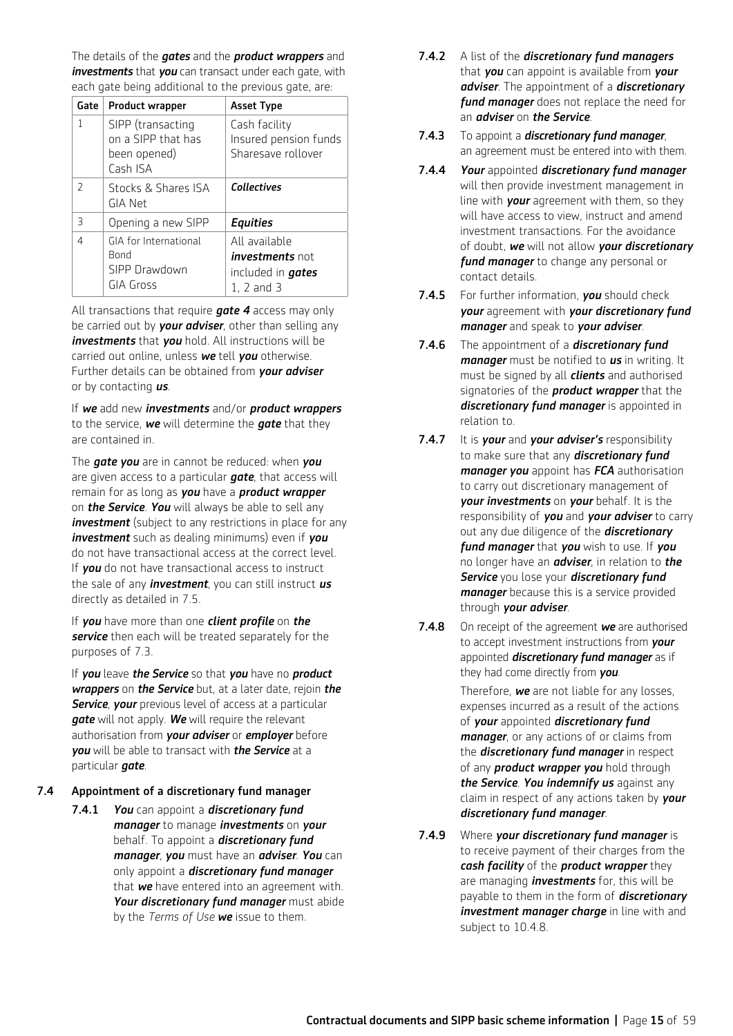The details of the ***gates*** and the ***product wrappers*** and ***investments*** that ***you*** can transact under each gate, with each gate being additional to the previous gate, are:

| Gate | Product wrapper | Asset Type |
|---|---|---|
| 1 | SIPP (transacting on a SIPP that has been opened)<br>Cash ISA | Cash facility<br>Insured pension funds<br>Sharesave rollover |
| 2 | Stocks & Shares ISA<br>GIA Net | ***Collectives*** |
| 3 | Opening a new SIPP | ***Equities*** |
| 4 | GIA for International Bond<br>SIPP Drawdown<br>GIA Gross | All available ***investments*** not included in ***gates*** 1, 2 and 3 |

All transactions that require ***gate 4*** access may only be carried out by ***your adviser***, other than selling any ***investments*** that ***you*** hold. All instructions will be carried out online, unless ***we*** tell ***you*** otherwise. Further details can be obtained from ***your adviser*** or by contacting ***us***.

If ***we*** add new ***investments*** and/or ***product wrappers*** to the service, ***we*** will determine the ***gate*** that they are contained in.

The ***gate you*** are in cannot be reduced: when ***you*** are given access to a particular ***gate***, that access will remain for as long as ***you*** have a ***product wrapper*** on ***the Service***. ***You*** will always be able to sell any ***investment*** (subject to any restrictions in place for any ***investment*** such as dealing minimums) even if ***you*** do not have transactional access at the correct level. If ***you*** do not have transactional access to instruct the sale of any ***investment***, you can still instruct ***us*** directly as detailed in 7.5.

If ***you*** have more than one ***client profile*** on ***the service*** then each will be treated separately for the purposes of 7.3.

If ***you*** leave ***the Service*** so that ***you*** have no ***product wrappers*** on ***the Service*** but, at a later date, rejoin ***the Service***, ***your*** previous level of access at a particular ***gate*** will not apply. ***We*** will require the relevant authorisation from ***your adviser*** or ***employer*** before ***you*** will be able to transact with ***the Service*** at a particular ***gate***.

**7.4 Appointment of a discretionary fund manager**

**7.4.1** ***You*** can appoint a ***discretionary fund manager*** to manage ***investments*** on ***your*** behalf. To appoint a ***discretionary fund manager***, ***you*** must have an ***adviser***. ***You*** can only appoint a ***discretionary fund manager*** that ***we*** have entered into an agreement with. ***Your discretionary fund manager*** must abide by the *Terms of Use* ***we*** issue to them.

**7.4.2** A list of the ***discretionary fund managers*** that ***you*** can appoint is available from ***your adviser***. The appointment of a ***discretionary fund manager*** does not replace the need for an ***adviser*** on ***the Service***.

**7.4.3** To appoint a ***discretionary fund manager***, an agreement must be entered into with them.

**7.4.4** ***Your*** appointed ***discretionary fund manager*** will then provide investment management in line with ***your*** agreement with them, so they will have access to view, instruct and amend investment transactions. For the avoidance of doubt, ***we*** will not allow ***your discretionary fund manager*** to change any personal or contact details.

**7.4.5** For further information, ***you*** should check ***your*** agreement with ***your discretionary fund manager*** and speak to ***your adviser***.

**7.4.6** The appointment of a ***discretionary fund manager*** must be notified to ***us*** in writing. It must be signed by all ***clients*** and authorised signatories of the ***product wrapper*** that the ***discretionary fund manager*** is appointed in relation to.

**7.4.7** It is ***your*** and ***your adviser's*** responsibility to make sure that any ***discretionary fund manager you*** appoint has ***FCA*** authorisation to carry out discretionary management of ***your investments*** on ***your*** behalf. It is the responsibility of ***you*** and ***your adviser*** to carry out any due diligence of the ***discretionary fund manager*** that ***you*** wish to use. If ***you*** no longer have an ***adviser***, in relation to ***the Service*** you lose your ***discretionary fund manager*** because this is a service provided through ***your adviser***.

**7.4.8** On receipt of the agreement ***we*** are authorised to accept investment instructions from ***your*** appointed ***discretionary fund manager*** as if they had come directly from ***you***.

Therefore, ***we*** are not liable for any losses, expenses incurred as a result of the actions of ***your*** appointed ***discretionary fund manager***, or any actions of or claims from the ***discretionary fund manager*** in respect of any ***product wrapper you*** hold through ***the Service***. ***You indemnify us*** against any claim in respect of any actions taken by ***your discretionary fund manager***.

**7.4.9** Where ***your discretionary fund manager*** is to receive payment of their charges from the ***cash facility*** of the ***product wrapper*** they are managing ***investments*** for, this will be payable to them in the form of ***discretionary investment manager charge*** in line with and subject to 10.4.8.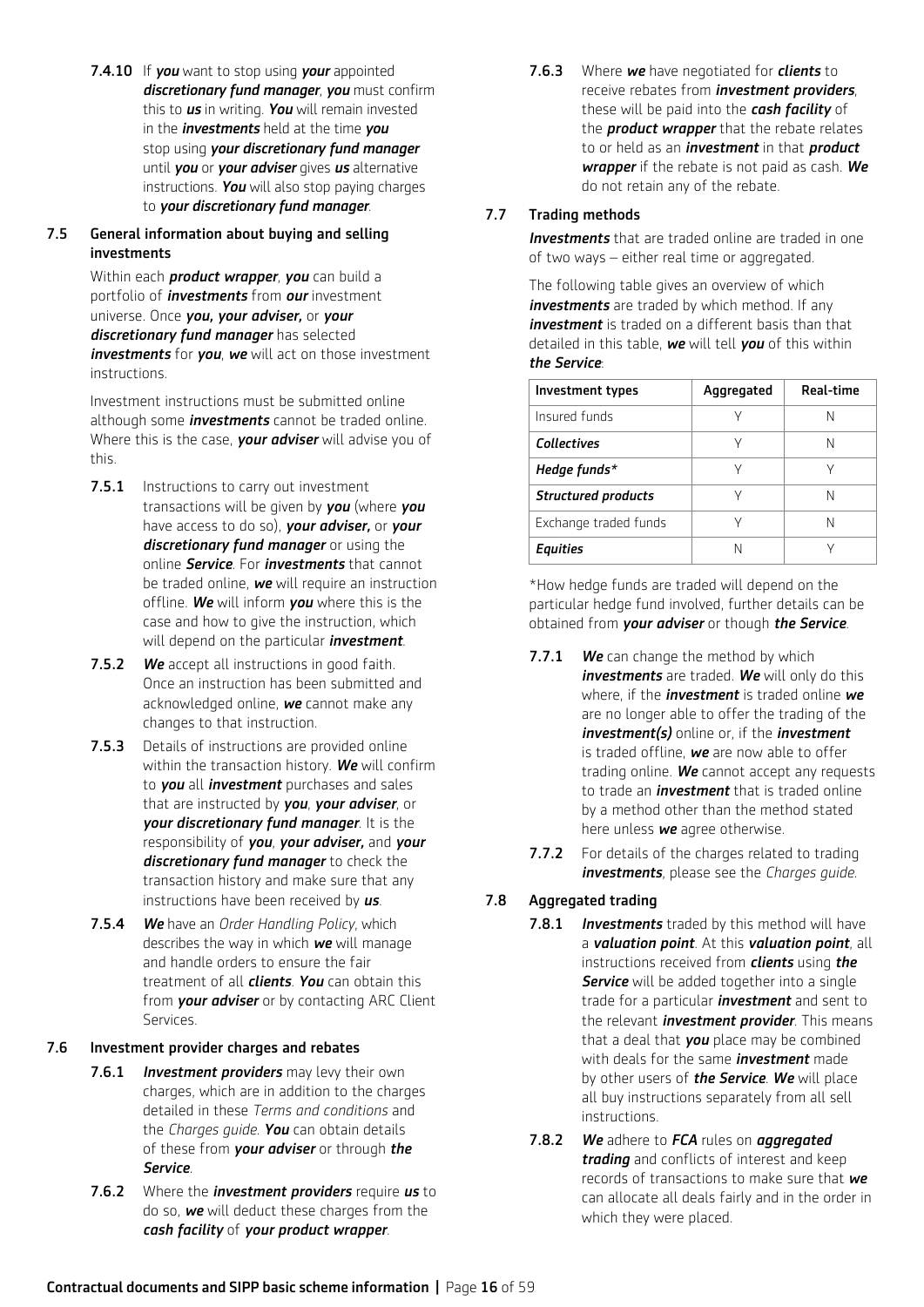**7.4.10** If ***you*** want to stop using ***your*** appointed ***discretionary fund manager***, ***you*** must confirm this to ***us*** in writing. ***You*** will remain invested in the ***investments*** held at the time ***you*** stop using ***your discretionary fund manager*** until ***you*** or ***your adviser*** gives ***us*** alternative instructions. ***You*** will also stop paying charges to ***your discretionary fund manager***.

## 7.5 General information about buying and selling investments

Within each ***product wrapper***, ***you*** can build a portfolio of ***investments*** from ***our*** investment universe. Once ***you, your adviser,*** or ***your discretionary fund manager*** has selected ***investments*** for ***you***, ***we*** will act on those investment instructions.

Investment instructions must be submitted online although some ***investments*** cannot be traded online. Where this is the case, ***your adviser*** will advise you of this.

**7.5.1** Instructions to carry out investment transactions will be given by ***you*** (where ***you*** have access to do so), ***your adviser,*** or ***your discretionary fund manager*** or using the online ***Service***. For ***investments*** that cannot be traded online, ***we*** will require an instruction offline. ***We*** will inform ***you*** where this is the case and how to give the instruction, which will depend on the particular ***investment***.

**7.5.2** ***We*** accept all instructions in good faith. Once an instruction has been submitted and acknowledged online, ***we*** cannot make any changes to that instruction.

**7.5.3** Details of instructions are provided online within the transaction history. ***We*** will confirm to ***you*** all ***investment*** purchases and sales that are instructed by ***you***, ***your adviser***, or ***your discretionary fund manager***. It is the responsibility of ***you***, ***your adviser,*** and ***your discretionary fund manager*** to check the transaction history and make sure that any instructions have been received by ***us***.

**7.5.4** ***We*** have an *Order Handling Policy*, which describes the way in which ***we*** will manage and handle orders to ensure the fair treatment of all ***clients***. ***You*** can obtain this from ***your adviser*** or by contacting ARC Client Services.

## 7.6 Investment provider charges and rebates

**7.6.1** ***Investment providers*** may levy their own charges, which are in addition to the charges detailed in these *Terms and conditions* and the *Charges guide*. ***You*** can obtain details of these from ***your adviser*** or through ***the Service***.

**7.6.2** Where the ***investment providers*** require ***us*** to do so, ***we*** will deduct these charges from the ***cash facility*** of ***your product wrapper***.

**7.6.3** Where ***we*** have negotiated for ***clients*** to receive rebates from ***investment providers***, these will be paid into the ***cash facility*** of the ***product wrapper*** that the rebate relates to or held as an ***investment*** in that ***product wrapper*** if the rebate is not paid as cash. ***We*** do not retain any of the rebate.

## 7.7 Trading methods

***Investments*** that are traded online are traded in one of two ways – either real time or aggregated.

The following table gives an overview of which ***investments*** are traded by which method. If any ***investment*** is traded on a different basis than that detailed in this table, ***we*** will tell ***you*** of this within ***the Service***:

| Investment types | Aggregated | Real-time |
|---|---|---|
| Insured funds | Y | N |
| ***Collectives*** | Y | N |
| ***Hedge funds**** | Y | Y |
| ***Structured products*** | Y | N |
| Exchange traded funds | Y | N |
| ***Equities*** | N | Y |

*How hedge funds are traded will depend on the particular hedge fund involved, further details can be obtained from ***your adviser*** or though ***the Service***.

**7.7.1** ***We*** can change the method by which ***investments*** are traded. ***We*** will only do this where, if the ***investment*** is traded online ***we*** are no longer able to offer the trading of the ***investment(s)*** online or, if the ***investment*** is traded offline, ***we*** are now able to offer trading online. ***We*** cannot accept any requests to trade an ***investment*** that is traded online by a method other than the method stated here unless ***we*** agree otherwise.

**7.7.2** For details of the charges related to trading ***investments***, please see the *Charges guide*.

## 7.8 Aggregated trading

**7.8.1** ***Investments*** traded by this method will have a ***valuation point***. At this ***valuation point***, all instructions received from ***clients*** using ***the Service*** will be added together into a single trade for a particular ***investment*** and sent to the relevant ***investment provider***. This means that a deal that ***you*** place may be combined with deals for the same ***investment*** made by other users of ***the Service***. ***We*** will place all buy instructions separately from all sell instructions.

**7.8.2** ***We*** adhere to ***FCA*** rules on ***aggregated trading*** and conflicts of interest and keep records of transactions to make sure that ***we*** can allocate all deals fairly and in the order in which they were placed.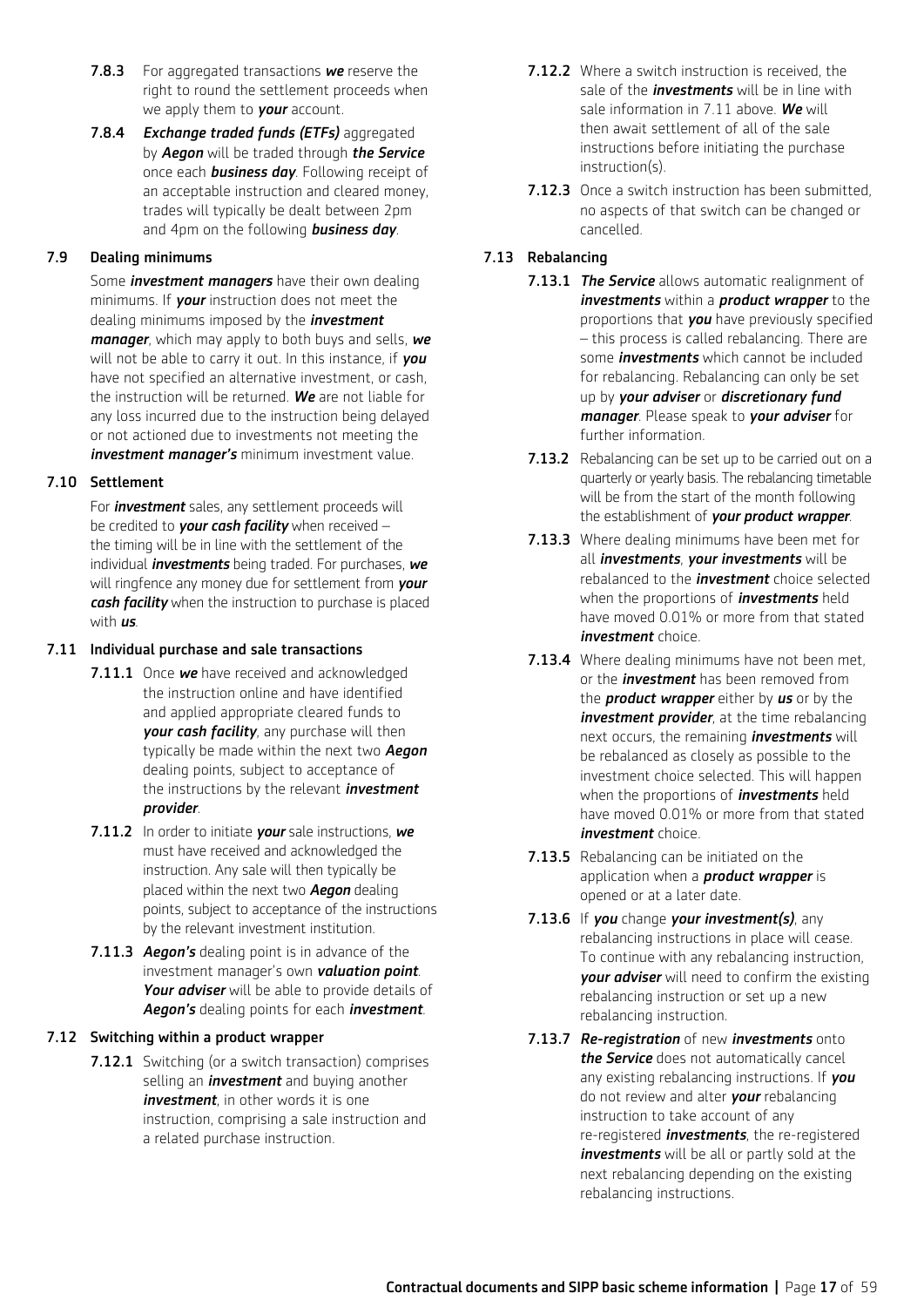**7.8.3** For aggregated transactions ***we*** reserve the right to round the settlement proceeds when we apply them to ***your*** account.

**7.8.4** ***Exchange traded funds (ETFs)*** aggregated by ***Aegon*** will be traded through ***the Service*** once each ***business day***. Following receipt of an acceptable instruction and cleared money, trades will typically be dealt between 2pm and 4pm on the following ***business day***.

### 7.9 Dealing minimums

Some ***investment managers*** have their own dealing minimums. If ***your*** instruction does not meet the dealing minimums imposed by the ***investment manager***, which may apply to both buys and sells, ***we*** will not be able to carry it out. In this instance, if ***you*** have not specified an alternative investment, or cash, the instruction will be returned. ***We*** are not liable for any loss incurred due to the instruction being delayed or not actioned due to investments not meeting the ***investment manager's*** minimum investment value.

### 7.10 Settlement

For ***investment*** sales, any settlement proceeds will be credited to ***your cash facility*** when received – the timing will be in line with the settlement of the individual ***investments*** being traded. For purchases, ***we*** will ringfence any money due for settlement from ***your cash facility*** when the instruction to purchase is placed with ***us***.

### 7.11 Individual purchase and sale transactions

**7.11.1** Once ***we*** have received and acknowledged the instruction online and have identified and applied appropriate cleared funds to ***your cash facility***, any purchase will then typically be made within the next two ***Aegon*** dealing points, subject to acceptance of the instructions by the relevant ***investment provider***.

**7.11.2** In order to initiate ***your*** sale instructions, ***we*** must have received and acknowledged the instruction. Any sale will then typically be placed within the next two ***Aegon*** dealing points, subject to acceptance of the instructions by the relevant investment institution.

**7.11.3** ***Aegon's*** dealing point is in advance of the investment manager's own ***valuation point***. ***Your adviser*** will be able to provide details of ***Aegon's*** dealing points for each ***investment***.

### 7.12 Switching within a product wrapper

**7.12.1** Switching (or a switch transaction) comprises selling an ***investment*** and buying another ***investment***, in other words it is one instruction, comprising a sale instruction and a related purchase instruction.

**7.12.2** Where a switch instruction is received, the sale of the ***investments*** will be in line with sale information in 7.11 above. ***We*** will then await settlement of all of the sale instructions before initiating the purchase instruction(s).

**7.12.3** Once a switch instruction has been submitted, no aspects of that switch can be changed or cancelled.

### 7.13 Rebalancing

**7.13.1** ***The Service*** allows automatic realignment of ***investments*** within a ***product wrapper*** to the proportions that ***you*** have previously specified – this process is called rebalancing. There are some ***investments*** which cannot be included for rebalancing. Rebalancing can only be set up by ***your adviser*** or ***discretionary fund manager***. Please speak to ***your adviser*** for further information.

**7.13.2** Rebalancing can be set up to be carried out on a quarterly or yearly basis. The rebalancing timetable will be from the start of the month following the establishment of ***your product wrapper***.

**7.13.3** Where dealing minimums have been met for all ***investments***, ***your investments*** will be rebalanced to the ***investment*** choice selected when the proportions of ***investments*** held have moved 0.01% or more from that stated ***investment*** choice.

**7.13.4** Where dealing minimums have not been met, or the ***investment*** has been removed from the ***product wrapper*** either by ***us*** or by the ***investment provider***, at the time rebalancing next occurs, the remaining ***investments*** will be rebalanced as closely as possible to the investment choice selected. This will happen when the proportions of ***investments*** held have moved 0.01% or more from that stated ***investment*** choice.

**7.13.5** Rebalancing can be initiated on the application when a ***product wrapper*** is opened or at a later date.

**7.13.6** If ***you*** change ***your investment(s)***, any rebalancing instructions in place will cease. To continue with any rebalancing instruction, ***your adviser*** will need to confirm the existing rebalancing instruction or set up a new rebalancing instruction.

**7.13.7** ***Re-registration*** of new ***investments*** onto ***the Service*** does not automatically cancel any existing rebalancing instructions. If ***you*** do not review and alter ***your*** rebalancing instruction to take account of any re-registered ***investments***, the re-registered ***investments*** will be all or partly sold at the next rebalancing depending on the existing rebalancing instructions.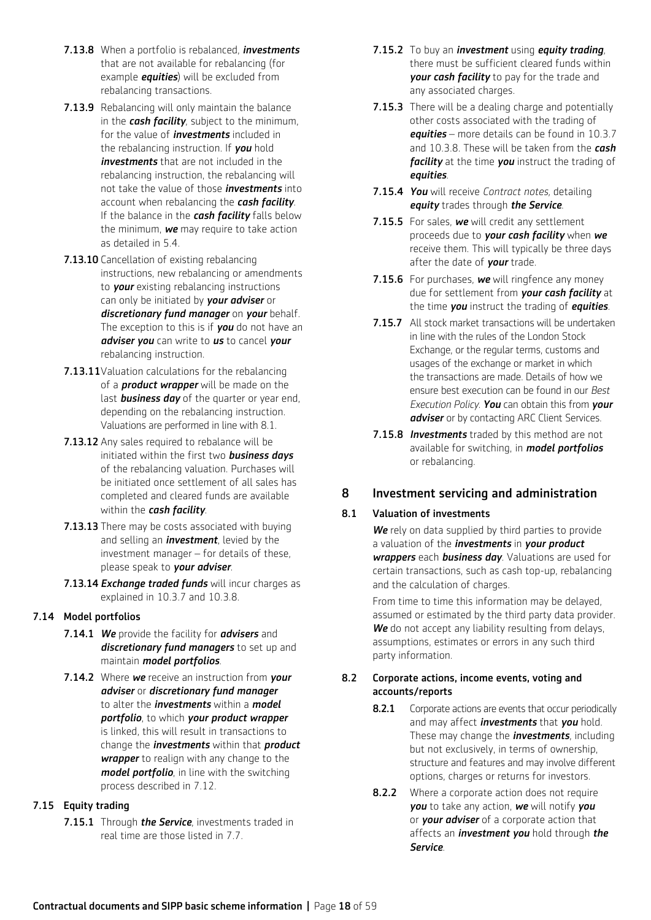**7.13.8** When a portfolio is rebalanced, ***investments*** that are not available for rebalancing (for example ***equities***) will be excluded from rebalancing transactions.

**7.13.9** Rebalancing will only maintain the balance in the ***cash facility***, subject to the minimum, for the value of ***investments*** included in the rebalancing instruction. If ***you*** hold ***investments*** that are not included in the rebalancing instruction, the rebalancing will not take the value of those ***investments*** into account when rebalancing the ***cash facility***. If the balance in the ***cash facility*** falls below the minimum, ***we*** may require to take action as detailed in 5.4.

**7.13.10** Cancellation of existing rebalancing instructions, new rebalancing or amendments to ***your*** existing rebalancing instructions can only be initiated by ***your adviser*** or ***discretionary fund manager*** on ***your*** behalf. The exception to this is if ***you*** do not have an ***adviser you*** can write to ***us*** to cancel ***your*** rebalancing instruction.

**7.13.11** Valuation calculations for the rebalancing of a ***product wrapper*** will be made on the last ***business day*** of the quarter or year end, depending on the rebalancing instruction. Valuations are performed in line with 8.1.

**7.13.12** Any sales required to rebalance will be initiated within the first two ***business days*** of the rebalancing valuation. Purchases will be initiated once settlement of all sales has completed and cleared funds are available within the ***cash facility***.

**7.13.13** There may be costs associated with buying and selling an ***investment***, levied by the investment manager – for details of these, please speak to ***your adviser***.

**7.13.14** ***Exchange traded funds*** will incur charges as explained in 10.3.7 and 10.3.8.

### 7.14 Model portfolios

**7.14.1** ***We*** provide the facility for ***advisers*** and ***discretionary fund managers*** to set up and maintain ***model portfolios***.

**7.14.2** Where ***we*** receive an instruction from ***your adviser*** or ***discretionary fund manager*** to alter the ***investments*** within a ***model portfolio***, to which ***your product wrapper*** is linked, this will result in transactions to change the ***investments*** within that ***product wrapper*** to realign with any change to the ***model portfolio***, in line with the switching process described in 7.12.

### 7.15 Equity trading

**7.15.1** Through ***the Service***, investments traded in real time are those listed in 7.7.

**7.15.2** To buy an ***investment*** using ***equity trading***, there must be sufficient cleared funds within ***your cash facility*** to pay for the trade and any associated charges.

**7.15.3** There will be a dealing charge and potentially other costs associated with the trading of ***equities*** – more details can be found in 10.3.7 and 10.3.8. These will be taken from the ***cash facility*** at the time ***you*** instruct the trading of ***equities***.

**7.15.4** ***You*** will receive *Contract notes*, detailing ***equity*** trades through ***the Service***.

**7.15.5** For sales, ***we*** will credit any settlement proceeds due to ***your cash facility*** when ***we*** receive them. This will typically be three days after the date of ***your*** trade.

**7.15.6** For purchases, ***we*** will ringfence any money due for settlement from ***your cash facility*** at the time ***you*** instruct the trading of ***equities***.

**7.15.7** All stock market transactions will be undertaken in line with the rules of the London Stock Exchange, or the regular terms, customs and usages of the exchange or market in which the transactions are made. Details of how we ensure best execution can be found in our *Best Execution Policy*. ***You*** can obtain this from ***your adviser*** or by contacting ARC Client Services.

**7.15.8** ***Investments*** traded by this method are not available for switching, in ***model portfolios*** or rebalancing.

## 8 Investment servicing and administration

### 8.1 Valuation of investments

***We*** rely on data supplied by third parties to provide a valuation of the ***investments*** in ***your product wrappers*** each ***business day***. Valuations are used for certain transactions, such as cash top-up, rebalancing and the calculation of charges.

From time to time this information may be delayed, assumed or estimated by the third party data provider. ***We*** do not accept any liability resulting from delays, assumptions, estimates or errors in any such third party information.

### 8.2 Corporate actions, income events, voting and accounts/reports

**8.2.1** Corporate actions are events that occur periodically and may affect ***investments*** that ***you*** hold. These may change the ***investments***, including but not exclusively, in terms of ownership, structure and features and may involve different options, charges or returns for investors.

**8.2.2** Where a corporate action does not require ***you*** to take any action, ***we*** will notify ***you*** or ***your adviser*** of a corporate action that affects an ***investment you*** hold through ***the Service***.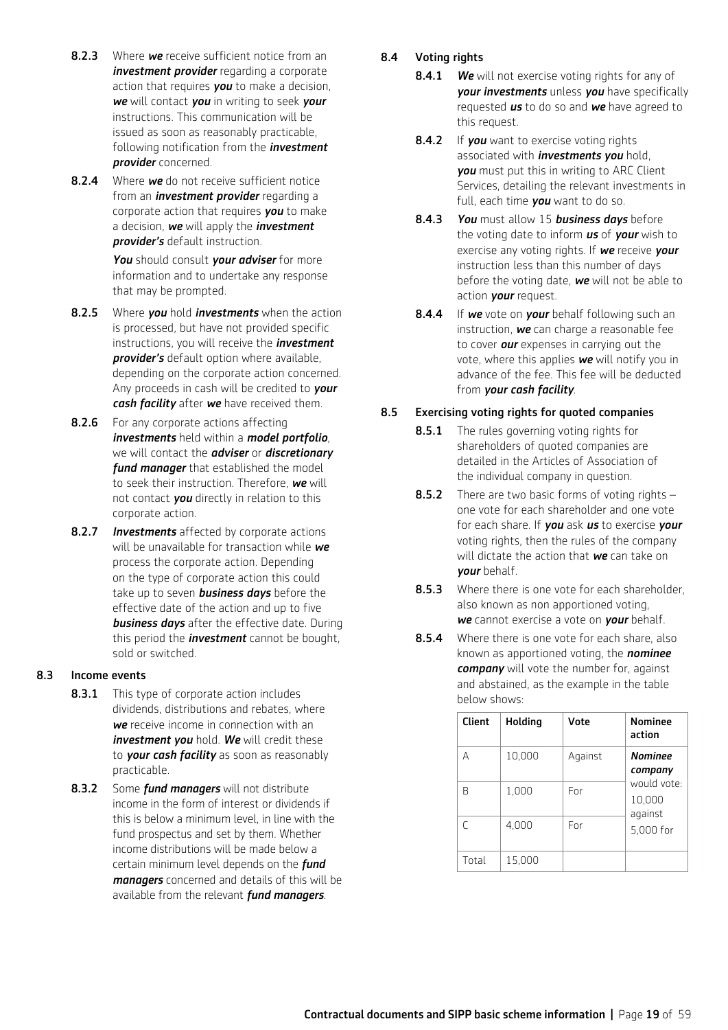**8.2.3** Where ***we*** receive sufficient notice from an ***investment provider*** regarding a corporate action that requires ***you*** to make a decision, ***we*** will contact ***you*** in writing to seek ***your*** instructions. This communication will be issued as soon as reasonably practicable, following notification from the ***investment provider*** concerned.

**8.2.4** Where ***we*** do not receive sufficient notice from an ***investment provider*** regarding a corporate action that requires ***you*** to make a decision, ***we*** will apply the ***investment provider's*** default instruction.

***You*** should consult ***your adviser*** for more information and to undertake any response that may be prompted.

**8.2.5** Where ***you*** hold ***investments*** when the action is processed, but have not provided specific instructions, you will receive the ***investment provider's*** default option where available, depending on the corporate action concerned. Any proceeds in cash will be credited to ***your cash facility*** after ***we*** have received them.

**8.2.6** For any corporate actions affecting ***investments*** held within a ***model portfolio***, we will contact the ***adviser*** or ***discretionary fund manager*** that established the model to seek their instruction. Therefore, ***we*** will not contact ***you*** directly in relation to this corporate action.

**8.2.7** ***Investments*** affected by corporate actions will be unavailable for transaction while ***we*** process the corporate action. Depending on the type of corporate action this could take up to seven ***business days*** before the effective date of the action and up to five ***business days*** after the effective date. During this period the ***investment*** cannot be bought, sold or switched.

## 8.3 Income events

**8.3.1** This type of corporate action includes dividends, distributions and rebates, where ***we*** receive income in connection with an ***investment you*** hold. ***We*** will credit these to ***your cash facility*** as soon as reasonably practicable.

**8.3.2** Some ***fund managers*** will not distribute income in the form of interest or dividends if this is below a minimum level, in line with the fund prospectus and set by them. Whether income distributions will be made below a certain minimum level depends on the ***fund managers*** concerned and details of this will be available from the relevant ***fund managers***.

## 8.4 Voting rights

**8.4.1** ***We*** will not exercise voting rights for any of ***your investments*** unless ***you*** have specifically requested ***us*** to do so and ***we*** have agreed to this request.

**8.4.2** If ***you*** want to exercise voting rights associated with ***investments you*** hold, ***you*** must put this in writing to ARC Client Services, detailing the relevant investments in full, each time ***you*** want to do so.

**8.4.3** ***You*** must allow 15 ***business days*** before the voting date to inform ***us*** of ***your*** wish to exercise any voting rights. If ***we*** receive ***your*** instruction less than this number of days before the voting date, ***we*** will not be able to action ***your*** request.

**8.4.4** If ***we*** vote on ***your*** behalf following such an instruction, ***we*** can charge a reasonable fee to cover ***our*** expenses in carrying out the vote, where this applies ***we*** will notify you in advance of the fee. This fee will be deducted from ***your cash facility***.

## 8.5 Exercising voting rights for quoted companies

**8.5.1** The rules governing voting rights for shareholders of quoted companies are detailed in the Articles of Association of the individual company in question.

**8.5.2** There are two basic forms of voting rights – one vote for each shareholder and one vote for each share. If ***you*** ask ***us*** to exercise ***your*** voting rights, then the rules of the company will dictate the action that ***we*** can take on ***your*** behalf.

**8.5.3** Where there is one vote for each shareholder, also known as non apportioned voting, ***we*** cannot exercise a vote on ***your*** behalf.

**8.5.4** Where there is one vote for each share, also known as apportioned voting, the ***nominee company*** will vote the number for, against and abstained, as the example in the table below shows:

| Client | Holding | Vote | Nominee action |
|---|---|---|---|
| A | 10,000 | Against | ***Nominee company*** would vote: 10,000 against 5,000 for |
| B | 1,000 | For | |
| C | 4,000 | For | |
| Total | 15,000 | | |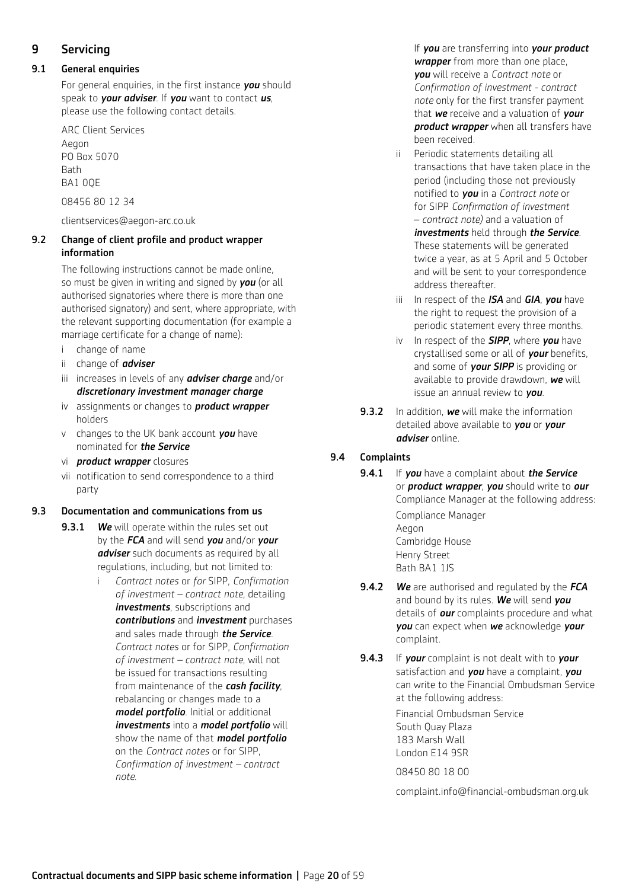## 9 Servicing

### 9.1 General enquiries

For general enquiries, in the first instance ***you*** should speak to ***your adviser***. If ***you*** want to contact ***us***, please use the following contact details.

ARC Client Services
Aegon
PO Box 5070
Bath
BA1 0QE

08456 80 12 34

clientservices@aegon-arc.co.uk

### 9.2 Change of client profile and product wrapper information

The following instructions cannot be made online, so must be given in writing and signed by ***you*** (or all authorised signatories where there is more than one authorised signatory) and sent, where appropriate, with the relevant supporting documentation (for example a marriage certificate for a change of name):

i change of name

ii change of ***adviser***

iii increases in levels of any ***adviser charge*** and/or ***discretionary investment manager charge***

iv assignments or changes to ***product wrapper*** holders

v changes to the UK bank account ***you*** have nominated for ***the Service***

vi ***product wrapper*** closures

vii notification to send correspondence to a third party

### 9.3 Documentation and communications from us

**9.3.1** ***We*** will operate within the rules set out by the ***FCA*** and will send ***you*** and/or ***your adviser*** such documents as required by all regulations, including, but not limited to:

i *Contract notes* or *for* SIPP, *Confirmation of investment – contract note*, detailing ***investments***, subscriptions and ***contributions*** and ***investment*** purchases and sales made through ***the Service***. *Contract notes* or for SIPP, *Confirmation of investment – contract note*, will not be issued for transactions resulting from maintenance of the ***cash facility***, rebalancing or changes made to a ***model portfolio***. Initial or additional ***investments*** into a ***model portfolio*** will show the name of that ***model portfolio*** on the *Contract notes* or for SIPP, *Confirmation of investment – contract note*.

If ***you*** are transferring into ***your product wrapper*** from more than one place, ***you*** will receive a *Contract note* or *Confirmation of investment - contract note* only for the first transfer payment that ***we*** receive and a valuation of ***your product wrapper*** when all transfers have been received.

ii Periodic statements detailing all transactions that have taken place in the period (including those not previously notified to ***you*** in a *Contract note* or for SIPP *Confirmation of investment – contract note)* and a valuation of ***investments*** held through ***the Service***. These statements will be generated twice a year, as at 5 April and 5 October and will be sent to your correspondence address thereafter.

iii In respect of the ***ISA*** and ***GIA***, ***you*** have the right to request the provision of a periodic statement every three months.

iv In respect of the ***SIPP***, where ***you*** have crystallised some or all of ***your*** benefits, and some of ***your SIPP*** is providing or available to provide drawdown, ***we*** will issue an annual review to ***you***.

**9.3.2** In addition, ***we*** will make the information detailed above available to ***you*** or ***your adviser*** online.

### 9.4 Complaints

**9.4.1** If ***you*** have a complaint about ***the Service*** or ***product wrapper***, ***you*** should write to ***our*** Compliance Manager at the following address:

Compliance Manager
Aegon
Cambridge House
Henry Street
Bath BA1 1JS

**9.4.2** ***We*** are authorised and regulated by the ***FCA*** and bound by its rules. ***We*** will send ***you*** details of ***our*** complaints procedure and what ***you*** can expect when ***we*** acknowledge ***your*** complaint.

**9.4.3** If ***your*** complaint is not dealt with to ***your*** satisfaction and ***you*** have a complaint, ***you*** can write to the Financial Ombudsman Service at the following address:

Financial Ombudsman Service
South Quay Plaza
183 Marsh Wall
London E14 9SR

08450 80 18 00

complaint.info@financial-ombudsman.org.uk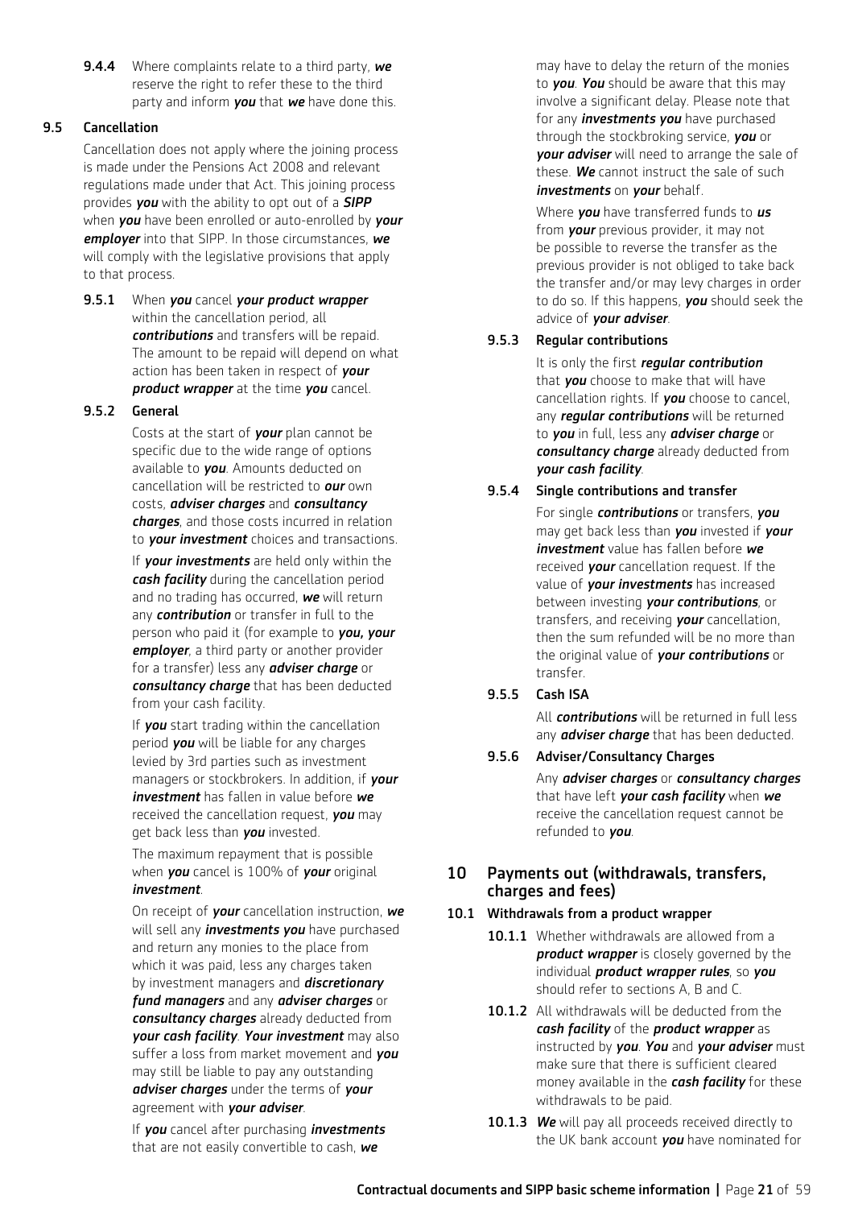**9.4.4** Where complaints relate to a third party, ***we*** reserve the right to refer these to the third party and inform ***you*** that ***we*** have done this.

### 9.5 Cancellation

Cancellation does not apply where the joining process is made under the Pensions Act 2008 and relevant regulations made under that Act. This joining process provides ***you*** with the ability to opt out of a ***SIPP*** when ***you*** have been enrolled or auto-enrolled by ***your employer*** into that SIPP. In those circumstances, ***we*** will comply with the legislative provisions that apply to that process.

**9.5.1** When ***you*** cancel ***your product wrapper*** within the cancellation period, all ***contributions*** and transfers will be repaid. The amount to be repaid will depend on what action has been taken in respect of ***your product wrapper*** at the time ***you*** cancel.

#### 9.5.2 General

Costs at the start of ***your*** plan cannot be specific due to the wide range of options available to ***you***. Amounts deducted on cancellation will be restricted to ***our*** own costs, ***adviser charges*** and ***consultancy charges***, and those costs incurred in relation to ***your investment*** choices and transactions.

If ***your investments*** are held only within the ***cash facility*** during the cancellation period and no trading has occurred, ***we*** will return any ***contribution*** or transfer in full to the person who paid it (for example to ***you, your employer***, a third party or another provider for a transfer) less any ***adviser charge*** or ***consultancy charge*** that has been deducted from your cash facility.

If ***you*** start trading within the cancellation period ***you*** will be liable for any charges levied by 3rd parties such as investment managers or stockbrokers. In addition, if ***your investment*** has fallen in value before ***we*** received the cancellation request, ***you*** may get back less than ***you*** invested.

The maximum repayment that is possible when ***you*** cancel is 100% of ***your*** original ***investment***.

On receipt of ***your*** cancellation instruction, ***we*** will sell any ***investments you*** have purchased and return any monies to the place from which it was paid, less any charges taken by investment managers and ***discretionary fund managers*** and any ***adviser charges*** or ***consultancy charges*** already deducted from ***your cash facility***. ***Your investment*** may also suffer a loss from market movement and ***you*** may still be liable to pay any outstanding ***adviser charges*** under the terms of ***your*** agreement with ***your adviser***.

If ***you*** cancel after purchasing ***investments*** that are not easily convertible to cash, ***we*** may have to delay the return of the monies to ***you***. ***You*** should be aware that this may involve a significant delay. Please note that for any ***investments you*** have purchased through the stockbroking service, ***you*** or ***your adviser*** will need to arrange the sale of these. ***We*** cannot instruct the sale of such ***investments*** on ***your*** behalf.

Where ***you*** have transferred funds to ***us*** from ***your*** previous provider, it may not be possible to reverse the transfer as the previous provider is not obliged to take back the transfer and/or may levy charges in order to do so. If this happens, ***you*** should seek the advice of ***your adviser***.

#### 9.5.3 Regular contributions

It is only the first ***regular contribution*** that ***you*** choose to make that will have cancellation rights. If ***you*** choose to cancel, any ***regular contributions*** will be returned to ***you*** in full, less any ***adviser charge*** or ***consultancy charge*** already deducted from ***your cash facility***.

#### 9.5.4 Single contributions and transfer

For single ***contributions*** or transfers, ***you*** may get back less than ***you*** invested if ***your investment*** value has fallen before ***we*** received ***your*** cancellation request. If the value of ***your investments*** has increased between investing ***your contributions***, or transfers, and receiving ***your*** cancellation, then the sum refunded will be no more than the original value of ***your contributions*** or transfer.

#### 9.5.5 Cash ISA

All ***contributions*** will be returned in full less any ***adviser charge*** that has been deducted.

#### 9.5.6 Adviser/Consultancy Charges

Any ***adviser charges*** or ***consultancy charges*** that have left ***your cash facility*** when ***we*** receive the cancellation request cannot be refunded to ***you***.

## 10 Payments out (withdrawals, transfers, charges and fees)

### 10.1 Withdrawals from a product wrapper

**10.1.1** Whether withdrawals are allowed from a ***product wrapper*** is closely governed by the individual ***product wrapper rules***, so ***you*** should refer to sections A, B and C.

**10.1.2** All withdrawals will be deducted from the ***cash facility*** of the ***product wrapper*** as instructed by ***you***. ***You*** and ***your adviser*** must make sure that there is sufficient cleared money available in the ***cash facility*** for these withdrawals to be paid.

**10.1.3** ***We*** will pay all proceeds received directly to the UK bank account ***you*** have nominated for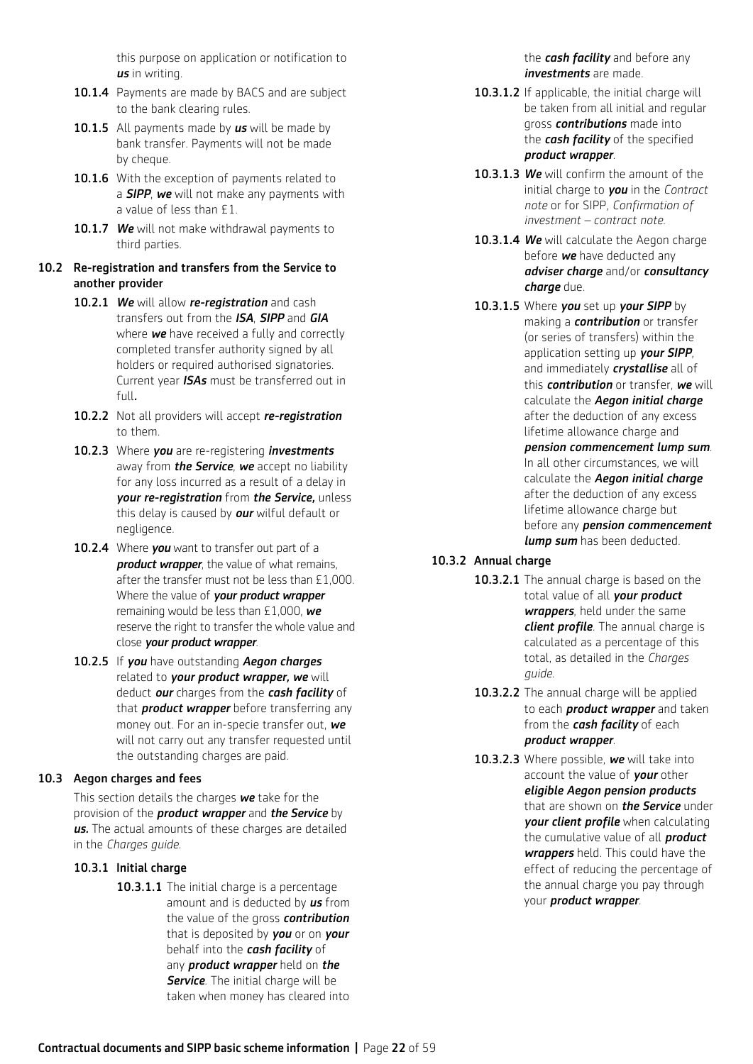this purpose on application or notification to ***us*** in writing.

**10.1.4** Payments are made by BACS and are subject to the bank clearing rules.

**10.1.5** All payments made by ***us*** will be made by bank transfer. Payments will not be made by cheque.

**10.1.6** With the exception of payments related to a ***SIPP***, ***we*** will not make any payments with a value of less than £1.

**10.1.7** ***We*** will not make withdrawal payments to third parties.

### 10.2 Re-registration and transfers from the Service to another provider

**10.2.1** ***We*** will allow ***re-registration*** and cash transfers out from the ***ISA***, ***SIPP*** and ***GIA*** where ***we*** have received a fully and correctly completed transfer authority signed by all holders or required authorised signatories. Current year ***ISAs*** must be transferred out in full**.**

**10.2.2** Not all providers will accept ***re-registration*** to them.

**10.2.3** Where ***you*** are re-registering ***investments*** away from ***the Service***, ***we*** accept no liability for any loss incurred as a result of a delay in ***your re-registration*** from ***the Service,*** unless this delay is caused by ***our*** wilful default or negligence.

**10.2.4** Where ***you*** want to transfer out part of a ***product wrapper***, the value of what remains, after the transfer must not be less than £1,000. Where the value of ***your product wrapper*** remaining would be less than £1,000, ***we*** reserve the right to transfer the whole value and close ***your product wrapper***.

**10.2.5** If ***you*** have outstanding ***Aegon charges*** related to ***your product wrapper, we*** will deduct ***our*** charges from the ***cash facility*** of that ***product wrapper*** before transferring any money out. For an in-specie transfer out, ***we*** will not carry out any transfer requested until the outstanding charges are paid.

### 10.3 Aegon charges and fees

This section details the charges ***we*** take for the provision of the ***product wrapper*** and ***the Service*** by ***us.*** The actual amounts of these charges are detailed in the *Charges guide*.

#### 10.3.1 Initial charge

**10.3.1.1** The initial charge is a percentage amount and is deducted by ***us*** from the value of the gross ***contribution*** that is deposited by ***you*** or on ***your*** behalf into the ***cash facility*** of any ***product wrapper*** held on ***the Service***. The initial charge will be taken when money has cleared into the ***cash facility*** and before any ***investments*** are made.

**10.3.1.2** If applicable, the initial charge will be taken from all initial and regular gross ***contributions*** made into the ***cash facility*** of the specified ***product wrapper***.

**10.3.1.3** ***We*** will confirm the amount of the initial charge to ***you*** in the *Contract note* or for SIPP, *Confirmation of investment – contract note.*

**10.3.1.4** ***We*** will calculate the Aegon charge before ***we*** have deducted any ***adviser charge*** and/or ***consultancy charge*** due.

**10.3.1.5** Where ***you*** set up ***your SIPP*** by making a ***contribution*** or transfer (or series of transfers) within the application setting up ***your SIPP***, and immediately ***crystallise*** all of this ***contribution*** or transfer, ***we*** will calculate the ***Aegon initial charge*** after the deduction of any excess lifetime allowance charge and ***pension commencement lump sum***. In all other circumstances, we will calculate the ***Aegon initial charge*** after the deduction of any excess lifetime allowance charge but before any ***pension commencement lump sum*** has been deducted.

#### 10.3.2 Annual charge

**10.3.2.1** The annual charge is based on the total value of all ***your product wrappers***, held under the same ***client profile***. The annual charge is calculated as a percentage of this total, as detailed in the *Charges guide.*

**10.3.2.2** The annual charge will be applied to each ***product wrapper*** and taken from the ***cash facility*** of each ***product wrapper***.

**10.3.2.3** Where possible, ***we*** will take into account the value of ***your*** other ***eligible Aegon pension products*** that are shown on ***the Service*** under ***your client profile*** when calculating the cumulative value of all ***product wrappers*** held. This could have the effect of reducing the percentage of the annual charge you pay through your ***product wrapper***.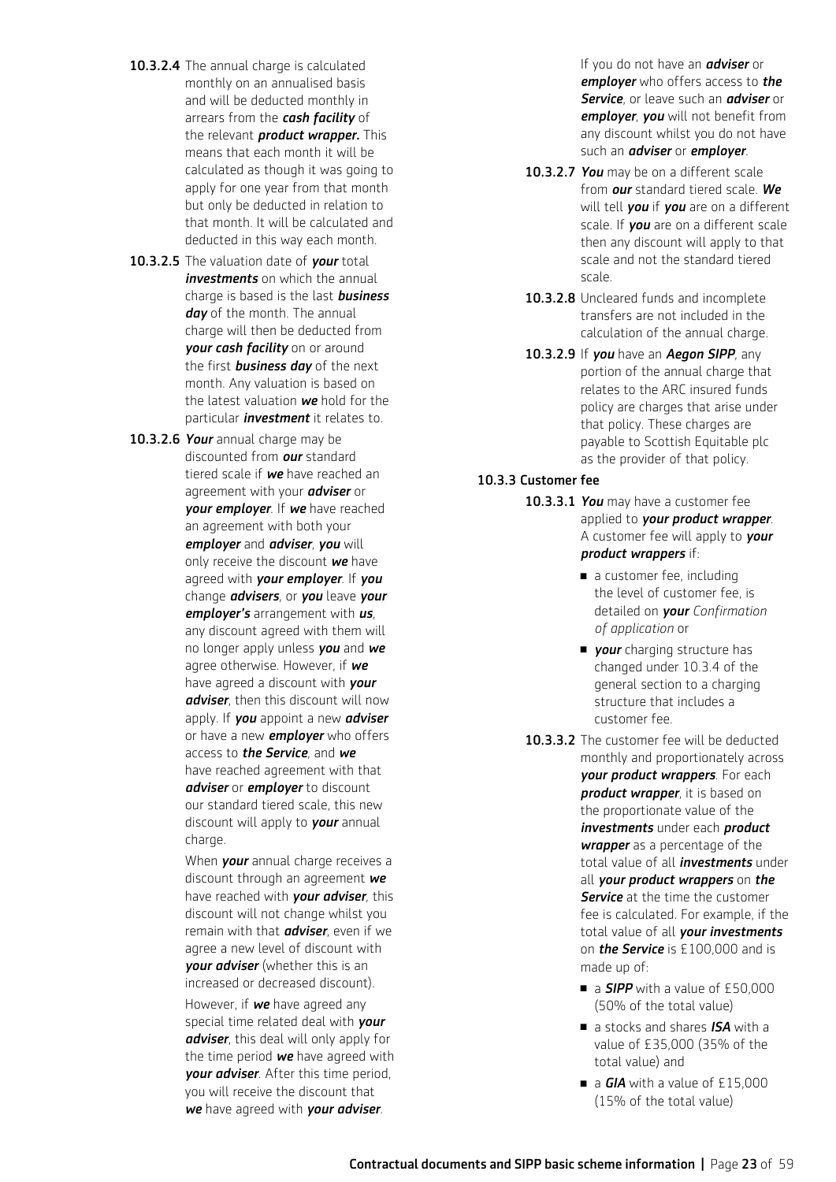**10.3.2.4** The annual charge is calculated monthly on an annualised basis and will be deducted monthly in arrears from the ***cash facility*** of the relevant ***product wrapper.*** This means that each month it will be calculated as though it was going to apply for one year from that month but only be deducted in relation to that month. It will be calculated and deducted in this way each month.

**10.3.2.5** The valuation date of ***your*** total ***investments*** on which the annual charge is based is the last ***business day*** of the month. The annual charge will then be deducted from ***your cash facility*** on or around the first ***business day*** of the next month. Any valuation is based on the latest valuation ***we*** hold for the particular ***investment*** it relates to.

**10.3.2.6** ***Your*** annual charge may be discounted from ***our*** standard tiered scale if ***we*** have reached an agreement with your ***adviser*** or ***your employer***. If ***we*** have reached an agreement with both your ***employer*** and ***adviser***, ***you*** will only receive the discount ***we*** have agreed with ***your employer***. If ***you*** change ***advisers***, or ***you*** leave ***your employer's*** arrangement with ***us***, any discount agreed with them will no longer apply unless ***you*** and ***we*** agree otherwise. However, if ***we*** have agreed a discount with ***your adviser***, then this discount will now apply. If ***you*** appoint a new ***adviser*** or have a new ***employer*** who offers access to ***the Service***, and ***we*** have reached agreement with that ***adviser*** or ***employer*** to discount our standard tiered scale, this new discount will apply to ***your*** annual charge.

When ***your*** annual charge receives a discount through an agreement ***we*** have reached with ***your adviser***, this discount will not change whilst you remain with that ***adviser***, even if we agree a new level of discount with ***your adviser*** (whether this is an increased or decreased discount).

However, if ***we*** have agreed any special time related deal with ***your adviser***, this deal will only apply for the time period ***we*** have agreed with ***your adviser***. After this time period, you will receive the discount that ***we*** have agreed with ***your adviser***.

If you do not have an ***adviser*** or ***employer*** who offers access to ***the Service***, or leave such an ***adviser*** or ***employer***, ***you*** will not benefit from any discount whilst you do not have such an ***adviser*** or ***employer***.

**10.3.2.7** ***You*** may be on a different scale from ***our*** standard tiered scale. ***We*** will tell ***you*** if ***you*** are on a different scale. If ***you*** are on a different scale then any discount will apply to that scale and not the standard tiered scale.

**10.3.2.8** Uncleared funds and incomplete transfers are not included in the calculation of the annual charge.

**10.3.2.9** If ***you*** have an ***Aegon SIPP***, any portion of the annual charge that relates to the ARC insured funds policy are charges that arise under that policy. These charges are payable to Scottish Equitable plc as the provider of that policy.

### 10.3.3 Customer fee

**10.3.3.1** ***You*** may have a customer fee applied to ***your product wrapper***. A customer fee will apply to ***your product wrappers*** if:

- a customer fee, including the level of customer fee, is detailed on ***your*** *Confirmation of application* or
- ***your*** charging structure has changed under 10.3.4 of the general section to a charging structure that includes a customer fee.

**10.3.3.2** The customer fee will be deducted monthly and proportionately across ***your product wrappers***. For each ***product wrapper***, it is based on the proportionate value of the ***investments*** under each ***product wrapper*** as a percentage of the total value of all ***investments*** under all ***your product wrappers*** on ***the Service*** at the time the customer fee is calculated. For example, if the total value of all ***your investments*** on ***the Service*** is £100,000 and is made up of:

- a ***SIPP*** with a value of £50,000 (50% of the total value)
- a stocks and shares ***ISA*** with a value of £35,000 (35% of the total value) and
- a ***GIA*** with a value of £15,000 (15% of the total value)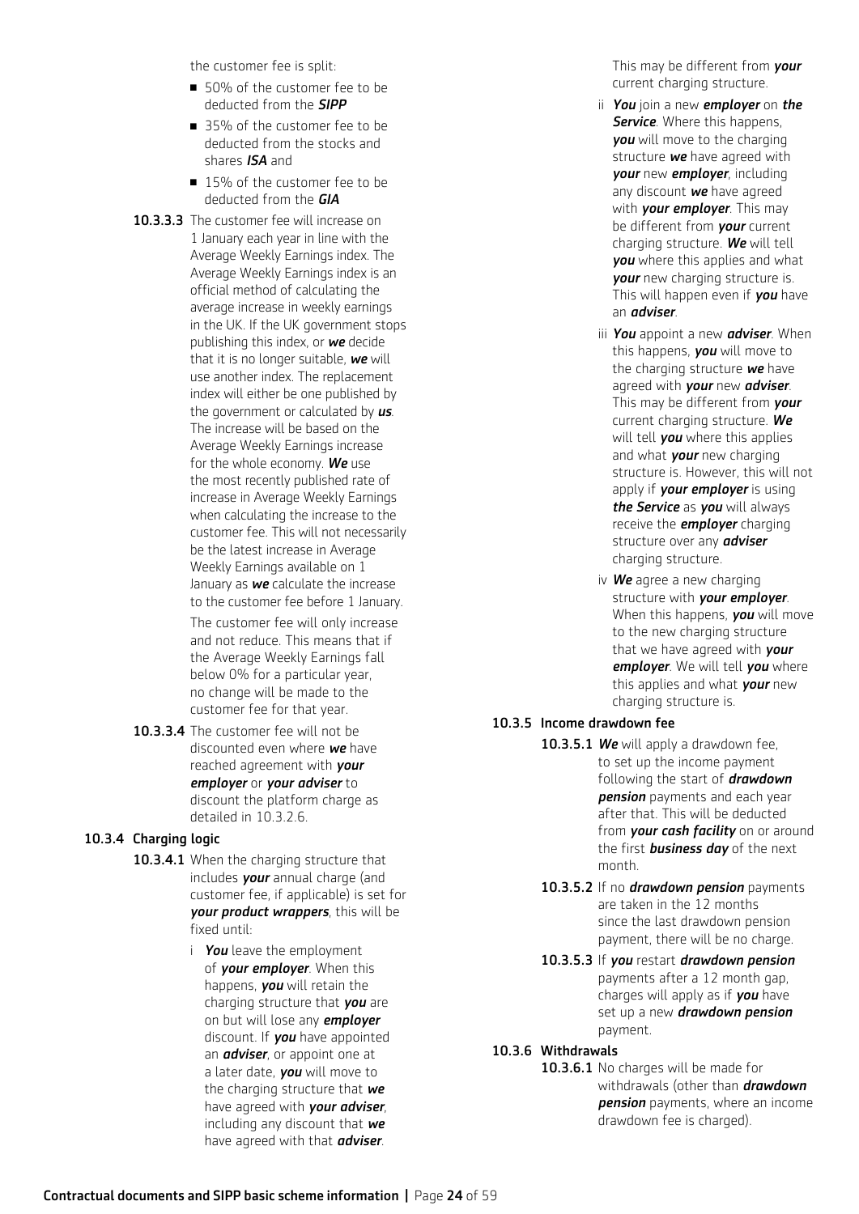the customer fee is split:

- 50% of the customer fee to be deducted from the ***SIPP***
- 35% of the customer fee to be deducted from the stocks and shares ***ISA*** and
- 15% of the customer fee to be deducted from the ***GIA***

**10.3.3.3** The customer fee will increase on 1 January each year in line with the Average Weekly Earnings index. The Average Weekly Earnings index is an official method of calculating the average increase in weekly earnings in the UK. If the UK government stops publishing this index, or ***we*** decide that it is no longer suitable, ***we*** will use another index. The replacement index will either be one published by the government or calculated by ***us***. The increase will be based on the Average Weekly Earnings increase for the whole economy. ***We*** use the most recently published rate of increase in Average Weekly Earnings when calculating the increase to the customer fee. This will not necessarily be the latest increase in Average Weekly Earnings available on 1 January as ***we*** calculate the increase to the customer fee before 1 January.

The customer fee will only increase and not reduce. This means that if the Average Weekly Earnings fall below 0% for a particular year, no change will be made to the customer fee for that year.

**10.3.3.4** The customer fee will not be discounted even where ***we*** have reached agreement with ***your employer*** or ***your adviser*** to discount the platform charge as detailed in 10.3.2.6.

### 10.3.4 Charging logic

**10.3.4.1** When the charging structure that includes ***your*** annual charge (and customer fee, if applicable) is set for ***your product wrappers***, this will be fixed until:

i ***You*** leave the employment of ***your employer***. When this happens, ***you*** will retain the charging structure that ***you*** are on but will lose any ***employer*** discount. If ***you*** have appointed an ***adviser***, or appoint one at a later date, ***you*** will move to the charging structure that ***we*** have agreed with ***your adviser***, including any discount that ***we*** have agreed with that ***adviser***. This may be different from ***your*** current charging structure.

ii ***You*** join a new ***employer*** on ***the Service***. Where this happens, ***you*** will move to the charging structure ***we*** have agreed with ***your*** new ***employer***, including any discount ***we*** have agreed with ***your employer***. This may be different from ***your*** current charging structure. ***We*** will tell ***you*** where this applies and what ***your*** new charging structure is. This will happen even if ***you*** have an ***adviser***.

iii ***You*** appoint a new ***adviser***. When this happens, ***you*** will move to the charging structure ***we*** have agreed with ***your*** new ***adviser***. This may be different from ***your*** current charging structure. ***We*** will tell ***you*** where this applies and what ***your*** new charging structure is. However, this will not apply if ***your employer*** is using ***the Service*** as ***you*** will always receive the ***employer*** charging structure over any ***adviser*** charging structure.

iv ***We*** agree a new charging structure with ***your employer***. When this happens, ***you*** will move to the new charging structure that we have agreed with ***your employer***. We will tell ***you*** where this applies and what ***your*** new charging structure is.

### 10.3.5 Income drawdown fee

**10.3.5.1** ***We*** will apply a drawdown fee, to set up the income payment following the start of ***drawdown pension*** payments and each year after that. This will be deducted from ***your cash facility*** on or around the first ***business day*** of the next month.

**10.3.5.2** If no ***drawdown pension*** payments are taken in the 12 months since the last drawdown pension payment, there will be no charge.

**10.3.5.3** If ***you*** restart ***drawdown pension*** payments after a 12 month gap, charges will apply as if ***you*** have set up a new ***drawdown pension*** payment.

### 10.3.6 Withdrawals

**10.3.6.1** No charges will be made for withdrawals (other than ***drawdown pension*** payments, where an income drawdown fee is charged).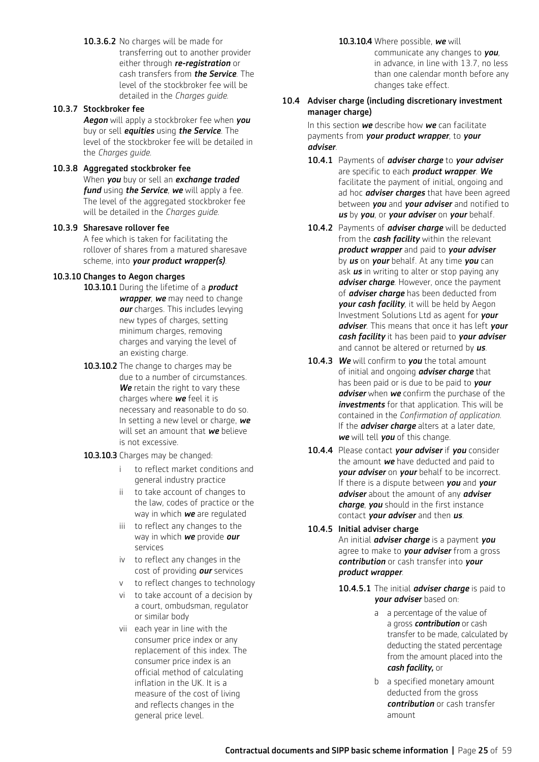**10.3.6.2** No charges will be made for transferring out to another provider either through ***re-registration*** or cash transfers from ***the Service***. The level of the stockbroker fee will be detailed in the *Charges guide*.

**10.3.7 Stockbroker fee**

***Aegon*** will apply a stockbroker fee when ***you*** buy or sell ***equities*** using ***the Service***. The level of the stockbroker fee will be detailed in the *Charges guide*.

**10.3.8 Aggregated stockbroker fee**

When ***you*** buy or sell an ***exchange traded fund*** using ***the Service***, ***we*** will apply a fee. The level of the aggregated stockbroker fee will be detailed in the *Charges guide*.

**10.3.9 Sharesave rollover fee**

A fee which is taken for facilitating the rollover of shares from a matured sharesave scheme, into ***your product wrapper(s)***.

**10.3.10 Changes to Aegon charges**

**10.3.10.1** During the lifetime of a ***product wrapper***, ***we*** may need to change ***our*** charges. This includes levying new types of charges, setting minimum charges, removing charges and varying the level of an existing charge.

**10.3.10.2** The change to charges may be due to a number of circumstances. ***We*** retain the right to vary these charges where ***we*** feel it is necessary and reasonable to do so. In setting a new level or charge, ***we*** will set an amount that ***we*** believe is not excessive.

**10.3.10.3** Charges may be changed:

- i to reflect market conditions and general industry practice
- ii to take account of changes to the law, codes of practice or the way in which ***we*** are regulated
- iii to reflect any changes to the way in which ***we*** provide ***our*** services
- iv to reflect any changes in the cost of providing ***our*** services
- v to reflect changes to technology
- vi to take account of a decision by a court, ombudsman, regulator or similar body
- vii each year in line with the consumer price index or any replacement of this index. The consumer price index is an official method of calculating inflation in the UK. It is a measure of the cost of living and reflects changes in the general price level.

**10.3.10.4** Where possible, ***we*** will communicate any changes to ***you***, in advance, in line with 13.7, no less than one calendar month before any changes take effect.

**10.4 Adviser charge (including discretionary investment manager charge)**

In this section ***we*** describe how ***we*** can facilitate payments from ***your product wrapper***, to ***your adviser***.

**10.4.1** Payments of ***adviser charge*** to ***your adviser*** are specific to each ***product wrapper***. ***We*** facilitate the payment of initial, ongoing and ad hoc ***adviser charges*** that have been agreed between ***you*** and ***your adviser*** and notified to ***us*** by ***you***, or ***your adviser*** on ***your*** behalf.

**10.4.2** Payments of ***adviser charge*** will be deducted from the ***cash facility*** within the relevant ***product wrapper*** and paid to ***your adviser*** by ***us*** on ***your*** behalf. At any time ***you*** can ask ***us*** in writing to alter or stop paying any ***adviser charge***. However, once the payment of ***adviser charge*** has been deducted from ***your cash facility***, it will be held by Aegon Investment Solutions Ltd as agent for ***your adviser***. This means that once it has left ***your cash facility*** it has been paid to ***your adviser*** and cannot be altered or returned by ***us***.

**10.4.3** ***We*** will confirm to ***you*** the total amount of initial and ongoing ***adviser charge*** that has been paid or is due to be paid to ***your adviser*** when ***we*** confirm the purchase of the ***investments*** for that application. This will be contained in the *Confirmation of application*. If the ***adviser charge*** alters at a later date, ***we*** will tell ***you*** of this change.

**10.4.4** Please contact ***your adviser*** if ***you*** consider the amount ***we*** have deducted and paid to ***your adviser*** on ***your*** behalf to be incorrect. If there is a dispute between ***you*** and ***your adviser*** about the amount of any ***adviser charge***, ***you*** should in the first instance contact ***your adviser*** and then ***us***.

**10.4.5 Initial adviser charge**

An initial ***adviser charge*** is a payment ***you*** agree to make to ***your adviser*** from a gross ***contribution*** or cash transfer into ***your product wrapper***.

**10.4.5.1** The initial ***adviser charge*** is paid to ***your adviser*** based on:

- a a percentage of the value of a gross ***contribution*** or cash transfer to be made, calculated by deducting the stated percentage from the amount placed into the ***cash facility***, or
- b a specified monetary amount deducted from the gross ***contribution*** or cash transfer amount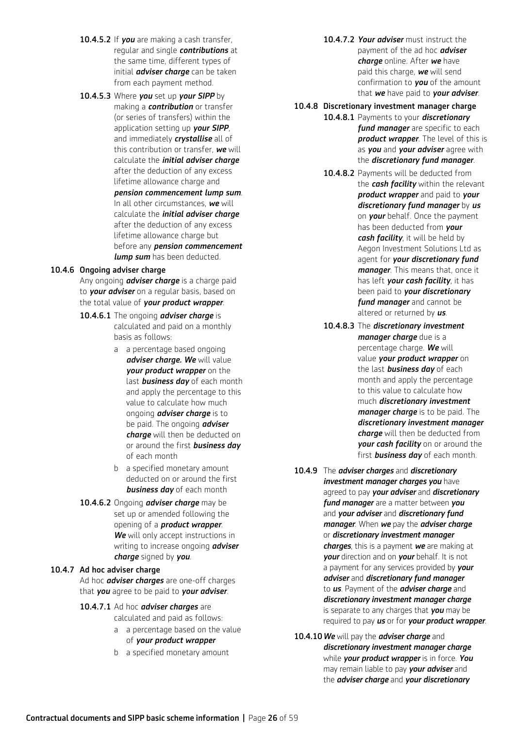**10.4.5.2** If ***you*** are making a cash transfer, regular and single ***contributions*** at the same time, different types of initial ***adviser charge*** can be taken from each payment method.

**10.4.5.3** Where ***you*** set up ***your SIPP*** by making a ***contribution*** or transfer (or series of transfers) within the application setting up ***your SIPP***, and immediately ***crystallise*** all of this contribution or transfer, ***we*** will calculate the ***initial adviser charge*** after the deduction of any excess lifetime allowance charge and ***pension commencement lump sum***. In all other circumstances, ***we*** will calculate the ***initial adviser charge*** after the deduction of any excess lifetime allowance charge but before any ***pension commencement lump sum*** has been deducted.

**10.4.6 Ongoing adviser charge**

Any ongoing ***adviser charge*** is a charge paid to ***your adviser*** on a regular basis, based on the total value of ***your product wrapper***.

**10.4.6.1** The ongoing ***adviser charge*** is calculated and paid on a monthly basis as follows:

a a percentage based ongoing ***adviser charge. We*** will value ***your product wrapper*** on the last ***business day*** of each month and apply the percentage to this value to calculate how much ongoing ***adviser charge*** is to be paid. The ongoing ***adviser charge*** will then be deducted on or around the first ***business day*** of each month

b a specified monetary amount deducted on or around the first ***business day*** of each month

**10.4.6.2** Ongoing ***adviser charge*** may be set up or amended following the opening of a ***product wrapper***. ***We*** will only accept instructions in writing to increase ongoing ***adviser charge*** signed by ***you***.

**10.4.7 Ad hoc adviser charge**

Ad hoc ***adviser charges*** are one-off charges that ***you*** agree to be paid to ***your adviser***.

**10.4.7.1** Ad hoc ***adviser charges*** are calculated and paid as follows:

a a percentage based on the value of ***your product wrapper***

b a specified monetary amount

**10.4.7.2** ***Your adviser*** must instruct the payment of the ad hoc ***adviser charge*** online. After ***we*** have paid this charge, ***we*** will send confirmation to ***you*** of the amount that ***we*** have paid to ***your adviser***.

**10.4.8 Discretionary investment manager charge**

**10.4.8.1** Payments to your ***discretionary fund manager*** are specific to each ***product wrapper***. The level of this is as ***you*** and ***your adviser*** agree with the ***discretionary fund manager***.

**10.4.8.2** Payments will be deducted from the ***cash facility*** within the relevant ***product wrapper*** and paid to ***your discretionary fund manager*** by ***us*** on ***your*** behalf. Once the payment has been deducted from ***your cash facility***, it will be held by Aegon Investment Solutions Ltd as agent for ***your discretionary fund manager***. This means that, once it has left ***your cash facility***, it has been paid to ***your discretionary fund manager*** and cannot be altered or returned by ***us***.

**10.4.8.3** The ***discretionary investment manager charge*** due is a percentage charge. ***We*** will value ***your product wrapper*** on the last ***business day*** of each month and apply the percentage to this value to calculate how much ***discretionary investment manager charge*** is to be paid. The ***discretionary investment manager charge*** will then be deducted from ***your cash facility*** on or around the first ***business day*** of each month.

**10.4.9** The ***adviser charges*** and ***discretionary investment manager charges you*** have agreed to pay ***your adviser*** and ***discretionary fund manager*** are a matter between ***you*** and ***your adviser*** and ***discretionary fund manager***. When ***we*** pay the ***adviser charge*** or ***discretionary investment manager charges***, this is a payment ***we*** are making at ***your*** direction and on ***your*** behalf. It is not a payment for any services provided by ***your adviser*** and ***discretionary fund manager*** to ***us***. Payment of the ***adviser charge*** and ***discretionary investment manager charge*** is separate to any charges that ***you*** may be required to pay ***us*** or for ***your product wrapper***.

**10.4.10** ***We*** will pay the ***adviser charge*** and ***discretionary investment manager charge*** while ***your product wrapper*** is in force. ***You*** may remain liable to pay ***your adviser*** and the ***adviser charge*** and ***your discretionary***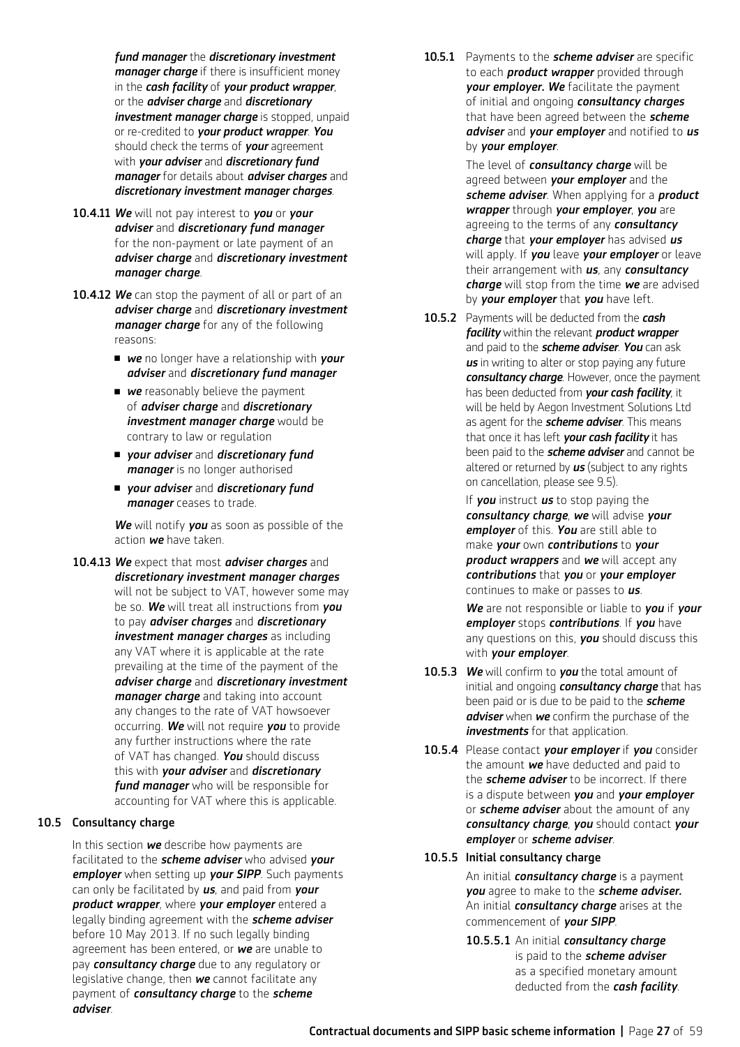***fund manager*** the ***discretionary investment manager charge*** if there is insufficient money in the ***cash facility*** of ***your product wrapper***, or the ***adviser charge*** and ***discretionary investment manager charge*** is stopped, unpaid or re-credited to ***your product wrapper***. ***You*** should check the terms of ***your*** agreement with ***your adviser*** and ***discretionary fund manager*** for details about ***adviser charges*** and ***discretionary investment manager charges***.

**10.4.11** ***We*** will not pay interest to ***you*** or ***your adviser*** and ***discretionary fund manager*** for the non-payment or late payment of an ***adviser charge*** and ***discretionary investment manager charge***.

**10.4.12** ***We*** can stop the payment of all or part of an ***adviser charge*** and ***discretionary investment manager charge*** for any of the following reasons:

- ***we*** no longer have a relationship with ***your adviser*** and ***discretionary fund manager***
- ***we*** reasonably believe the payment of ***adviser charge*** and ***discretionary investment manager charge*** would be contrary to law or regulation
- ***your adviser*** and ***discretionary fund manager*** is no longer authorised
- ***your adviser*** and ***discretionary fund manager*** ceases to trade.

***We*** will notify ***you*** as soon as possible of the action ***we*** have taken.

**10.4.13** ***We*** expect that most ***adviser charges*** and ***discretionary investment manager charges*** will not be subject to VAT, however some may be so. ***We*** will treat all instructions from ***you*** to pay ***adviser charges*** and ***discretionary investment manager charges*** as including any VAT where it is applicable at the rate prevailing at the time of the payment of the ***adviser charge*** and ***discretionary investment manager charge*** and taking into account any changes to the rate of VAT howsoever occurring. ***We*** will not require ***you*** to provide any further instructions where the rate of VAT has changed. ***You*** should discuss this with ***your adviser*** and ***discretionary fund manager*** who will be responsible for accounting for VAT where this is applicable.

### 10.5 Consultancy charge

In this section ***we*** describe how payments are facilitated to the ***scheme adviser*** who advised ***your employer*** when setting up ***your SIPP***. Such payments can only be facilitated by ***us***, and paid from ***your product wrapper***, where ***your employer*** entered a legally binding agreement with the ***scheme adviser*** before 10 May 2013. If no such legally binding agreement has been entered, or ***we*** are unable to pay ***consultancy charge*** due to any regulatory or legislative change, then ***we*** cannot facilitate any payment of ***consultancy charge*** to the ***scheme adviser***.

**10.5.1** Payments to the ***scheme adviser*** are specific to each ***product wrapper*** provided through ***your employer. We*** facilitate the payment of initial and ongoing ***consultancy charges*** that have been agreed between the ***scheme adviser*** and ***your employer*** and notified to ***us*** by ***your employer***.

The level of ***consultancy charge*** will be agreed between ***your employer*** and the ***scheme adviser***. When applying for a ***product wrapper*** through ***your employer***, ***you*** are agreeing to the terms of any ***consultancy charge*** that ***your employer*** has advised ***us*** will apply. If ***you*** leave ***your employer*** or leave their arrangement with ***us***, any ***consultancy charge*** will stop from the time ***we*** are advised by ***your employer*** that ***you*** have left.

**10.5.2** Payments will be deducted from the ***cash facility*** within the relevant ***product wrapper*** and paid to the ***scheme adviser***. ***You*** can ask ***us*** in writing to alter or stop paying any future ***consultancy charge***. However, once the payment has been deducted from ***your cash facility***, it will be held by Aegon Investment Solutions Ltd as agent for the ***scheme adviser***. This means that once it has left ***your cash facility*** it has been paid to the ***scheme adviser*** and cannot be altered or returned by ***us*** (subject to any rights on cancellation, please see 9.5).

If ***you*** instruct ***us*** to stop paying the ***consultancy charge***, ***we*** will advise ***your employer*** of this. ***You*** are still able to make ***your*** own ***contributions*** to ***your product wrappers*** and ***we*** will accept any ***contributions*** that ***you*** or ***your employer*** continues to make or passes to ***us***.

***We*** are not responsible or liable to ***you*** if ***your employer*** stops ***contributions***. If ***you*** have any questions on this, ***you*** should discuss this with ***your employer***.

**10.5.3** ***We*** will confirm to ***you*** the total amount of initial and ongoing ***consultancy charge*** that has been paid or is due to be paid to the ***scheme adviser*** when ***we*** confirm the purchase of the ***investments*** for that application.

**10.5.4** Please contact ***your employer*** if ***you*** consider the amount ***we*** have deducted and paid to the ***scheme adviser*** to be incorrect. If there is a dispute between ***you*** and ***your employer*** or ***scheme adviser*** about the amount of any ***consultancy charge***, ***you*** should contact ***your employer*** or ***scheme adviser***.

**10.5.5 Initial consultancy charge**

An initial ***consultancy charge*** is a payment ***you*** agree to make to the ***scheme adviser.*** An initial ***consultancy charge*** arises at the commencement of ***your SIPP***.

**10.5.5.1** An initial ***consultancy charge*** is paid to the ***scheme adviser*** as a specified monetary amount deducted from the ***cash facility***.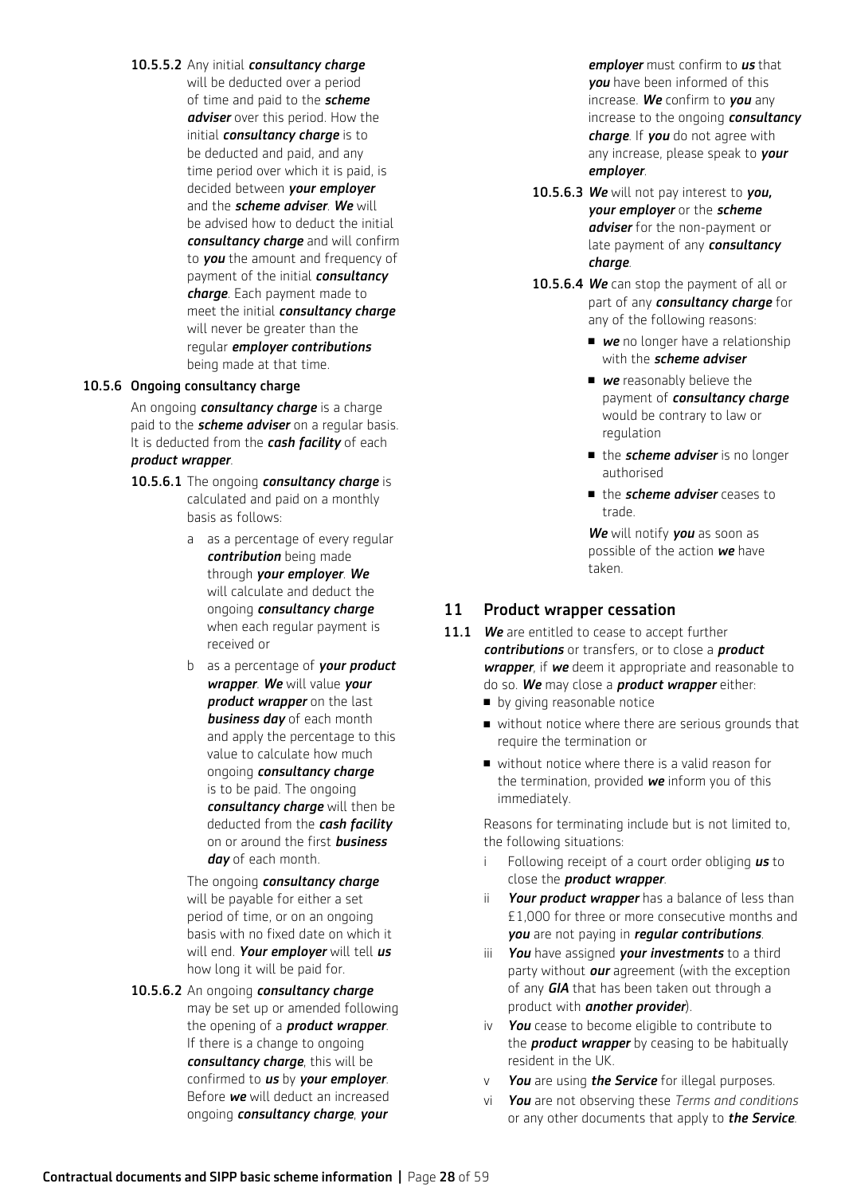**10.5.5.2** Any initial ***consultancy charge*** will be deducted over a period of time and paid to the ***scheme adviser*** over this period. How the initial ***consultancy charge*** is to be deducted and paid, and any time period over which it is paid, is decided between ***your employer*** and the ***scheme adviser***. ***We*** will be advised how to deduct the initial ***consultancy charge*** and will confirm to ***you*** the amount and frequency of payment of the initial ***consultancy charge***. Each payment made to meet the initial ***consultancy charge*** will never be greater than the regular ***employer contributions*** being made at that time.

**10.5.6 Ongoing consultancy charge**

An ongoing ***consultancy charge*** is a charge paid to the ***scheme adviser*** on a regular basis. It is deducted from the ***cash facility*** of each ***product wrapper***.

**10.5.6.1** The ongoing ***consultancy charge*** is calculated and paid on a monthly basis as follows:

a as a percentage of every regular ***contribution*** being made through ***your employer***. ***We*** will calculate and deduct the ongoing ***consultancy charge*** when each regular payment is received or

b as a percentage of ***your product wrapper***. ***We*** will value ***your product wrapper*** on the last ***business day*** of each month and apply the percentage to this value to calculate how much ongoing ***consultancy charge*** is to be paid. The ongoing ***consultancy charge*** will then be deducted from the ***cash facility*** on or around the first ***business day*** of each month.

The ongoing ***consultancy charge*** will be payable for either a set period of time, or on an ongoing basis with no fixed date on which it will end. ***Your employer*** will tell ***us*** how long it will be paid for.

**10.5.6.2** An ongoing ***consultancy charge*** may be set up or amended following the opening of a ***product wrapper***. If there is a change to ongoing ***consultancy charge***, this will be confirmed to ***us*** by ***your employer***. Before ***we*** will deduct an increased ongoing ***consultancy charge***, ***your employer*** must confirm to ***us*** that ***you*** have been informed of this increase. ***We*** confirm to ***you*** any increase to the ongoing ***consultancy charge***. If ***you*** do not agree with any increase, please speak to ***your employer***.

**10.5.6.3** ***We*** will not pay interest to ***you, your employer*** or the ***scheme adviser*** for the non-payment or late payment of any ***consultancy charge***.

**10.5.6.4** ***We*** can stop the payment of all or part of any ***consultancy charge*** for any of the following reasons:

- ***we*** no longer have a relationship with the ***scheme adviser***
- ***we*** reasonably believe the payment of ***consultancy charge*** would be contrary to law or regulation
- the ***scheme adviser*** is no longer authorised
- the ***scheme adviser*** ceases to trade.

***We*** will notify ***you*** as soon as possible of the action ***we*** have taken.

## 11 Product wrapper cessation

**11.1** ***We*** are entitled to cease to accept further ***contributions*** or transfers, or to close a ***product wrapper***, if ***we*** deem it appropriate and reasonable to do so. ***We*** may close a ***product wrapper*** either:

- by giving reasonable notice
- without notice where there are serious grounds that require the termination or
- without notice where there is a valid reason for the termination, provided ***we*** inform you of this immediately.

Reasons for terminating include but is not limited to, the following situations:

i Following receipt of a court order obliging ***us*** to close the ***product wrapper***.

ii ***Your product wrapper*** has a balance of less than £1,000 for three or more consecutive months and ***you*** are not paying in ***regular contributions***.

iii ***You*** have assigned ***your investments*** to a third party without ***our*** agreement (with the exception of any ***GIA*** that has been taken out through a product with ***another provider***).

iv ***You*** cease to become eligible to contribute to the ***product wrapper*** by ceasing to be habitually resident in the UK.

v ***You*** are using ***the Service*** for illegal purposes.

vi ***You*** are not observing these *Terms and conditions* or any other documents that apply to ***the Service***.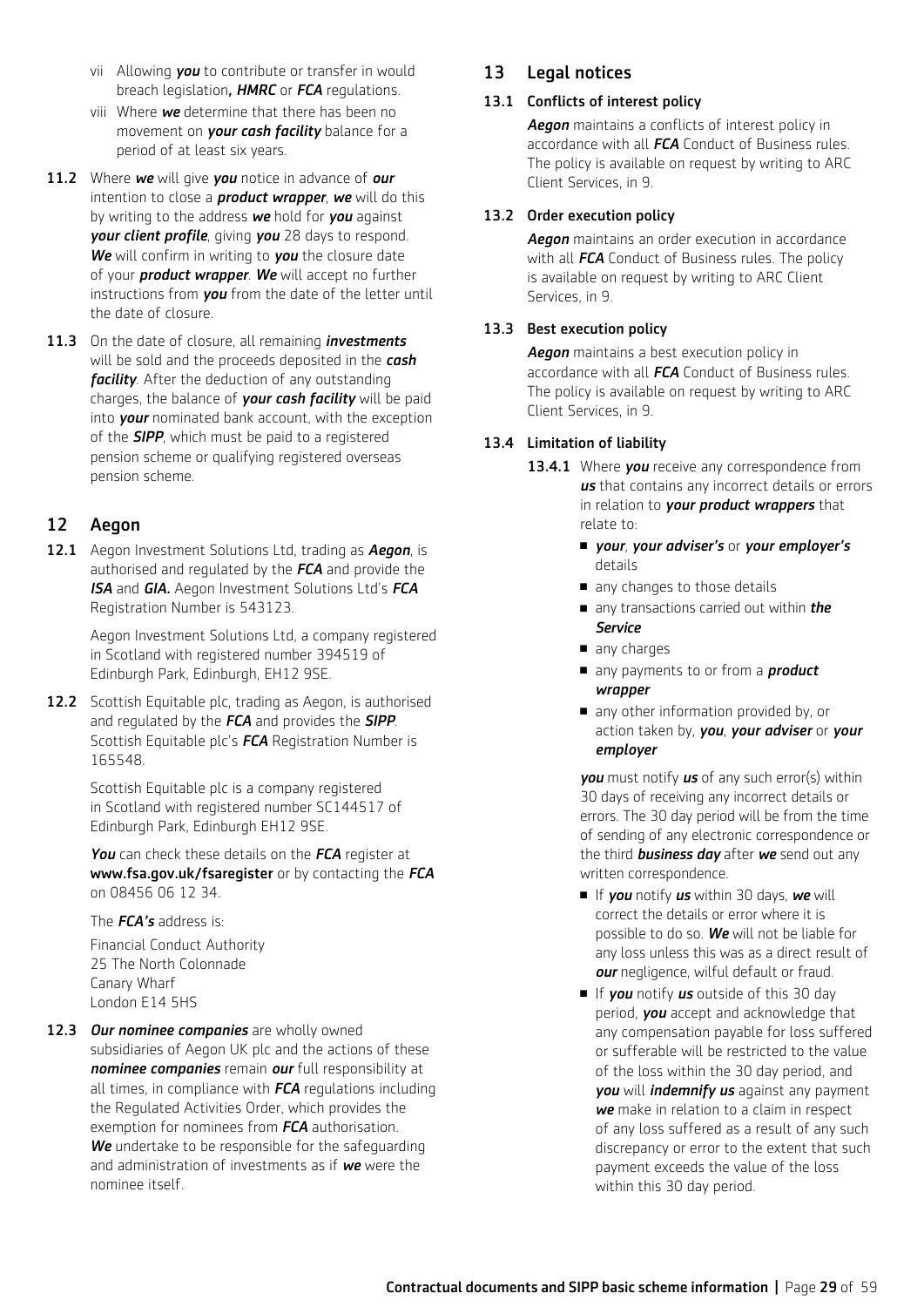vii Allowing ***you*** to contribute or transfer in would breach legislation**,** ***HMRC*** or ***FCA*** regulations.

viii Where ***we*** determine that there has been no movement on ***your cash facility*** balance for a period of at least six years.

**11.2** Where ***we*** will give ***you*** notice in advance of ***our*** intention to close a ***product wrapper***, ***we*** will do this by writing to the address ***we*** hold for ***you*** against ***your client profile***, giving ***you*** 28 days to respond. ***We*** will confirm in writing to ***you*** the closure date of your ***product wrapper***. ***We*** will accept no further instructions from ***you*** from the date of the letter until the date of closure.

**11.3** On the date of closure, all remaining ***investments*** will be sold and the proceeds deposited in the ***cash facility***. After the deduction of any outstanding charges, the balance of ***your cash facility*** will be paid into ***your*** nominated bank account, with the exception of the ***SIPP***, which must be paid to a registered pension scheme or qualifying registered overseas pension scheme.

## 12 Aegon

**12.1** Aegon Investment Solutions Ltd, trading as ***Aegon***, is authorised and regulated by the ***FCA*** and provide the ***ISA*** and ***GIA.*** Aegon Investment Solutions Ltd's ***FCA*** Registration Number is 543123.

Aegon Investment Solutions Ltd, a company registered in Scotland with registered number 394519 of Edinburgh Park, Edinburgh, EH12 9SE.

**12.2** Scottish Equitable plc, trading as Aegon, is authorised and regulated by the ***FCA*** and provides the ***SIPP***. Scottish Equitable plc's ***FCA*** Registration Number is 165548.

Scottish Equitable plc is a company registered in Scotland with registered number SC144517 of Edinburgh Park, Edinburgh EH12 9SE.

***You*** can check these details on the ***FCA*** register at **www.fsa.gov.uk/fsaregister** or by contacting the ***FCA*** on 08456 06 12 34.

The ***FCA's*** address is:

Financial Conduct Authority
25 The North Colonnade
Canary Wharf
London E14 5HS

**12.3** ***Our nominee companies*** are wholly owned subsidiaries of Aegon UK plc and the actions of these ***nominee companies*** remain ***our*** full responsibility at all times, in compliance with ***FCA*** regulations including the Regulated Activities Order, which provides the exemption for nominees from ***FCA*** authorisation. ***We*** undertake to be responsible for the safeguarding and administration of investments as if ***we*** were the nominee itself.

## 13 Legal notices

### 13.1 Conflicts of interest policy

***Aegon*** maintains a conflicts of interest policy in accordance with all ***FCA*** Conduct of Business rules. The policy is available on request by writing to ARC Client Services, in 9.

### 13.2 Order execution policy

***Aegon*** maintains an order execution in accordance with all ***FCA*** Conduct of Business rules. The policy is available on request by writing to ARC Client Services, in 9.

### 13.3 Best execution policy

***Aegon*** maintains a best execution policy in accordance with all ***FCA*** Conduct of Business rules. The policy is available on request by writing to ARC Client Services, in 9.

### 13.4 Limitation of liability

**13.4.1** Where ***you*** receive any correspondence from ***us*** that contains any incorrect details or errors in relation to ***your product wrappers*** that relate to:

- ***your***, ***your adviser's*** or ***your employer's*** details
- any changes to those details
- any transactions carried out within ***the Service***
- any charges
- any payments to or from a ***product wrapper***
- any other information provided by, or action taken by, ***you***, ***your adviser*** or ***your employer***

***you*** must notify ***us*** of any such error(s) within 30 days of receiving any incorrect details or errors. The 30 day period will be from the time of sending of any electronic correspondence or the third ***business day*** after ***we*** send out any written correspondence.

- If ***you*** notify ***us*** within 30 days, ***we*** will correct the details or error where it is possible to do so. ***We*** will not be liable for any loss unless this was as a direct result of ***our*** negligence, wilful default or fraud.
- If ***you*** notify ***us*** outside of this 30 day period, ***you*** accept and acknowledge that any compensation payable for loss suffered or sufferable will be restricted to the value of the loss within the 30 day period, and ***you*** will ***indemnify us*** against any payment ***we*** make in relation to a claim in respect of any loss suffered as a result of any such discrepancy or error to the extent that such payment exceeds the value of the loss within this 30 day period.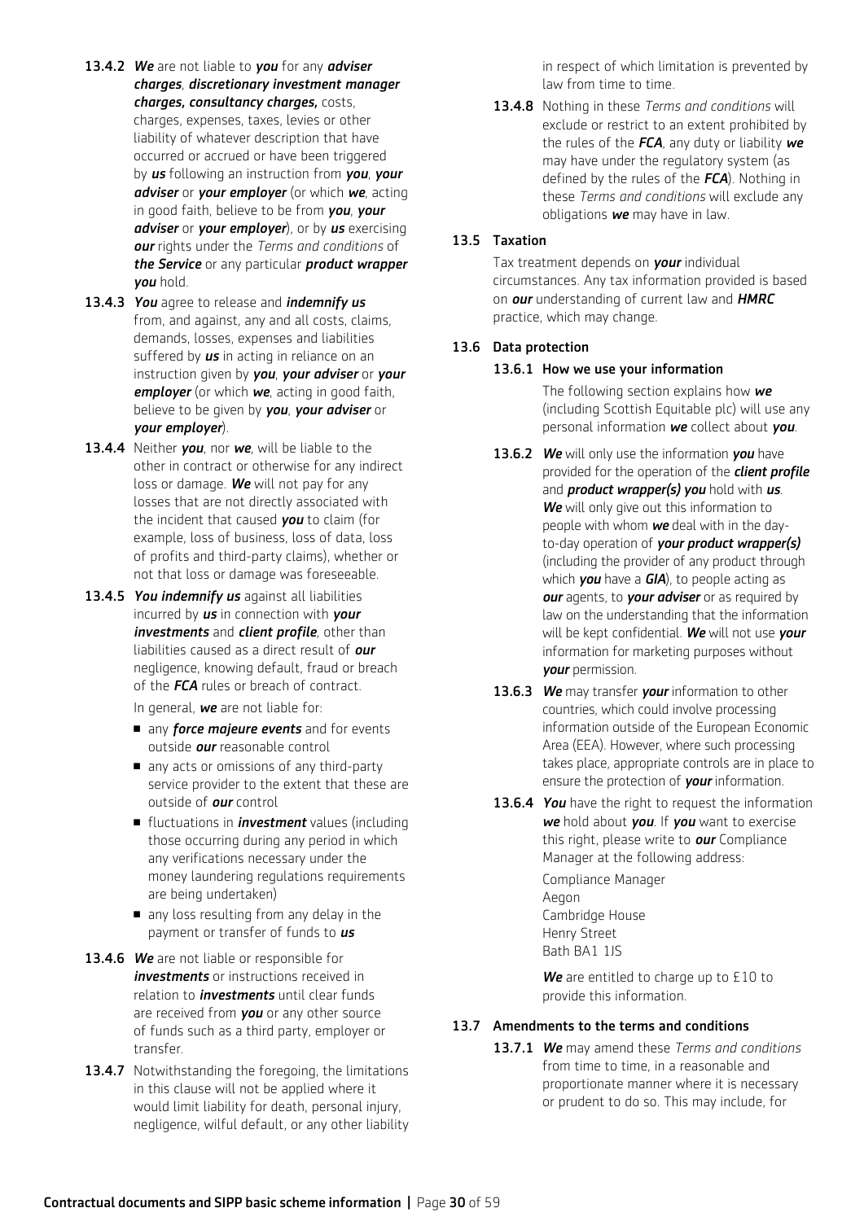**13.4.2** ***We*** are not liable to ***you*** for any ***adviser charges***, ***discretionary investment manager charges, consultancy charges,*** costs, charges, expenses, taxes, levies or other liability of whatever description that have occurred or accrued or have been triggered by ***us*** following an instruction from ***you***, ***your adviser*** or ***your employer*** (or which ***we***, acting in good faith, believe to be from ***you***, ***your adviser*** or ***your employer***), or by ***us*** exercising ***our*** rights under the *Terms and conditions* of ***the Service*** or any particular ***product wrapper you*** hold.

**13.4.3** ***You*** agree to release and ***indemnify us*** from, and against, any and all costs, claims, demands, losses, expenses and liabilities suffered by ***us*** in acting in reliance on an instruction given by ***you***, ***your adviser*** or ***your employer*** (or which ***we***, acting in good faith, believe to be given by ***you***, ***your adviser*** or ***your employer***).

**13.4.4** Neither ***you***, nor ***we***, will be liable to the other in contract or otherwise for any indirect loss or damage. ***We*** will not pay for any losses that are not directly associated with the incident that caused ***you*** to claim (for example, loss of business, loss of data, loss of profits and third-party claims), whether or not that loss or damage was foreseeable.

**13.4.5** ***You indemnify us*** against all liabilities incurred by ***us*** in connection with ***your investments*** and ***client profile***, other than liabilities caused as a direct result of ***our*** negligence, knowing default, fraud or breach of the ***FCA*** rules or breach of contract.

In general, ***we*** are not liable for:

- any ***force majeure events*** and for events outside ***our*** reasonable control
- any acts or omissions of any third-party service provider to the extent that these are outside of ***our*** control
- fluctuations in ***investment*** values (including those occurring during any period in which any verifications necessary under the money laundering regulations requirements are being undertaken)
- any loss resulting from any delay in the payment or transfer of funds to ***us***

**13.4.6** ***We*** are not liable or responsible for ***investments*** or instructions received in relation to ***investments*** until clear funds are received from ***you*** or any other source of funds such as a third party, employer or transfer.

**13.4.7** Notwithstanding the foregoing, the limitations in this clause will not be applied where it would limit liability for death, personal injury, negligence, wilful default, or any other liability in respect of which limitation is prevented by law from time to time.

**13.4.8** Nothing in these *Terms and conditions* will exclude or restrict to an extent prohibited by the rules of the ***FCA***, any duty or liability ***we*** may have under the regulatory system (as defined by the rules of the ***FCA***). Nothing in these *Terms and conditions* will exclude any obligations ***we*** may have in law.

### 13.5 Taxation

Tax treatment depends on ***your*** individual circumstances. Any tax information provided is based on ***our*** understanding of current law and ***HMRC*** practice, which may change.

### 13.6 Data protection

#### 13.6.1 How we use your information

The following section explains how ***we*** (including Scottish Equitable plc) will use any personal information ***we*** collect about ***you***.

**13.6.2** ***We*** will only use the information ***you*** have provided for the operation of the ***client profile*** and ***product wrapper(s) you*** hold with ***us***. ***We*** will only give out this information to people with whom ***we*** deal with in the day-to-day operation of ***your product wrapper(s)*** (including the provider of any product through which ***you*** have a ***GIA***), to people acting as ***our*** agents, to ***your adviser*** or as required by law on the understanding that the information will be kept confidential. ***We*** will not use ***your*** information for marketing purposes without ***your*** permission.

**13.6.3** ***We*** may transfer ***your*** information to other countries, which could involve processing information outside of the European Economic Area (EEA). However, where such processing takes place, appropriate controls are in place to ensure the protection of ***your*** information.

**13.6.4** ***You*** have the right to request the information ***we*** hold about ***you***. If ***you*** want to exercise this right, please write to ***our*** Compliance Manager at the following address:

Compliance Manager
Aegon
Cambridge House
Henry Street
Bath BA1 1JS

***We*** are entitled to charge up to £10 to provide this information.

### 13.7 Amendments to the terms and conditions

**13.7.1** ***We*** may amend these *Terms and conditions* from time to time, in a reasonable and proportionate manner where it is necessary or prudent to do so. This may include, for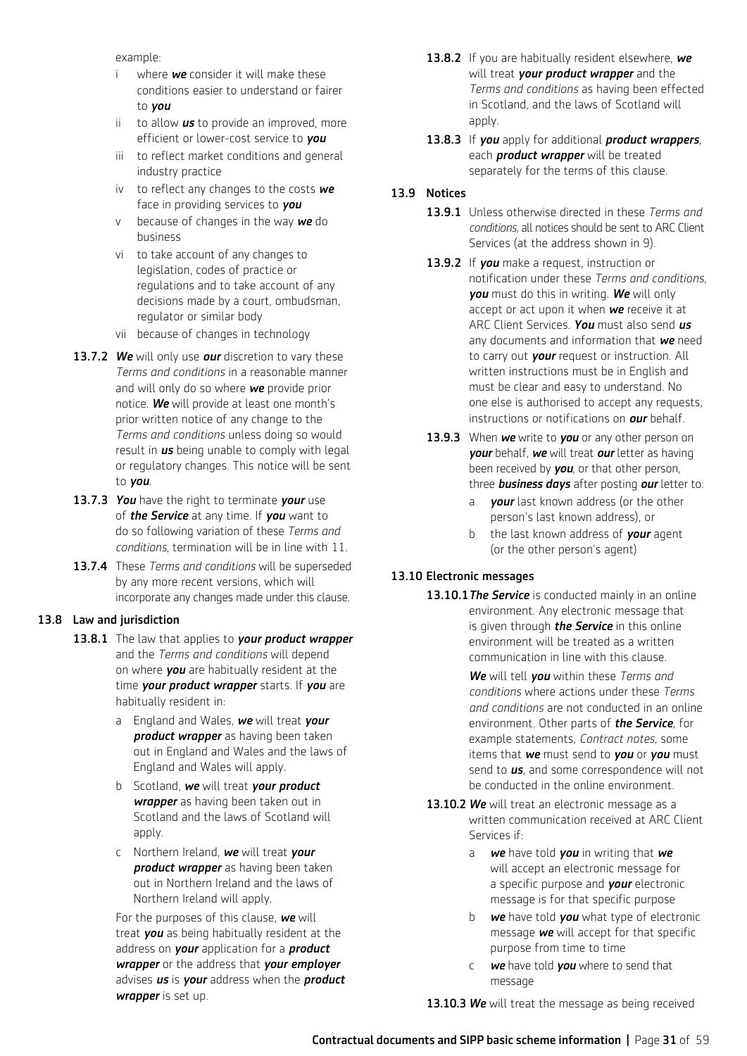example:

- i where ***we*** consider it will make these conditions easier to understand or fairer to ***you***
- ii to allow ***us*** to provide an improved, more efficient or lower-cost service to ***you***
- iii to reflect market conditions and general industry practice
- iv to reflect any changes to the costs ***we*** face in providing services to ***you***
- v because of changes in the way ***we*** do business
- vi to take account of any changes to legislation, codes of practice or regulations and to take account of any decisions made by a court, ombudsman, regulator or similar body
- vii because of changes in technology

**13.7.2** ***We*** will only use ***our*** discretion to vary these *Terms and conditions* in a reasonable manner and will only do so where ***we*** provide prior notice. ***We*** will provide at least one month's prior written notice of any change to the *Terms and conditions* unless doing so would result in ***us*** being unable to comply with legal or regulatory changes. This notice will be sent to ***you***.

**13.7.3** ***You*** have the right to terminate ***your*** use of ***the Service*** at any time. If ***you*** want to do so following variation of these *Terms and conditions*, termination will be in line with 11.

**13.7.4** These *Terms and conditions* will be superseded by any more recent versions, which will incorporate any changes made under this clause.

### 13.8 Law and jurisdiction

**13.8.1** The law that applies to ***your product wrapper*** and the *Terms and conditions* will depend on where ***you*** are habitually resident at the time ***your product wrapper*** starts. If ***you*** are habitually resident in:

- a England and Wales, ***we*** will treat ***your product wrapper*** as having been taken out in England and Wales and the laws of England and Wales will apply.
- b Scotland, ***we*** will treat ***your product wrapper*** as having been taken out in Scotland and the laws of Scotland will apply.
- c Northern Ireland, ***we*** will treat ***your product wrapper*** as having been taken out in Northern Ireland and the laws of Northern Ireland will apply.

For the purposes of this clause, ***we*** will treat ***you*** as being habitually resident at the address on ***your*** application for a ***product wrapper*** or the address that ***your employer*** advises ***us*** is ***your*** address when the ***product wrapper*** is set up.

**13.8.2** If you are habitually resident elsewhere, ***we*** will treat ***your product wrapper*** and the *Terms and conditions* as having been effected in Scotland, and the laws of Scotland will apply.

**13.8.3** If ***you*** apply for additional ***product wrappers***, each ***product wrapper*** will be treated separately for the terms of this clause.

### 13.9 Notices

**13.9.1** Unless otherwise directed in these *Terms and conditions*, all notices should be sent to ARC Client Services (at the address shown in 9).

**13.9.2** If ***you*** make a request, instruction or notification under these *Terms and conditions*, ***you*** must do this in writing. ***We*** will only accept or act upon it when ***we*** receive it at ARC Client Services. ***You*** must also send ***us*** any documents and information that ***we*** need to carry out ***your*** request or instruction. All written instructions must be in English and must be clear and easy to understand. No one else is authorised to accept any requests, instructions or notifications on ***our*** behalf.

**13.9.3** When ***we*** write to ***you*** or any other person on ***your*** behalf, ***we*** will treat ***our*** letter as having been received by ***you***, or that other person, three ***business days*** after posting ***our*** letter to:

- a ***your*** last known address (or the other person's last known address), or
- b the last known address of ***your*** agent (or the other person's agent)

### 13.10 Electronic messages

**13.10.1** ***The Service*** is conducted mainly in an online environment. Any electronic message that is given through ***the Service*** in this online environment will be treated as a written communication in line with this clause.

***We*** will tell ***you*** within these *Terms and conditions* where actions under these *Terms and conditions* are not conducted in an online environment. Other parts of ***the Service***, for example statements, *Contract notes*, some items that ***we*** must send to ***you*** or ***you*** must send to ***us***, and some correspondence will not be conducted in the online environment.

**13.10.2** ***We*** will treat an electronic message as a written communication received at ARC Client Services if:

- a ***we*** have told ***you*** in writing that ***we*** will accept an electronic message for a specific purpose and ***your*** electronic message is for that specific purpose
- b ***we*** have told ***you*** what type of electronic message ***we*** will accept for that specific purpose from time to time
- c ***we*** have told ***you*** where to send that message

**13.10.3** ***We*** will treat the message as being received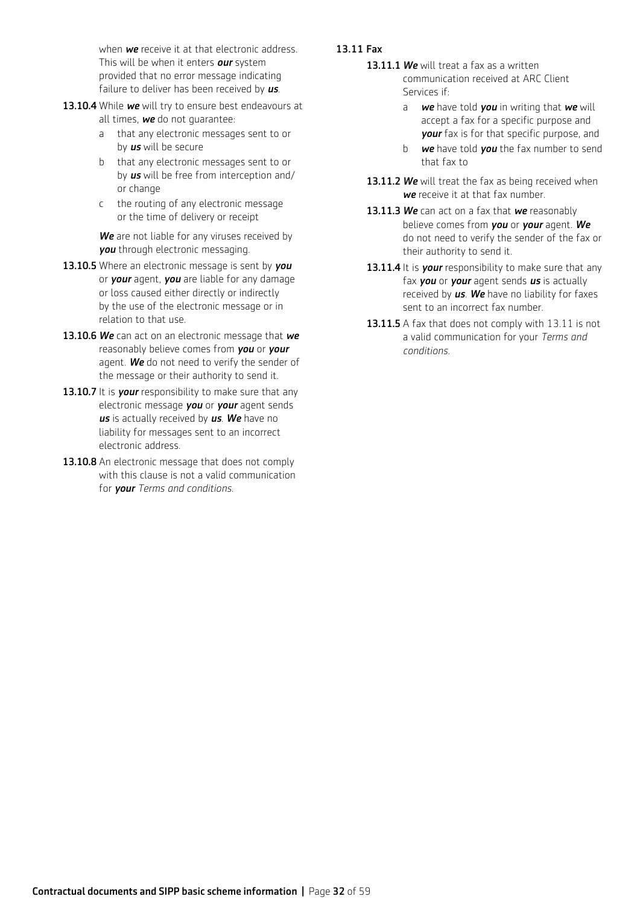when ***we*** receive it at that electronic address. This will be when it enters ***our*** system provided that no error message indicating failure to deliver has been received by ***us***.

**13.10.4** While ***we*** will try to ensure best endeavours at all times, ***we*** do not guarantee:

- a that any electronic messages sent to or by ***us*** will be secure
- b that any electronic messages sent to or by ***us*** will be free from interception and/or change
- c the routing of any electronic message or the time of delivery or receipt

***We*** are not liable for any viruses received by ***you*** through electronic messaging.

**13.10.5** Where an electronic message is sent by ***you*** or ***your*** agent, ***you*** are liable for any damage or loss caused either directly or indirectly by the use of the electronic message or in relation to that use.

**13.10.6** ***We*** can act on an electronic message that ***we*** reasonably believe comes from ***you*** or ***your*** agent. ***We*** do not need to verify the sender of the message or their authority to send it.

**13.10.7** It is ***your*** responsibility to make sure that any electronic message ***you*** or ***your*** agent sends ***us*** is actually received by ***us***. ***We*** have no liability for messages sent to an incorrect electronic address.

**13.10.8** An electronic message that does not comply with this clause is not a valid communication for ***your*** *Terms and conditions*.

**13.11 Fax**

**13.11.1** ***We*** will treat a fax as a written communication received at ARC Client Services if:

- a ***we*** have told ***you*** in writing that ***we*** will accept a fax for a specific purpose and ***your*** fax is for that specific purpose, and
- b ***we*** have told ***you*** the fax number to send that fax to

**13.11.2** ***We*** will treat the fax as being received when ***we*** receive it at that fax number.

**13.11.3** ***We*** can act on a fax that ***we*** reasonably believe comes from ***you*** or ***your*** agent. ***We*** do not need to verify the sender of the fax or their authority to send it.

**13.11.4** It is ***your*** responsibility to make sure that any fax ***you*** or ***your*** agent sends ***us*** is actually received by ***us***. ***We*** have no liability for faxes sent to an incorrect fax number.

**13.11.5** A fax that does not comply with 13.11 is not a valid communication for your *Terms and conditions*.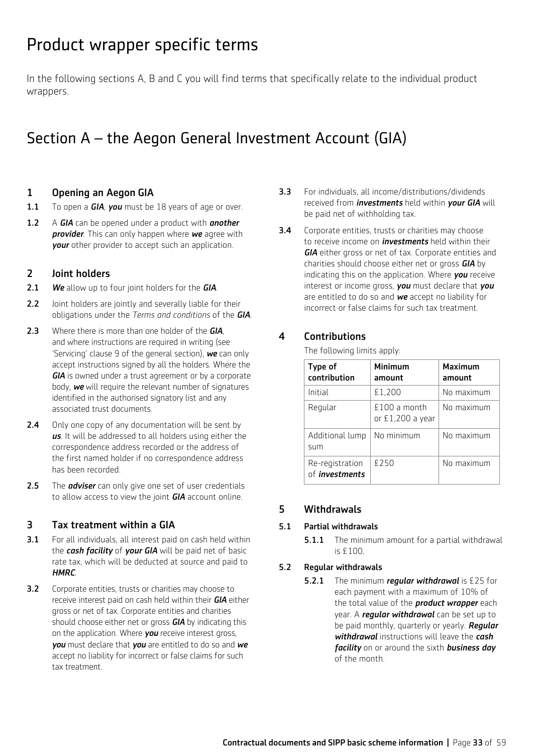# Product wrapper specific terms

In the following sections A, B and C you will find terms that specifically relate to the individual product wrappers.

# Section A – the Aegon General Investment Account (GIA)

## 1 Opening an Aegon GIA

**1.1** To open a ***GIA***, ***you*** must be 18 years of age or over.

**1.2** A ***GIA*** can be opened under a product with ***another provider***. This can only happen where ***we*** agree with ***your*** other provider to accept such an application.

## 2 Joint holders

**2.1** ***We*** allow up to four joint holders for the ***GIA***.

**2.2** Joint holders are jointly and severally liable for their obligations under the *Terms and conditions* of the ***GIA***.

**2.3** Where there is more than one holder of the ***GIA***, and where instructions are required in writing (see 'Servicing' clause 9 of the general section), ***we*** can only accept instructions signed by all the holders. Where the ***GIA*** is owned under a trust agreement or by a corporate body, ***we*** will require the relevant number of signatures identified in the authorised signatory list and any associated trust documents.

**2.4** Only one copy of any documentation will be sent by ***us***. It will be addressed to all holders using either the correspondence address recorded or the address of the first named holder if no correspondence address has been recorded.

**2.5** The ***adviser*** can only give one set of user credentials to allow access to view the joint ***GIA*** account online.

## 3 Tax treatment within a GIA

**3.1** For all individuals, all interest paid on cash held within the ***cash facility*** of ***your GIA*** will be paid net of basic rate tax, which will be deducted at source and paid to ***HMRC***.

**3.2** Corporate entities, trusts or charities may choose to receive interest paid on cash held within their ***GIA*** either gross or net of tax. Corporate entities and charities should choose either net or gross ***GIA*** by indicating this on the application. Where ***you*** receive interest gross, ***you*** must declare that ***you*** are entitled to do so and ***we*** accept no liability for incorrect or false claims for such tax treatment.

**3.3** For individuals, all income/distributions/dividends received from ***investments*** held within ***your GIA*** will be paid net of withholding tax.

**3.4** Corporate entities, trusts or charities may choose to receive income on ***investments*** held within their ***GIA*** either gross or net of tax. Corporate entities and charities should choose either net or gross ***GIA*** by indicating this on the application. Where ***you*** receive interest or income gross, ***you*** must declare that ***you*** are entitled to do so and ***we*** accept no liability for incorrect or false claims for such tax treatment.

## 4 Contributions

The following limits apply:

| Type of contribution | Minimum amount | Maximum amount |
|---|---|---|
| Initial | £1,200 | No maximum |
| Regular | £100 a month or £1,200 a year | No maximum |
| Additional lump sum | No minimum | No maximum |
| Re-registration of ***investments*** | £250 | No maximum |

## 5 Withdrawals

### 5.1 Partial withdrawals

**5.1.1** The minimum amount for a partial withdrawal is £100.

### 5.2 Regular withdrawals

**5.2.1** The minimum ***regular withdrawal*** is £25 for each payment with a maximum of 10% of the total value of the ***product wrapper*** each year. A ***regular withdrawal*** can be set up to be paid monthly, quarterly or yearly. ***Regular withdrawal*** instructions will leave the ***cash facility*** on or around the sixth ***business day*** of the month.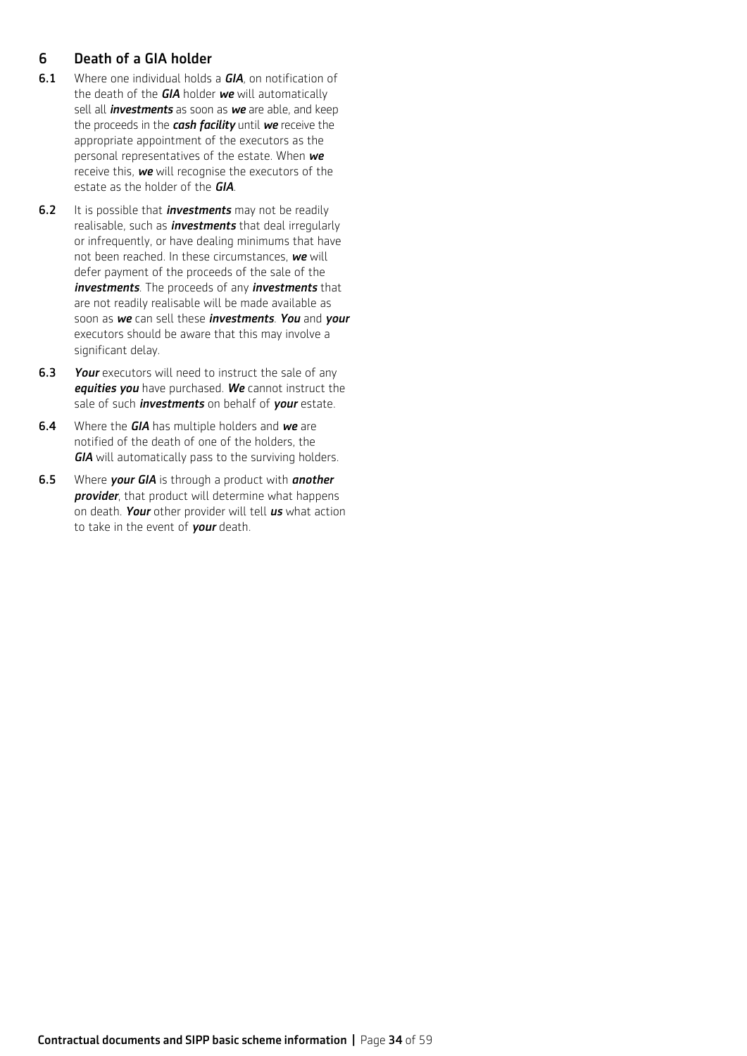## 6 Death of a GIA holder

**6.1** Where one individual holds a ***GIA***, on notification of the death of the ***GIA*** holder ***we*** will automatically sell all ***investments*** as soon as ***we*** are able, and keep the proceeds in the ***cash facility*** until ***we*** receive the appropriate appointment of the executors as the personal representatives of the estate. When ***we*** receive this, ***we*** will recognise the executors of the estate as the holder of the ***GIA***.

**6.2** It is possible that ***investments*** may not be readily realisable, such as ***investments*** that deal irregularly or infrequently, or have dealing minimums that have not been reached. In these circumstances, ***we*** will defer payment of the proceeds of the sale of the ***investments***. The proceeds of any ***investments*** that are not readily realisable will be made available as soon as ***we*** can sell these ***investments***. ***You*** and ***your*** executors should be aware that this may involve a significant delay.

**6.3** ***Your*** executors will need to instruct the sale of any ***equities you*** have purchased. ***We*** cannot instruct the sale of such ***investments*** on behalf of ***your*** estate.

**6.4** Where the ***GIA*** has multiple holders and ***we*** are notified of the death of one of the holders, the ***GIA*** will automatically pass to the surviving holders.

**6.5** Where ***your GIA*** is through a product with ***another provider***, that product will determine what happens on death. ***Your*** other provider will tell ***us*** what action to take in the event of ***your*** death.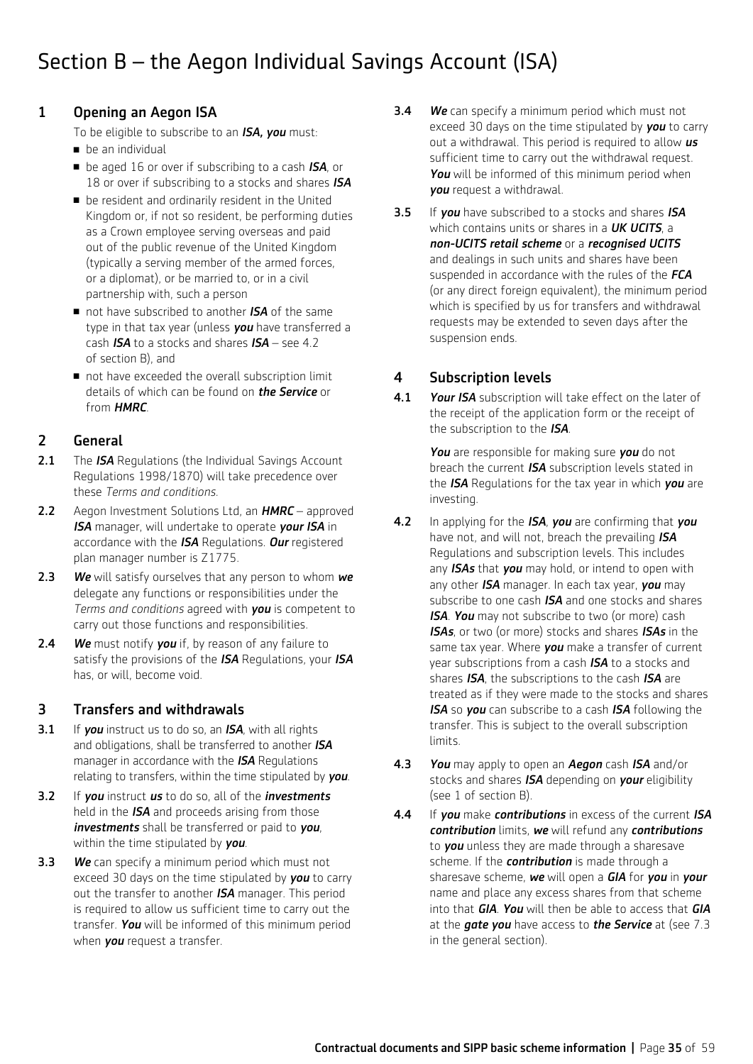# Section B – the Aegon Individual Savings Account (ISA)

## 1 Opening an Aegon ISA

To be eligible to subscribe to an ***ISA, you*** must:

- be an individual
- be aged 16 or over if subscribing to a cash ***ISA***, or 18 or over if subscribing to a stocks and shares ***ISA***
- be resident and ordinarily resident in the United Kingdom or, if not so resident, be performing duties as a Crown employee serving overseas and paid out of the public revenue of the United Kingdom (typically a serving member of the armed forces, or a diplomat), or be married to, or in a civil partnership with, such a person
- not have subscribed to another ***ISA*** of the same type in that tax year (unless ***you*** have transferred a cash ***ISA*** to a stocks and shares ***ISA*** – see 4.2 of section B), and
- not have exceeded the overall subscription limit details of which can be found on ***the Service*** or from ***HMRC***.

## 2 General

**2.1** The ***ISA*** Regulations (the Individual Savings Account Regulations 1998/1870) will take precedence over these *Terms and conditions*.

**2.2** Aegon Investment Solutions Ltd, an ***HMRC*** – approved ***ISA*** manager, will undertake to operate ***your ISA*** in accordance with the ***ISA*** Regulations. ***Our*** registered plan manager number is Z1775.

**2.3** ***We*** will satisfy ourselves that any person to whom ***we*** delegate any functions or responsibilities under the *Terms and conditions* agreed with ***you*** is competent to carry out those functions and responsibilities.

**2.4** ***We*** must notify ***you*** if, by reason of any failure to satisfy the provisions of the ***ISA*** Regulations, your ***ISA*** has, or will, become void.

## 3 Transfers and withdrawals

**3.1** If ***you*** instruct us to do so, an ***ISA***, with all rights and obligations, shall be transferred to another ***ISA*** manager in accordance with the ***ISA*** Regulations relating to transfers, within the time stipulated by ***you***.

**3.2** If ***you*** instruct ***us*** to do so, all of the ***investments*** held in the ***ISA*** and proceeds arising from those ***investments*** shall be transferred or paid to ***you***, within the time stipulated by ***you***.

**3.3** ***We*** can specify a minimum period which must not exceed 30 days on the time stipulated by ***you*** to carry out the transfer to another ***ISA*** manager. This period is required to allow us sufficient time to carry out the transfer. ***You*** will be informed of this minimum period when ***you*** request a transfer.

**3.4** ***We*** can specify a minimum period which must not exceed 30 days on the time stipulated by ***you*** to carry out a withdrawal. This period is required to allow ***us*** sufficient time to carry out the withdrawal request. ***You*** will be informed of this minimum period when ***you*** request a withdrawal.

**3.5** If ***you*** have subscribed to a stocks and shares ***ISA*** which contains units or shares in a ***UK UCITS***, a ***non-UCITS retail scheme*** or a ***recognised UCITS*** and dealings in such units and shares have been suspended in accordance with the rules of the ***FCA*** (or any direct foreign equivalent), the minimum period which is specified by us for transfers and withdrawal requests may be extended to seven days after the suspension ends.

## 4 Subscription levels

**4.1** ***Your ISA*** subscription will take effect on the later of the receipt of the application form or the receipt of the subscription to the ***ISA***.

***You*** are responsible for making sure ***you*** do not breach the current ***ISA*** subscription levels stated in the ***ISA*** Regulations for the tax year in which ***you*** are investing.

**4.2** In applying for the ***ISA***, ***you*** are confirming that ***you*** have not, and will not, breach the prevailing ***ISA*** Regulations and subscription levels. This includes any ***ISAs*** that ***you*** may hold, or intend to open with any other ***ISA*** manager. In each tax year, ***you*** may subscribe to one cash ***ISA*** and one stocks and shares ***ISA***. ***You*** may not subscribe to two (or more) cash ***ISAs***, or two (or more) stocks and shares ***ISAs*** in the same tax year. Where ***you*** make a transfer of current year subscriptions from a cash ***ISA*** to a stocks and shares ***ISA***, the subscriptions to the cash ***ISA*** are treated as if they were made to the stocks and shares ***ISA*** so ***you*** can subscribe to a cash ***ISA*** following the transfer. This is subject to the overall subscription limits.

**4.3** ***You*** may apply to open an ***Aegon*** cash ***ISA*** and/or stocks and shares ***ISA*** depending on ***your*** eligibility (see 1 of section B).

**4.4** If ***you*** make ***contributions*** in excess of the current ***ISA contribution*** limits, ***we*** will refund any ***contributions*** to ***you*** unless they are made through a sharesave scheme. If the ***contribution*** is made through a sharesave scheme, ***we*** will open a ***GIA*** for ***you*** in ***your*** name and place any excess shares from that scheme into that ***GIA***. ***You*** will then be able to access that ***GIA*** at the ***gate you*** have access to ***the Service*** at (see 7.3 in the general section).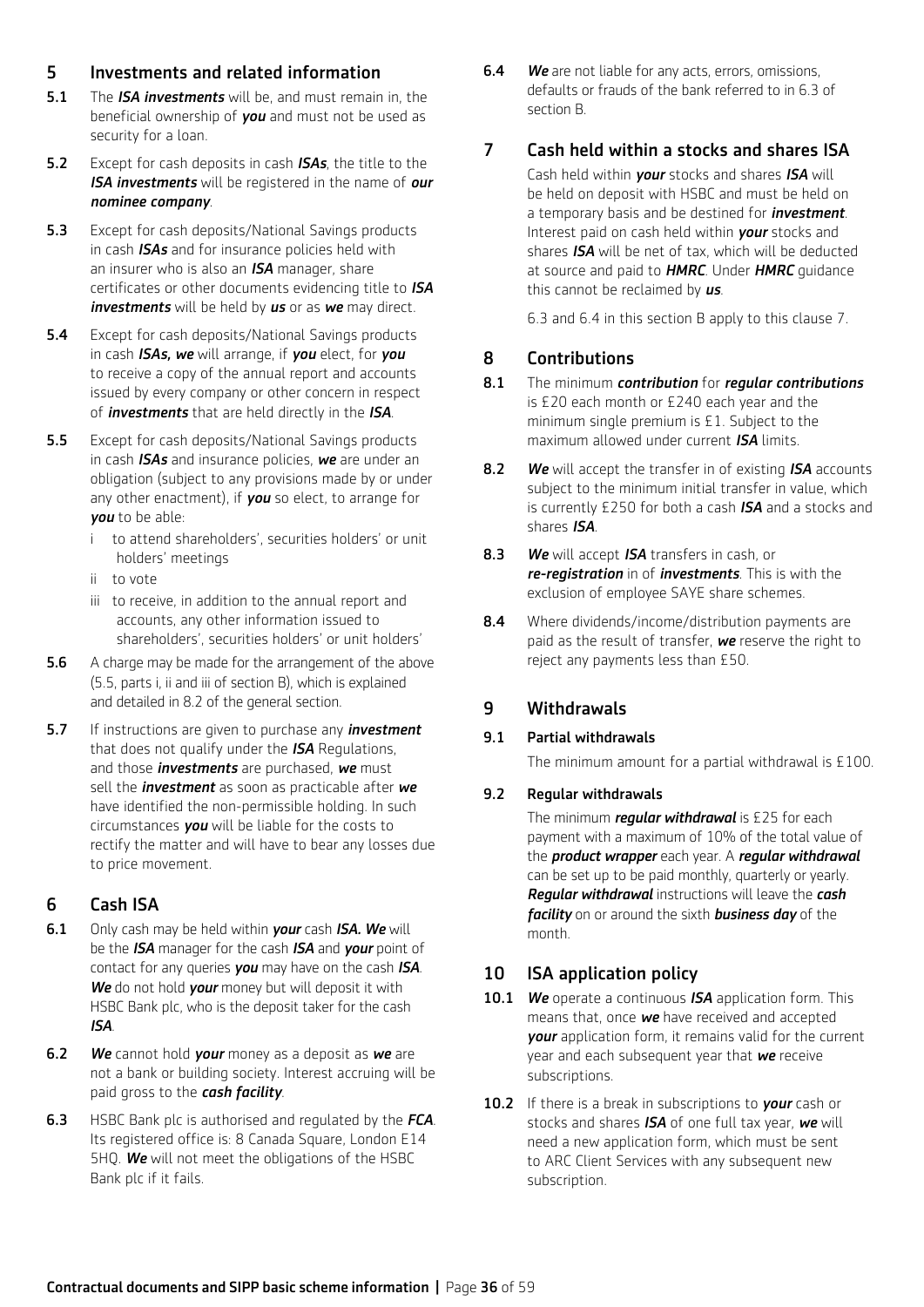## 5 Investments and related information

**5.1** The ***ISA investments*** will be, and must remain in, the beneficial ownership of ***you*** and must not be used as security for a loan.

**5.2** Except for cash deposits in cash ***ISAs***, the title to the ***ISA investments*** will be registered in the name of ***our nominee company***.

**5.3** Except for cash deposits/National Savings products in cash ***ISAs*** and for insurance policies held with an insurer who is also an ***ISA*** manager, share certificates or other documents evidencing title to ***ISA investments*** will be held by ***us*** or as ***we*** may direct.

**5.4** Except for cash deposits/National Savings products in cash ***ISAs, we*** will arrange, if ***you*** elect, for ***you*** to receive a copy of the annual report and accounts issued by every company or other concern in respect of ***investments*** that are held directly in the ***ISA***.

**5.5** Except for cash deposits/National Savings products in cash ***ISAs*** and insurance policies, ***we*** are under an obligation (subject to any provisions made by or under any other enactment), if ***you*** so elect, to arrange for ***you*** to be able:

- i to attend shareholders', securities holders' or unit holders' meetings
- ii to vote
- iii to receive, in addition to the annual report and accounts, any other information issued to shareholders', securities holders' or unit holders'

**5.6** A charge may be made for the arrangement of the above (5.5, parts i, ii and iii of section B), which is explained and detailed in 8.2 of the general section.

**5.7** If instructions are given to purchase any ***investment*** that does not qualify under the ***ISA*** Regulations, and those ***investments*** are purchased, ***we*** must sell the ***investment*** as soon as practicable after ***we*** have identified the non-permissible holding. In such circumstances ***you*** will be liable for the costs to rectify the matter and will have to bear any losses due to price movement.

## 6 Cash ISA

**6.1** Only cash may be held within ***your*** cash ***ISA. We*** will be the ***ISA*** manager for the cash ***ISA*** and ***your*** point of contact for any queries ***you*** may have on the cash ***ISA***. ***We*** do not hold ***your*** money but will deposit it with HSBC Bank plc, who is the deposit taker for the cash ***ISA***.

**6.2** ***We*** cannot hold ***your*** money as a deposit as ***we*** are not a bank or building society. Interest accruing will be paid gross to the ***cash facility***.

**6.3** HSBC Bank plc is authorised and regulated by the ***FCA***. Its registered office is: 8 Canada Square, London E14 5HQ. ***We*** will not meet the obligations of the HSBC Bank plc if it fails.

**6.4** ***We*** are not liable for any acts, errors, omissions, defaults or frauds of the bank referred to in 6.3 of section B.

## 7 Cash held within a stocks and shares ISA

Cash held within ***your*** stocks and shares ***ISA*** will be held on deposit with HSBC and must be held on a temporary basis and be destined for ***investment***. Interest paid on cash held within ***your*** stocks and shares ***ISA*** will be net of tax, which will be deducted at source and paid to ***HMRC***. Under ***HMRC*** guidance this cannot be reclaimed by ***us***.

6.3 and 6.4 in this section B apply to this clause 7.

## 8 Contributions

**8.1** The minimum ***contribution*** for ***regular contributions*** is £20 each month or £240 each year and the minimum single premium is £1. Subject to the maximum allowed under current ***ISA*** limits.

**8.2** ***We*** will accept the transfer in of existing ***ISA*** accounts subject to the minimum initial transfer in value, which is currently £250 for both a cash ***ISA*** and a stocks and shares ***ISA***.

**8.3** ***We*** will accept ***ISA*** transfers in cash, or ***re-registration*** in of ***investments***. This is with the exclusion of employee SAYE share schemes.

**8.4** Where dividends/income/distribution payments are paid as the result of transfer, ***we*** reserve the right to reject any payments less than £50.

## 9 Withdrawals

### 9.1 Partial withdrawals

The minimum amount for a partial withdrawal is £100.

### 9.2 Regular withdrawals

The minimum ***regular withdrawal*** is £25 for each payment with a maximum of 10% of the total value of the ***product wrapper*** each year. A ***regular withdrawal*** can be set up to be paid monthly, quarterly or yearly. ***Regular withdrawal*** instructions will leave the ***cash facility*** on or around the sixth ***business day*** of the month.

## 10 ISA application policy

**10.1** ***We*** operate a continuous ***ISA*** application form. This means that, once ***we*** have received and accepted ***your*** application form, it remains valid for the current year and each subsequent year that ***we*** receive subscriptions.

**10.2** If there is a break in subscriptions to ***your*** cash or stocks and shares ***ISA*** of one full tax year, ***we*** will need a new application form, which must be sent to ARC Client Services with any subsequent new subscription.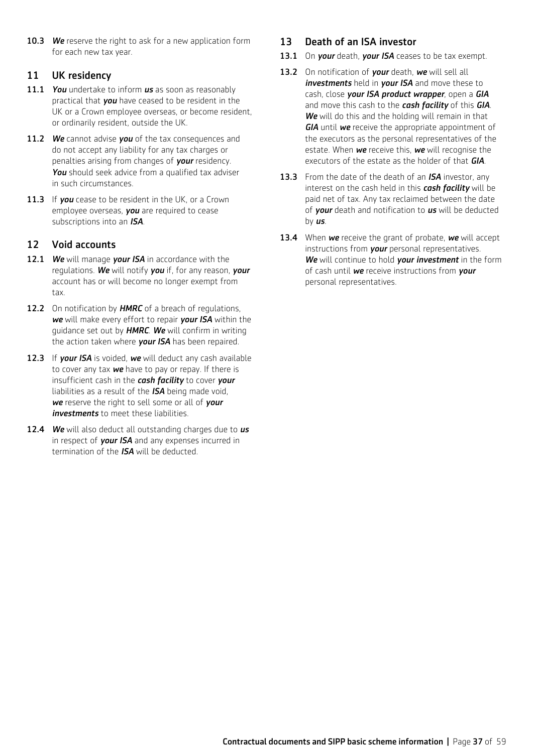**10.3** ***We*** reserve the right to ask for a new application form for each new tax year.

## 11 UK residency

**11.1** ***You*** undertake to inform ***us*** as soon as reasonably practical that ***you*** have ceased to be resident in the UK or a Crown employee overseas, or become resident, or ordinarily resident, outside the UK.

**11.2** ***We*** cannot advise ***you*** of the tax consequences and do not accept any liability for any tax charges or penalties arising from changes of ***your*** residency. ***You*** should seek advice from a qualified tax adviser in such circumstances.

**11.3** If ***you*** cease to be resident in the UK, or a Crown employee overseas, ***you*** are required to cease subscriptions into an ***ISA***.

## 12 Void accounts

**12.1** ***We*** will manage ***your ISA*** in accordance with the regulations. ***We*** will notify ***you*** if, for any reason, ***your*** account has or will become no longer exempt from tax.

**12.2** On notification by ***HMRC*** of a breach of regulations, ***we*** will make every effort to repair ***your ISA*** within the guidance set out by ***HMRC***. ***We*** will confirm in writing the action taken where ***your ISA*** has been repaired.

**12.3** If ***your ISA*** is voided, ***we*** will deduct any cash available to cover any tax ***we*** have to pay or repay. If there is insufficient cash in the ***cash facility*** to cover ***your*** liabilities as a result of the ***ISA*** being made void, ***we*** reserve the right to sell some or all of ***your investments*** to meet these liabilities.

**12.4** ***We*** will also deduct all outstanding charges due to ***us*** in respect of ***your ISA*** and any expenses incurred in termination of the ***ISA*** will be deducted.

## 13 Death of an ISA investor

**13.1** On ***your*** death, ***your ISA*** ceases to be tax exempt.

**13.2** On notification of ***your*** death, ***we*** will sell all ***investments*** held in ***your ISA*** and move these to cash, close ***your ISA product wrapper***, open a ***GIA*** and move this cash to the ***cash facility*** of this ***GIA***. ***We*** will do this and the holding will remain in that ***GIA*** until ***we*** receive the appropriate appointment of the executors as the personal representatives of the estate. When ***we*** receive this, ***we*** will recognise the executors of the estate as the holder of that ***GIA***.

**13.3** From the date of the death of an ***ISA*** investor, any interest on the cash held in this ***cash facility*** will be paid net of tax. Any tax reclaimed between the date of ***your*** death and notification to ***us*** will be deducted by ***us***.

**13.4** When ***we*** receive the grant of probate, ***we*** will accept instructions from ***your*** personal representatives. ***We*** will continue to hold ***your investment*** in the form of cash until ***we*** receive instructions from ***your*** personal representatives.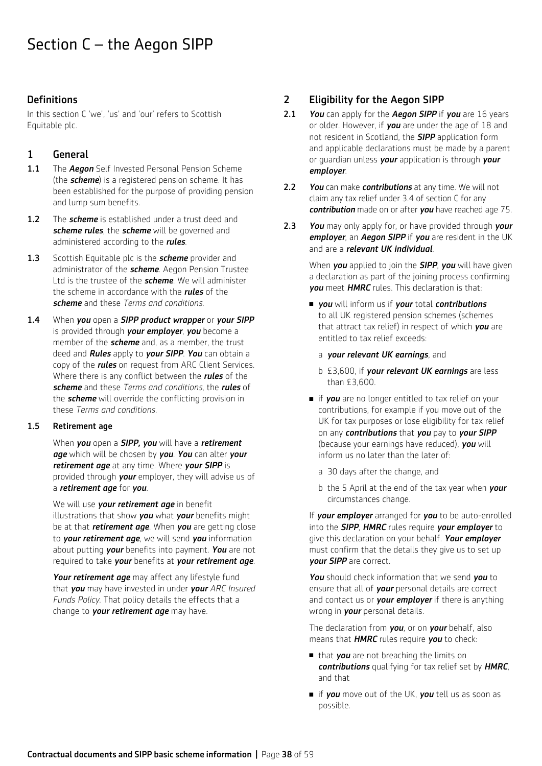# Section C – the Aegon SIPP

## Definitions

In this section C 'we', 'us' and 'our' refers to Scottish Equitable plc.

## 1 General

**1.1** The ***Aegon*** Self Invested Personal Pension Scheme (the ***scheme***) is a registered pension scheme. It has been established for the purpose of providing pension and lump sum benefits.

**1.2** The ***scheme*** is established under a trust deed and ***scheme rules***, the ***scheme*** will be governed and administered according to the ***rules***.

**1.3** Scottish Equitable plc is the ***scheme*** provider and administrator of the ***scheme***. Aegon Pension Trustee Ltd is the trustee of the ***scheme***. We will administer the scheme in accordance with the ***rules*** of the ***scheme*** and these *Terms and conditions*.

**1.4** When ***you*** open a ***SIPP product wrapper*** or ***your SIPP*** is provided through ***your employer***, ***you*** become a member of the ***scheme*** and, as a member, the trust deed and ***Rules*** apply to ***your SIPP***. ***You*** can obtain a copy of the ***rules*** on request from ARC Client Services. Where there is any conflict between the ***rules*** of the ***scheme*** and these *Terms and conditions*, the ***rules*** of the ***scheme*** will override the conflicting provision in these *Terms and conditions*.

**1.5 Retirement age**

When ***you*** open a ***SIPP, you*** will have a ***retirement age*** which will be chosen by ***you***. ***You*** can alter ***your retirement age*** at any time. Where ***your SIPP*** is provided through ***your*** employer, they will advise us of a ***retirement age*** for ***you***.

We will use ***your retirement age*** in benefit illustrations that show ***you*** what ***your*** benefits might be at that ***retirement age***. When ***you*** are getting close to ***your retirement age***, we will send ***you*** information about putting ***your*** benefits into payment. ***You*** are not required to take ***your*** benefits at ***your retirement age***.

***Your retirement age*** may affect any lifestyle fund that ***you*** may have invested in under ***your*** *ARC Insured Funds Policy*. That policy details the effects that a change to ***your retirement age*** may have.

## 2 Eligibility for the Aegon SIPP

**2.1** ***You*** can apply for the ***Aegon SIPP*** if ***you*** are 16 years or older. However, if ***you*** are under the age of 18 and not resident in Scotland, the ***SIPP*** application form and applicable declarations must be made by a parent or guardian unless ***your*** application is through ***your employer***.

**2.2** ***You*** can make ***contributions*** at any time. We will not claim any tax relief under 3.4 of section C for any ***contribution*** made on or after ***you*** have reached age 75.

**2.3** ***You*** may only apply for, or have provided through ***your employer***, an ***Aegon SIPP*** if ***you*** are resident in the UK and are a ***relevant UK individual***.

When ***you*** applied to join the ***SIPP***, ***you*** will have given a declaration as part of the joining process confirming ***you*** meet ***HMRC*** rules. This declaration is that:

- ***you*** will inform us if ***your*** total ***contributions*** to all UK registered pension schemes (schemes that attract tax relief) in respect of which ***you*** are entitled to tax relief exceeds:
  - a ***your relevant UK earnings***, and
  - b £3,600, if ***your relevant UK earnings*** are less than £3,600.
- if ***you*** are no longer entitled to tax relief on your contributions, for example if you move out of the UK for tax purposes or lose eligibility for tax relief on any ***contributions*** that ***you*** pay to ***your SIPP*** (because your earnings have reduced), ***you*** will inform us no later than the later of:
  - a 30 days after the change, and
  - b the 5 April at the end of the tax year when ***your*** circumstances change.

If ***your employer*** arranged for ***you*** to be auto-enrolled into the ***SIPP***, ***HMRC*** rules require ***your employer*** to give this declaration on your behalf. ***Your employer*** must confirm that the details they give us to set up ***your SIPP*** are correct.

***You*** should check information that we send ***you*** to ensure that all of ***your*** personal details are correct and contact us or ***your employer*** if there is anything wrong in ***your*** personal details.

The declaration from ***you***, or on ***your*** behalf, also means that ***HMRC*** rules require ***you*** to check:

- that ***you*** are not breaching the limits on ***contributions*** qualifying for tax relief set by ***HMRC***, and that
- if ***you*** move out of the UK, ***you*** tell us as soon as possible.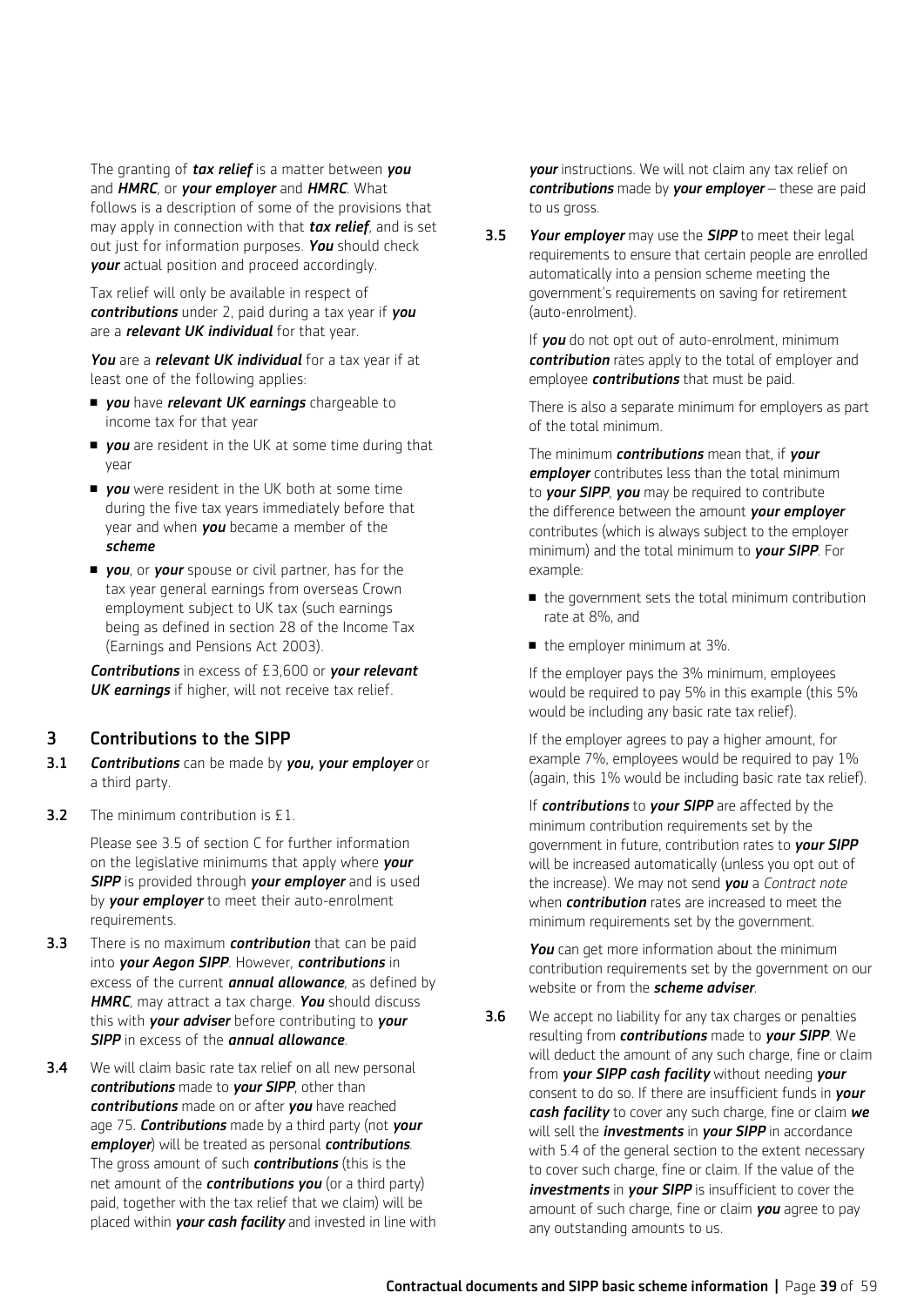The granting of ***tax relief*** is a matter between ***you*** and ***HMRC***, or ***your employer*** and ***HMRC***. What follows is a description of some of the provisions that may apply in connection with that ***tax relief***, and is set out just for information purposes. ***You*** should check ***your*** actual position and proceed accordingly.

Tax relief will only be available in respect of ***contributions*** under 2, paid during a tax year if ***you*** are a ***relevant UK individual*** for that year.

***You*** are a ***relevant UK individual*** for a tax year if at least one of the following applies:

- ***you*** have ***relevant UK earnings*** chargeable to income tax for that year
- ***you*** are resident in the UK at some time during that year
- ***you*** were resident in the UK both at some time during the five tax years immediately before that year and when ***you*** became a member of the ***scheme***
- ***you***, or ***your*** spouse or civil partner, has for the tax year general earnings from overseas Crown employment subject to UK tax (such earnings being as defined in section 28 of the Income Tax (Earnings and Pensions Act 2003).

***Contributions*** in excess of £3,600 or ***your relevant UK earnings*** if higher, will not receive tax relief.

## 3 Contributions to the SIPP

**3.1** ***Contributions*** can be made by ***you, your employer*** or a third party.

**3.2** The minimum contribution is £1.

Please see 3.5 of section C for further information on the legislative minimums that apply where ***your SIPP*** is provided through ***your employer*** and is used by ***your employer*** to meet their auto-enrolment requirements.

**3.3** There is no maximum ***contribution*** that can be paid into ***your Aegon SIPP***. However, ***contributions*** in excess of the current ***annual allowance***, as defined by ***HMRC***, may attract a tax charge. ***You*** should discuss this with ***your adviser*** before contributing to ***your SIPP*** in excess of the ***annual allowance***.

**3.4** We will claim basic rate tax relief on all new personal ***contributions*** made to ***your SIPP***, other than ***contributions*** made on or after ***you*** have reached age 75. ***Contributions*** made by a third party (not ***your employer***) will be treated as personal ***contributions***. The gross amount of such ***contributions*** (this is the net amount of the ***contributions you*** (or a third party) paid, together with the tax relief that we claim) will be placed within ***your cash facility*** and invested in line with ***your*** instructions. We will not claim any tax relief on ***contributions*** made by ***your employer*** – these are paid to us gross.

**3.5** ***Your employer*** may use the ***SIPP*** to meet their legal requirements to ensure that certain people are enrolled automatically into a pension scheme meeting the government's requirements on saving for retirement (auto-enrolment).

If ***you*** do not opt out of auto-enrolment, minimum ***contribution*** rates apply to the total of employer and employee ***contributions*** that must be paid.

There is also a separate minimum for employers as part of the total minimum.

The minimum ***contributions*** mean that, if ***your employer*** contributes less than the total minimum to ***your SIPP***, ***you*** may be required to contribute the difference between the amount ***your employer*** contributes (which is always subject to the employer minimum) and the total minimum to ***your SIPP***. For example:

- the government sets the total minimum contribution rate at 8%, and
- the employer minimum at 3%.

If the employer pays the 3% minimum, employees would be required to pay 5% in this example (this 5% would be including any basic rate tax relief).

If the employer agrees to pay a higher amount, for example 7%, employees would be required to pay 1% (again, this 1% would be including basic rate tax relief).

If ***contributions*** to ***your SIPP*** are affected by the minimum contribution requirements set by the government in future, contribution rates to ***your SIPP*** will be increased automatically (unless you opt out of the increase). We may not send ***you*** a *Contract note* when ***contribution*** rates are increased to meet the minimum requirements set by the government.

***You*** can get more information about the minimum contribution requirements set by the government on our website or from the ***scheme adviser***.

**3.6** We accept no liability for any tax charges or penalties resulting from ***contributions*** made to ***your SIPP***. We will deduct the amount of any such charge, fine or claim from ***your SIPP cash facility*** without needing ***your*** consent to do so. If there are insufficient funds in ***your cash facility*** to cover any such charge, fine or claim ***we*** will sell the ***investments*** in ***your SIPP*** in accordance with 5.4 of the general section to the extent necessary to cover such charge, fine or claim. If the value of the ***investments*** in ***your SIPP*** is insufficient to cover the amount of such charge, fine or claim ***you*** agree to pay any outstanding amounts to us.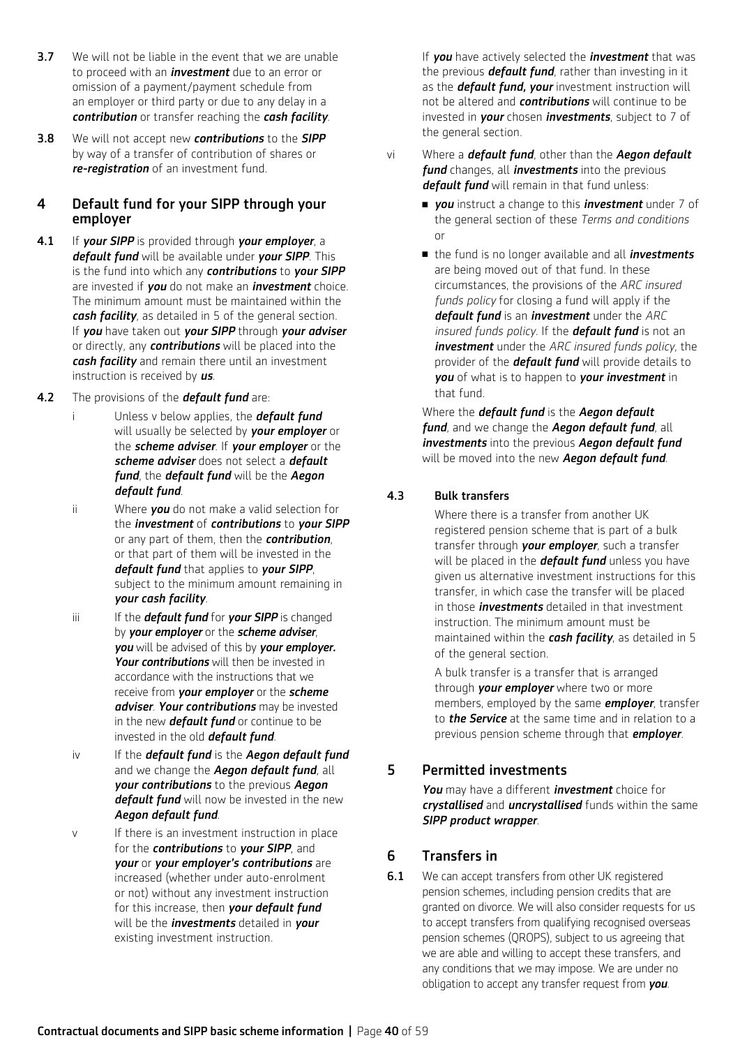**3.7** We will not be liable in the event that we are unable to proceed with an ***investment*** due to an error or omission of a payment/payment schedule from an employer or third party or due to any delay in a ***contribution*** or transfer reaching the ***cash facility***.

**3.8** We will not accept new ***contributions*** to the ***SIPP*** by way of a transfer of contribution of shares or ***re-registration*** of an investment fund.

## 4 Default fund for your SIPP through your employer

**4.1** If ***your SIPP*** is provided through ***your employer***, a ***default fund*** will be available under ***your SIPP***. This is the fund into which any ***contributions*** to ***your SIPP*** are invested if ***you*** do not make an ***investment*** choice. The minimum amount must be maintained within the ***cash facility***, as detailed in 5 of the general section. If ***you*** have taken out ***your SIPP*** through ***your adviser*** or directly, any ***contributions*** will be placed into the ***cash facility*** and remain there until an investment instruction is received by ***us***.

**4.2** The provisions of the ***default fund*** are:

i Unless v below applies, the ***default fund*** will usually be selected by ***your employer*** or the ***scheme adviser***. If ***your employer*** or the ***scheme adviser*** does not select a ***default fund***, the ***default fund*** will be the ***Aegon default fund***.

ii Where ***you*** do not make a valid selection for the ***investment*** of ***contributions*** to ***your SIPP*** or any part of them, then the ***contribution***, or that part of them will be invested in the ***default fund*** that applies to ***your SIPP***, subject to the minimum amount remaining in ***your cash facility***.

iii If the ***default fund*** for ***your SIPP*** is changed by ***your employer*** or the ***scheme adviser***, ***you*** will be advised of this by ***your employer. Your contributions*** will then be invested in accordance with the instructions that we receive from ***your employer*** or the ***scheme adviser***. ***Your contributions*** may be invested in the new ***default fund*** or continue to be invested in the old ***default fund***.

iv If the ***default fund*** is the ***Aegon default fund*** and we change the ***Aegon default fund***, all ***your contributions*** to the previous ***Aegon default fund*** will now be invested in the new ***Aegon default fund***.

v If there is an investment instruction in place for the ***contributions*** to ***your SIPP***, and ***your*** or ***your employer's contributions*** are increased (whether under auto-enrolment or not) without any investment instruction for this increase, then ***your default fund*** will be the ***investments*** detailed in ***your*** existing investment instruction.

If ***you*** have actively selected the ***investment*** that was the previous ***default fund***, rather than investing in it as the ***default fund, your*** investment instruction will not be altered and ***contributions*** will continue to be invested in ***your*** chosen ***investments***, subject to 7 of the general section.

vi Where a ***default fund***, other than the ***Aegon default fund*** changes, all ***investments*** into the previous ***default fund*** will remain in that fund unless:

- ***you*** instruct a change to this ***investment*** under 7 of the general section of these *Terms and conditions* or
- the fund is no longer available and all ***investments*** are being moved out of that fund. In these circumstances, the provisions of the *ARC insured funds policy* for closing a fund will apply if the ***default fund*** is an ***investment*** under the *ARC insured funds policy*. If the ***default fund*** is not an ***investment*** under the *ARC insured funds policy*, the provider of the ***default fund*** will provide details to ***you*** of what is to happen to ***your investment*** in that fund.

Where the ***default fund*** is the ***Aegon default fund***, and we change the ***Aegon default fund***, all ***investments*** into the previous ***Aegon default fund*** will be moved into the new ***Aegon default fund***.

**4.3 Bulk transfers**

Where there is a transfer from another UK registered pension scheme that is part of a bulk transfer through ***your employer***, such a transfer will be placed in the ***default fund*** unless you have given us alternative investment instructions for this transfer, in which case the transfer will be placed in those ***investments*** detailed in that investment instruction. The minimum amount must be maintained within the ***cash facility***, as detailed in 5 of the general section.

A bulk transfer is a transfer that is arranged through ***your employer*** where two or more members, employed by the same ***employer***, transfer to ***the Service*** at the same time and in relation to a previous pension scheme through that ***employer***.

## 5 Permitted investments

***You*** may have a different ***investment*** choice for ***crystallised*** and ***uncrystallised*** funds within the same ***SIPP product wrapper***.

## 6 Transfers in

**6.1** We can accept transfers from other UK registered pension schemes, including pension credits that are granted on divorce. We will also consider requests for us to accept transfers from qualifying recognised overseas pension schemes (QROPS), subject to us agreeing that we are able and willing to accept these transfers, and any conditions that we may impose. We are under no obligation to accept any transfer request from ***you***.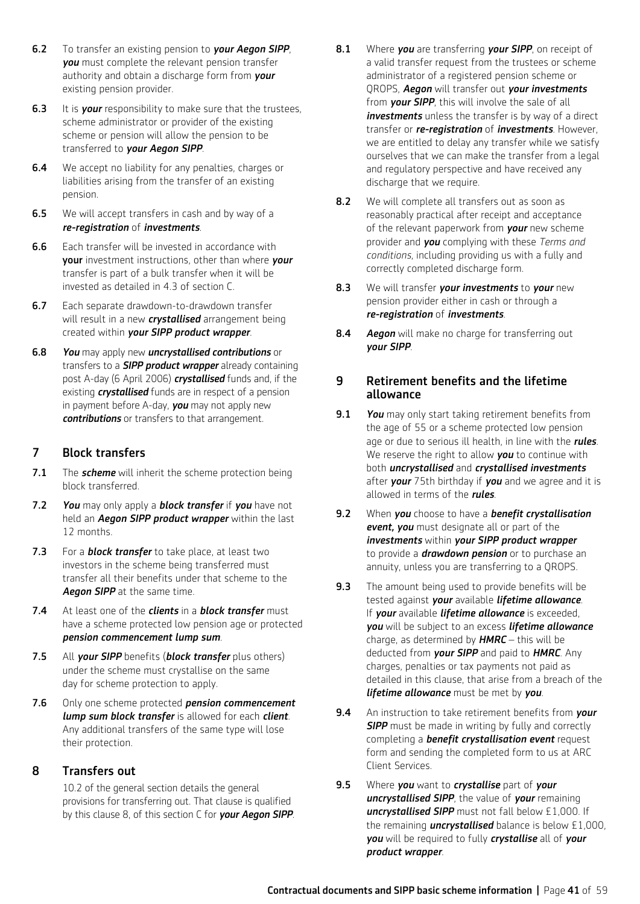**6.2** To transfer an existing pension to ***your Aegon SIPP***, ***you*** must complete the relevant pension transfer authority and obtain a discharge form from ***your*** existing pension provider.

**6.3** It is ***your*** responsibility to make sure that the trustees, scheme administrator or provider of the existing scheme or pension will allow the pension to be transferred to ***your Aegon SIPP***.

**6.4** We accept no liability for any penalties, charges or liabilities arising from the transfer of an existing pension.

**6.5** We will accept transfers in cash and by way of a ***re-registration*** of ***investments***.

**6.6** Each transfer will be invested in accordance with **your** investment instructions, other than where ***your*** transfer is part of a bulk transfer when it will be invested as detailed in 4.3 of section C.

**6.7** Each separate drawdown-to-drawdown transfer will result in a new ***crystallised*** arrangement being created within ***your SIPP product wrapper***.

**6.8** ***You*** may apply new ***uncrystallised contributions*** or transfers to a ***SIPP product wrapper*** already containing post A-day (6 April 2006) ***crystallised*** funds and, if the existing ***crystallised*** funds are in respect of a pension in payment before A-day, ***you*** may not apply new ***contributions*** or transfers to that arrangement.

## 7 Block transfers

**7.1** The ***scheme*** will inherit the scheme protection being block transferred.

**7.2** ***You*** may only apply a ***block transfer*** if ***you*** have not held an ***Aegon SIPP product wrapper*** within the last 12 months.

**7.3** For a ***block transfer*** to take place, at least two investors in the scheme being transferred must transfer all their benefits under that scheme to the ***Aegon SIPP*** at the same time.

**7.4** At least one of the ***clients*** in a ***block transfer*** must have a scheme protected low pension age or protected ***pension commencement lump sum***.

**7.5** All ***your SIPP*** benefits (***block transfer*** plus others) under the scheme must crystallise on the same day for scheme protection to apply.

**7.6** Only one scheme protected ***pension commencement lump sum block transfer*** is allowed for each ***client***. Any additional transfers of the same type will lose their protection.

## 8 Transfers out

10.2 of the general section details the general provisions for transferring out. That clause is qualified by this clause 8, of this section C for ***your Aegon SIPP***.

**8.1** Where ***you*** are transferring ***your SIPP***, on receipt of a valid transfer request from the trustees or scheme administrator of a registered pension scheme or QROPS, ***Aegon*** will transfer out ***your investments*** from ***your SIPP***, this will involve the sale of all ***investments*** unless the transfer is by way of a direct transfer or ***re-registration*** of ***investments***. However, we are entitled to delay any transfer while we satisfy ourselves that we can make the transfer from a legal and regulatory perspective and have received any discharge that we require.

**8.2** We will complete all transfers out as soon as reasonably practical after receipt and acceptance of the relevant paperwork from ***your*** new scheme provider and ***you*** complying with these *Terms and conditions*, including providing us with a fully and correctly completed discharge form.

**8.3** We will transfer ***your investments*** to ***your*** new pension provider either in cash or through a ***re-registration*** of ***investments***.

**8.4** ***Aegon*** will make no charge for transferring out ***your SIPP***.

## 9 Retirement benefits and the lifetime allowance

**9.1** ***You*** may only start taking retirement benefits from the age of 55 or a scheme protected low pension age or due to serious ill health, in line with the ***rules***. We reserve the right to allow ***you*** to continue with both ***uncrystallised*** and ***crystallised investments*** after ***your*** 75th birthday if ***you*** and we agree and it is allowed in terms of the ***rules***.

**9.2** When ***you*** choose to have a ***benefit crystallisation event, you*** must designate all or part of the ***investments*** within ***your SIPP product wrapper*** to provide a ***drawdown pension*** or to purchase an annuity, unless you are transferring to a QROPS.

**9.3** The amount being used to provide benefits will be tested against ***your*** available ***lifetime allowance***. If ***your*** available ***lifetime allowance*** is exceeded, ***you*** will be subject to an excess ***lifetime allowance*** charge, as determined by ***HMRC*** – this will be deducted from ***your SIPP*** and paid to ***HMRC***. Any charges, penalties or tax payments not paid as detailed in this clause, that arise from a breach of the ***lifetime allowance*** must be met by ***you***.

**9.4** An instruction to take retirement benefits from ***your SIPP*** must be made in writing by fully and correctly completing a ***benefit crystallisation event*** request form and sending the completed form to us at ARC Client Services.

**9.5** Where ***you*** want to ***crystallise*** part of ***your uncrystallised SIPP***, the value of ***your*** remaining ***uncrystallised SIPP*** must not fall below £1,000. If the remaining ***uncrystallised*** balance is below £1,000, ***you*** will be required to fully ***crystallise*** all of ***your product wrapper***.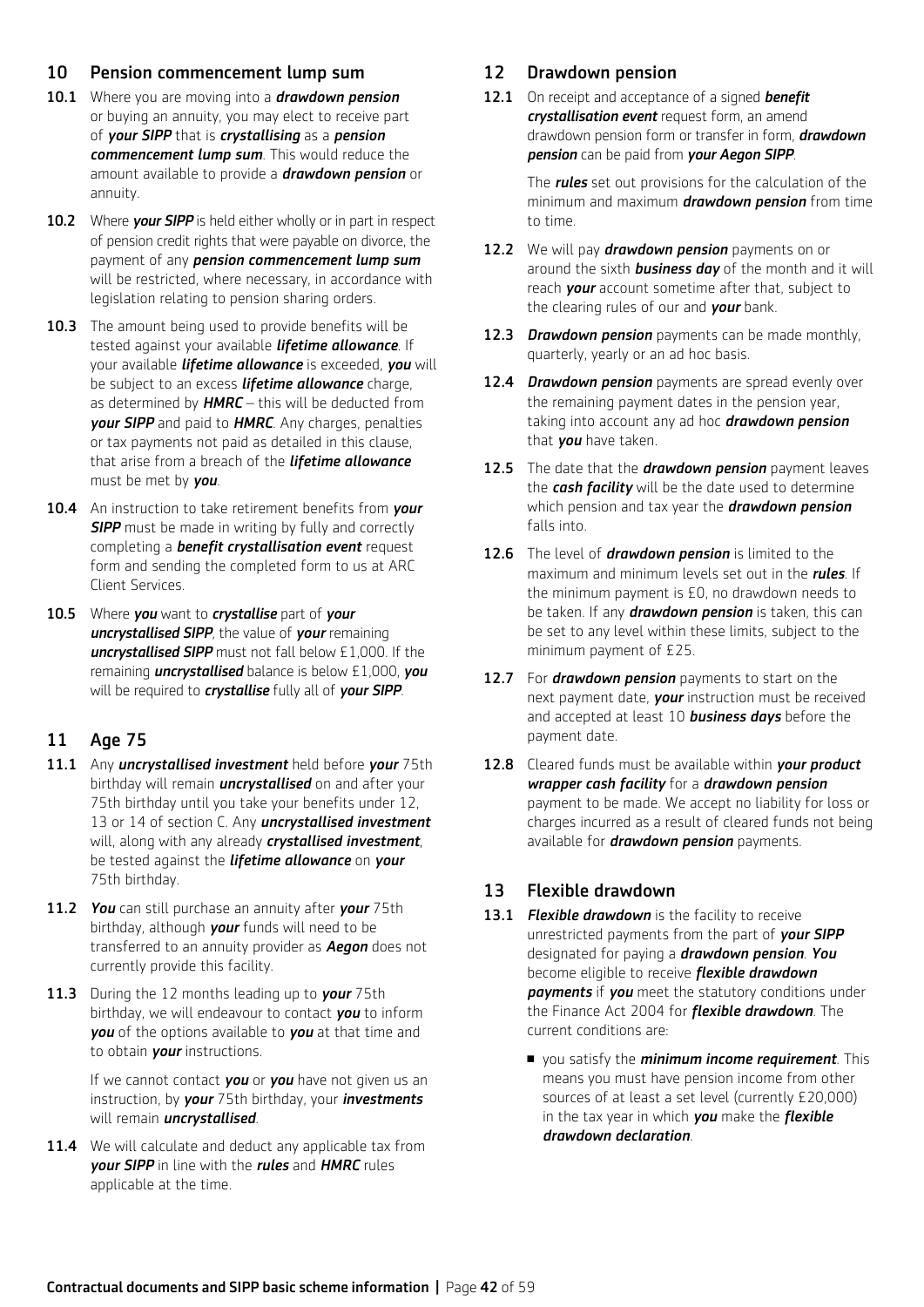## 10 Pension commencement lump sum

**10.1** Where you are moving into a ***drawdown pension*** or buying an annuity, you may elect to receive part of ***your SIPP*** that is ***crystallising*** as a ***pension commencement lump sum***. This would reduce the amount available to provide a ***drawdown pension*** or annuity.

**10.2** Where ***your SIPP*** is held either wholly or in part in respect of pension credit rights that were payable on divorce, the payment of any ***pension commencement lump sum*** will be restricted, where necessary, in accordance with legislation relating to pension sharing orders.

**10.3** The amount being used to provide benefits will be tested against your available ***lifetime allowance***. If your available ***lifetime allowance*** is exceeded, ***you*** will be subject to an excess ***lifetime allowance*** charge, as determined by ***HMRC*** – this will be deducted from ***your SIPP*** and paid to ***HMRC***. Any charges, penalties or tax payments not paid as detailed in this clause, that arise from a breach of the ***lifetime allowance*** must be met by ***you***.

**10.4** An instruction to take retirement benefits from ***your SIPP*** must be made in writing by fully and correctly completing a ***benefit crystallisation event*** request form and sending the completed form to us at ARC Client Services.

**10.5** Where ***you*** want to ***crystallise*** part of ***your uncrystallised SIPP***, the value of ***your*** remaining ***uncrystallised SIPP*** must not fall below £1,000. If the remaining ***uncrystallised*** balance is below £1,000, ***you*** will be required to ***crystallise*** fully all of ***your SIPP***.

## 11 Age 75

**11.1** Any ***uncrystallised investment*** held before ***your*** 75th birthday will remain ***uncrystallised*** on and after your 75th birthday until you take your benefits under 12, 13 or 14 of section C. Any ***uncrystallised investment*** will, along with any already ***crystallised investment***, be tested against the ***lifetime allowance*** on ***your*** 75th birthday.

**11.2** ***You*** can still purchase an annuity after ***your*** 75th birthday, although ***your*** funds will need to be transferred to an annuity provider as ***Aegon*** does not currently provide this facility.

**11.3** During the 12 months leading up to ***your*** 75th birthday, we will endeavour to contact ***you*** to inform ***you*** of the options available to ***you*** at that time and to obtain ***your*** instructions.

If we cannot contact ***you*** or ***you*** have not given us an instruction, by ***your*** 75th birthday, your ***investments*** will remain ***uncrystallised***.

**11.4** We will calculate and deduct any applicable tax from ***your SIPP*** in line with the ***rules*** and ***HMRC*** rules applicable at the time.

## 12 Drawdown pension

**12.1** On receipt and acceptance of a signed ***benefit crystallisation event*** request form, an amend drawdown pension form or transfer in form, ***drawdown pension*** can be paid from ***your Aegon SIPP***.

The ***rules*** set out provisions for the calculation of the minimum and maximum ***drawdown pension*** from time to time.

**12.2** We will pay ***drawdown pension*** payments on or around the sixth ***business day*** of the month and it will reach ***your*** account sometime after that, subject to the clearing rules of our and ***your*** bank.

**12.3** ***Drawdown pension*** payments can be made monthly, quarterly, yearly or an ad hoc basis.

**12.4** ***Drawdown pension*** payments are spread evenly over the remaining payment dates in the pension year, taking into account any ad hoc ***drawdown pension*** that ***you*** have taken.

**12.5** The date that the ***drawdown pension*** payment leaves the ***cash facility*** will be the date used to determine which pension and tax year the ***drawdown pension*** falls into.

**12.6** The level of ***drawdown pension*** is limited to the maximum and minimum levels set out in the ***rules***. If the minimum payment is £0, no drawdown needs to be taken. If any ***drawdown pension*** is taken, this can be set to any level within these limits, subject to the minimum payment of £25.

**12.7** For ***drawdown pension*** payments to start on the next payment date, ***your*** instruction must be received and accepted at least 10 ***business days*** before the payment date.

**12.8** Cleared funds must be available within ***your product wrapper cash facility*** for a ***drawdown pension*** payment to be made. We accept no liability for loss or charges incurred as a result of cleared funds not being available for ***drawdown pension*** payments.

## 13 Flexible drawdown

**13.1** ***Flexible drawdown*** is the facility to receive unrestricted payments from the part of ***your SIPP*** designated for paying a ***drawdown pension***. ***You*** become eligible to receive ***flexible drawdown payments*** if ***you*** meet the statutory conditions under the Finance Act 2004 for ***flexible drawdown***. The current conditions are:

- you satisfy the ***minimum income requirement***. This means you must have pension income from other sources of at least a set level (currently £20,000) in the tax year in which ***you*** make the ***flexible drawdown declaration***.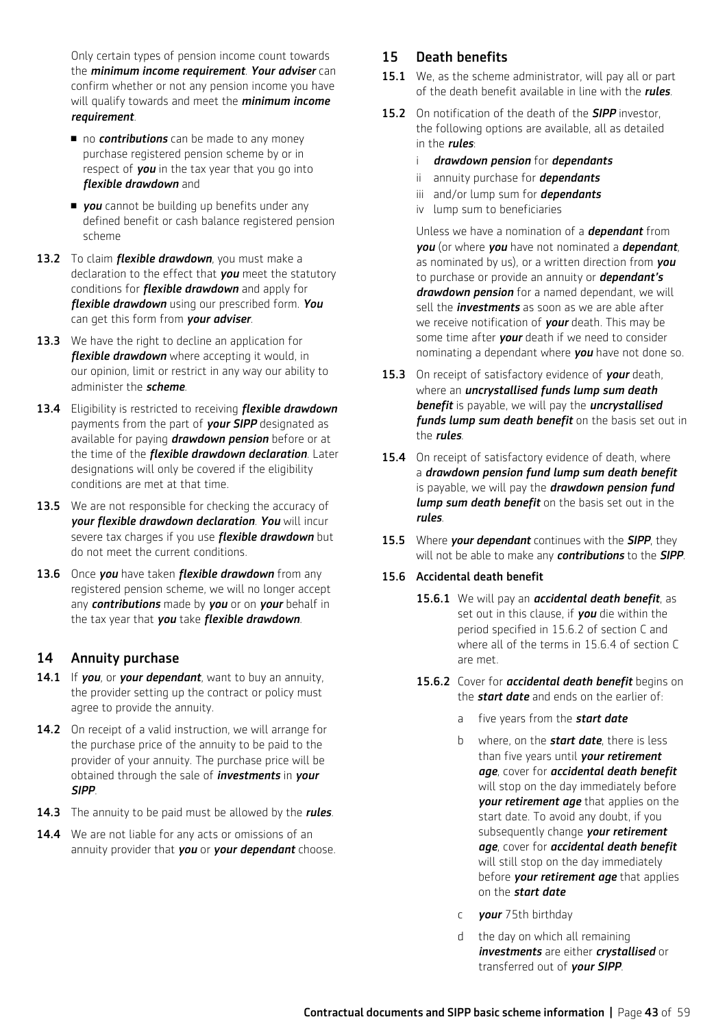Only certain types of pension income count towards the ***minimum income requirement***. ***Your adviser*** can confirm whether or not any pension income you have will qualify towards and meet the ***minimum income requirement***.

- no ***contributions*** can be made to any money purchase registered pension scheme by or in respect of ***you*** in the tax year that you go into ***flexible drawdown*** and
- ***you*** cannot be building up benefits under any defined benefit or cash balance registered pension scheme

**13.2** To claim ***flexible drawdown***, you must make a declaration to the effect that ***you*** meet the statutory conditions for ***flexible drawdown*** and apply for ***flexible drawdown*** using our prescribed form. ***You*** can get this form from ***your adviser***.

**13.3** We have the right to decline an application for ***flexible drawdown*** where accepting it would, in our opinion, limit or restrict in any way our ability to administer the ***scheme***.

**13.4** Eligibility is restricted to receiving ***flexible drawdown*** payments from the part of ***your SIPP*** designated as available for paying ***drawdown pension*** before or at the time of the ***flexible drawdown declaration***. Later designations will only be covered if the eligibility conditions are met at that time.

**13.5** We are not responsible for checking the accuracy of ***your flexible drawdown declaration***. ***You*** will incur severe tax charges if you use ***flexible drawdown*** but do not meet the current conditions.

**13.6** Once ***you*** have taken ***flexible drawdown*** from any registered pension scheme, we will no longer accept any ***contributions*** made by ***you*** or on ***your*** behalf in the tax year that ***you*** take ***flexible drawdown***.

## 14 Annuity purchase

**14.1** If ***you***, or ***your dependant***, want to buy an annuity, the provider setting up the contract or policy must agree to provide the annuity.

**14.2** On receipt of a valid instruction, we will arrange for the purchase price of the annuity to be paid to the provider of your annuity. The purchase price will be obtained through the sale of ***investments*** in ***your SIPP***.

**14.3** The annuity to be paid must be allowed by the ***rules***.

**14.4** We are not liable for any acts or omissions of an annuity provider that ***you*** or ***your dependant*** choose.

## 15 Death benefits

**15.1** We, as the scheme administrator, will pay all or part of the death benefit available in line with the ***rules***.

**15.2** On notification of the death of the ***SIPP*** investor, the following options are available, all as detailed in the ***rules***:

i ***drawdown pension*** for ***dependants***
ii annuity purchase for ***dependants***
iii and/or lump sum for ***dependants***
iv lump sum to beneficiaries

Unless we have a nomination of a ***dependant*** from ***you*** (or where ***you*** have not nominated a ***dependant***, as nominated by us), or a written direction from ***you*** to purchase or provide an annuity or ***dependant's drawdown pension*** for a named dependant, we will sell the ***investments*** as soon as we are able after we receive notification of ***your*** death. This may be some time after ***your*** death if we need to consider nominating a dependant where ***you*** have not done so.

**15.3** On receipt of satisfactory evidence of ***your*** death, where an ***uncrystallised funds lump sum death benefit*** is payable, we will pay the ***uncrystallised funds lump sum death benefit*** on the basis set out in the ***rules***.

**15.4** On receipt of satisfactory evidence of death, where a ***drawdown pension fund lump sum death benefit*** is payable, we will pay the ***drawdown pension fund lump sum death benefit*** on the basis set out in the ***rules***.

**15.5** Where ***your dependant*** continues with the ***SIPP***, they will not be able to make any ***contributions*** to the ***SIPP***.

**15.6 Accidental death benefit**

**15.6.1** We will pay an ***accidental death benefit***, as set out in this clause, if ***you*** die within the period specified in 15.6.2 of section C and where all of the terms in 15.6.4 of section C are met.

**15.6.2** Cover for ***accidental death benefit*** begins on the ***start date*** and ends on the earlier of:

a five years from the ***start date***

b where, on the ***start date***, there is less than five years until ***your retirement age***, cover for ***accidental death benefit*** will stop on the day immediately before ***your retirement age*** that applies on the start date. To avoid any doubt, if you subsequently change ***your retirement age***, cover for ***accidental death benefit*** will still stop on the day immediately before ***your retirement age*** that applies on the ***start date***

c ***your*** 75th birthday

d the day on which all remaining ***investments*** are either ***crystallised*** or transferred out of ***your SIPP***.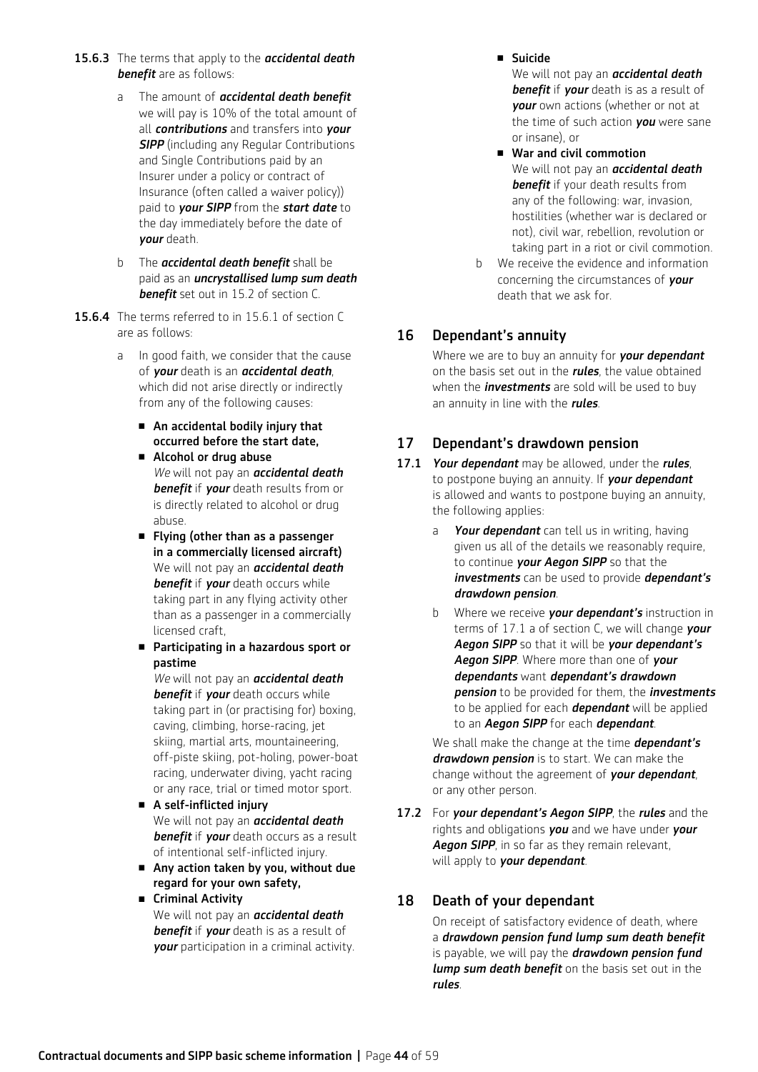**15.6.3** The terms that apply to the ***accidental death benefit*** are as follows:

a The amount of ***accidental death benefit*** we will pay is 10% of the total amount of all ***contributions*** and transfers into ***your SIPP*** (including any Regular Contributions and Single Contributions paid by an Insurer under a policy or contract of Insurance (often called a waiver policy)) paid to ***your SIPP*** from the ***start date*** to the day immediately before the date of ***your*** death.

b The ***accidental death benefit*** shall be paid as an ***uncrystallised lump sum death benefit*** set out in 15.2 of section C.

**15.6.4** The terms referred to in 15.6.1 of section C are as follows:

a In good faith, we consider that the cause of ***your*** death is an ***accidental death***, which did not arise directly or indirectly from any of the following causes:

- **An accidental bodily injury that occurred before the start date,**
- **Alcohol or drug abuse**
  *We* will not pay an ***accidental death benefit*** if ***your*** death results from or is directly related to alcohol or drug abuse.
- **Flying (other than as a passenger in a commercially licensed aircraft)**
  We will not pay an ***accidental death benefit*** if ***your*** death occurs while taking part in any flying activity other than as a passenger in a commercially licensed craft,
- **Participating in a hazardous sport or pastime**
  *We* will not pay an ***accidental death benefit*** if ***your*** death occurs while taking part in (or practising for) boxing, caving, climbing, horse-racing, jet skiing, martial arts, mountaineering, off-piste skiing, pot-holing, power-boat racing, underwater diving, yacht racing or any race, trial or timed motor sport.
- **A self-inflicted injury**
  We will not pay an ***accidental death benefit*** if ***your*** death occurs as a result of intentional self-inflicted injury.
- **Any action taken by you, without due regard for your own safety,**
- **Criminal Activity**
  We will not pay an ***accidental death benefit*** if ***your*** death is as a result of ***your*** participation in a criminal activity.
- **Suicide**
  We will not pay an ***accidental death benefit*** if ***your*** death is as a result of ***your*** own actions (whether or not at the time of such action ***you*** were sane or insane), or
- **War and civil commotion**
  We will not pay an ***accidental death benefit*** if your death results from any of the following: war, invasion, hostilities (whether war is declared or not), civil war, rebellion, revolution or taking part in a riot or civil commotion.

b We receive the evidence and information concerning the circumstances of ***your*** death that we ask for.

## 16 Dependant's annuity

Where we are to buy an annuity for ***your dependant*** on the basis set out in the ***rules***, the value obtained when the ***investments*** are sold will be used to buy an annuity in line with the ***rules***.

## 17 Dependant's drawdown pension

**17.1** ***Your dependant*** may be allowed, under the ***rules***, to postpone buying an annuity. If ***your dependant*** is allowed and wants to postpone buying an annuity, the following applies:

a ***Your dependant*** can tell us in writing, having given us all of the details we reasonably require, to continue ***your Aegon SIPP*** so that the ***investments*** can be used to provide ***dependant's drawdown pension***.

b Where we receive ***your dependant's*** instruction in terms of 17.1 a of section C, we will change ***your Aegon SIPP*** so that it will be ***your dependant's Aegon SIPP***. Where more than one of ***your dependants*** want ***dependant's drawdown pension*** to be provided for them, the ***investments*** to be applied for each ***dependant*** will be applied to an ***Aegon SIPP*** for each ***dependant***.

We shall make the change at the time ***dependant's drawdown pension*** is to start. We can make the change without the agreement of ***your dependant***, or any other person.

**17.2** For ***your dependant's Aegon SIPP***, the ***rules*** and the rights and obligations ***you*** and we have under ***your Aegon SIPP***, in so far as they remain relevant, will apply to ***your dependant***.

## 18 Death of your dependant

On receipt of satisfactory evidence of death, where a ***drawdown pension fund lump sum death benefit*** is payable, we will pay the ***drawdown pension fund lump sum death benefit*** on the basis set out in the ***rules***.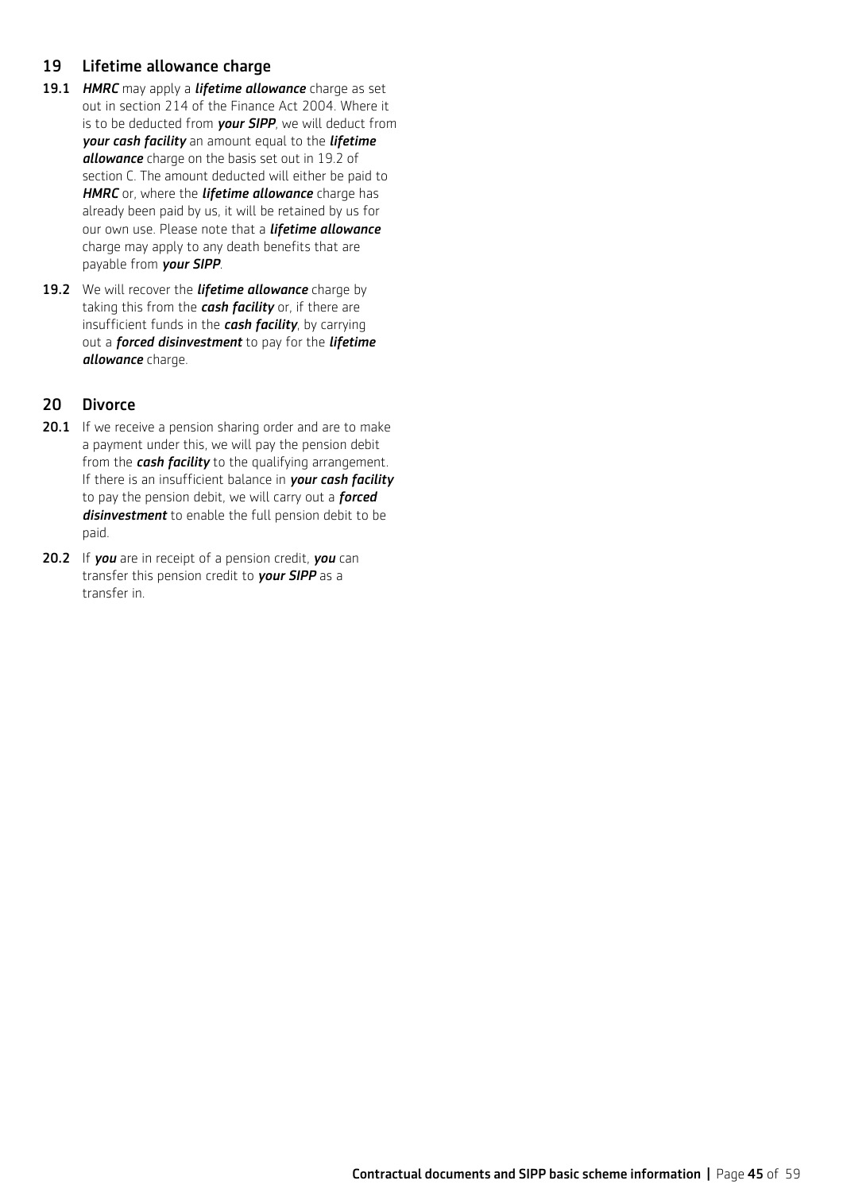## 19 Lifetime allowance charge

**19.1** ***HMRC*** may apply a ***lifetime allowance*** charge as set out in section 214 of the Finance Act 2004. Where it is to be deducted from ***your SIPP***, we will deduct from ***your cash facility*** an amount equal to the ***lifetime allowance*** charge on the basis set out in 19.2 of section C. The amount deducted will either be paid to ***HMRC*** or, where the ***lifetime allowance*** charge has already been paid by us, it will be retained by us for our own use. Please note that a ***lifetime allowance*** charge may apply to any death benefits that are payable from ***your SIPP***.

**19.2** We will recover the ***lifetime allowance*** charge by taking this from the ***cash facility*** or, if there are insufficient funds in the ***cash facility***, by carrying out a ***forced disinvestment*** to pay for the ***lifetime allowance*** charge.

## 20 Divorce

**20.1** If we receive a pension sharing order and are to make a payment under this, we will pay the pension debit from the ***cash facility*** to the qualifying arrangement. If there is an insufficient balance in ***your cash facility*** to pay the pension debit, we will carry out a ***forced disinvestment*** to enable the full pension debit to be paid.

**20.2** If ***you*** are in receipt of a pension credit, ***you*** can transfer this pension credit to ***your SIPP*** as a transfer in.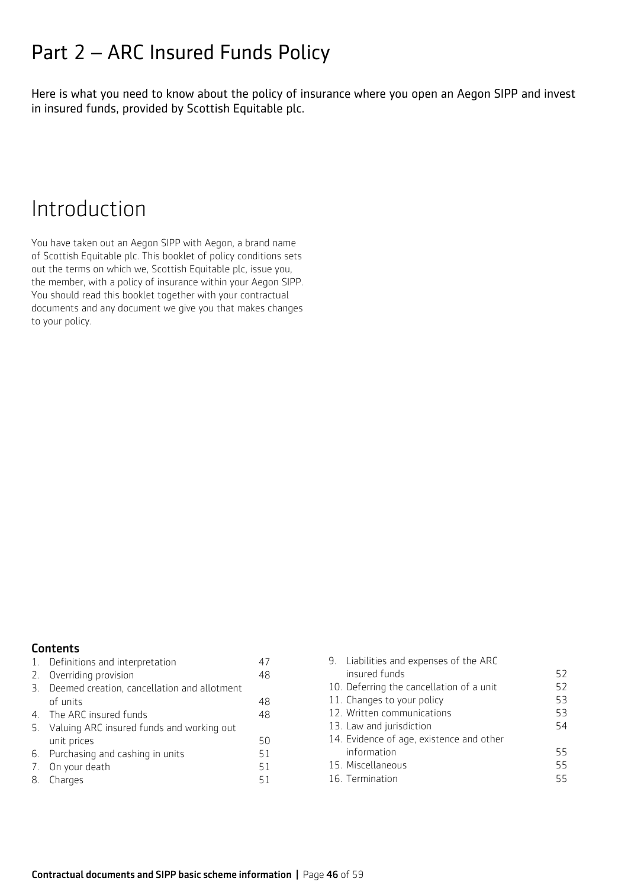# Part 2 – ARC Insured Funds Policy

Here is what you need to know about the policy of insurance where you open an Aegon SIPP and invest in insured funds, provided by Scottish Equitable plc.

# Introduction

You have taken out an Aegon SIPP with Aegon, a brand name of Scottish Equitable plc. This booklet of policy conditions sets out the terms on which we, Scottish Equitable plc, issue you, the member, with a policy of insurance within your Aegon SIPP. You should read this booklet together with your contractual documents and any document we give you that makes changes to your policy.

**Contents**

| | |
|---|---|
| 1. Definitions and interpretation | 47 |
| 2. Overriding provision | 48 |
| 3. Deemed creation, cancellation and allotment of units | 48 |
| 4. The ARC insured funds | 48 |
| 5. Valuing ARC insured funds and working out unit prices | 50 |
| 6. Purchasing and cashing in units | 51 |
| 7. On your death | 51 |
| 8. Charges | 51 |
| 9. Liabilities and expenses of the ARC insured funds | 52 |
| 10. Deferring the cancellation of a unit | 52 |
| 11. Changes to your policy | 53 |
| 12. Written communications | 53 |
| 13. Law and jurisdiction | 54 |
| 14. Evidence of age, existence and other information | 55 |
| 15. Miscellaneous | 55 |
| 16. Termination | 55 |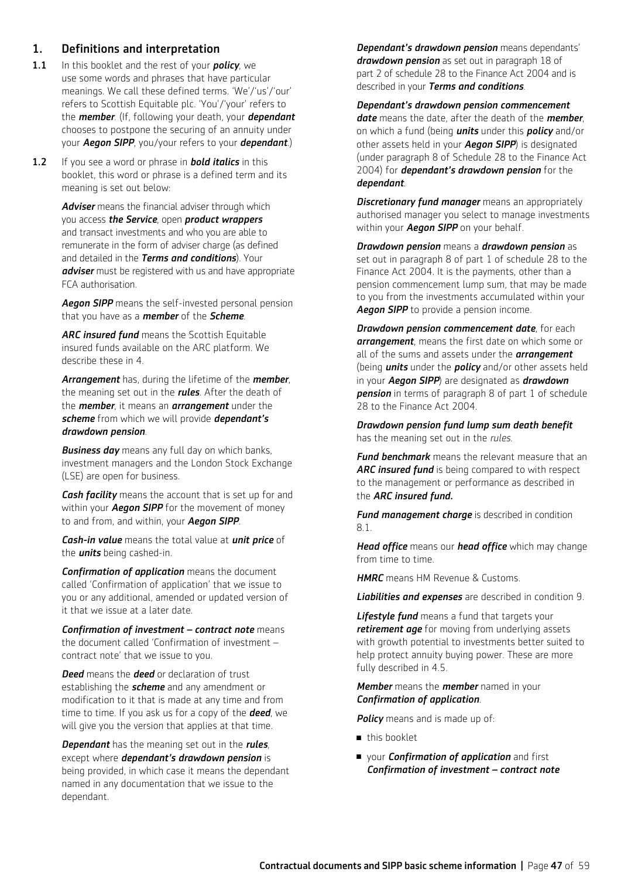## 1. Definitions and interpretation

**1.1** In this booklet and the rest of your ***policy***, we use some words and phrases that have particular meanings. We call these defined terms. 'We'/'us'/'our' refers to Scottish Equitable plc. 'You'/'your' refers to the ***member***. (If, following your death, your ***dependant*** chooses to postpone the securing of an annuity under your ***Aegon SIPP***, you/your refers to your ***dependant***.)

**1.2** If you see a word or phrase in ***bold italics*** in this booklet, this word or phrase is a defined term and its meaning is set out below:

***Adviser*** means the financial adviser through which you access ***the Service***, open ***product wrappers*** and transact investments and who you are able to remunerate in the form of adviser charge (as defined and detailed in the ***Terms and conditions***). Your ***adviser*** must be registered with us and have appropriate FCA authorisation.

***Aegon SIPP*** means the self-invested personal pension that you have as a ***member*** of the ***Scheme***.

***ARC insured fund*** means the Scottish Equitable insured funds available on the ARC platform. We describe these in 4.

***Arrangement*** has, during the lifetime of the ***member***, the meaning set out in the ***rules***. After the death of the ***member***, it means an ***arrangement*** under the ***scheme*** from which we will provide ***dependant's drawdown pension***.

***Business day*** means any full day on which banks, investment managers and the London Stock Exchange (LSE) are open for business.

***Cash facility*** means the account that is set up for and within your ***Aegon SIPP*** for the movement of money to and from, and within, your ***Aegon SIPP***.

***Cash-in value*** means the total value at ***unit price*** of the ***units*** being cashed-in.

***Confirmation of application*** means the document called 'Confirmation of application' that we issue to you or any additional, amended or updated version of it that we issue at a later date.

***Confirmation of investment – contract note*** means the document called 'Confirmation of investment – contract note' that we issue to you.

***Deed*** means the ***deed*** or declaration of trust establishing the ***scheme*** and any amendment or modification to it that is made at any time and from time to time. If you ask us for a copy of the ***deed***, we will give you the version that applies at that time.

***Dependant*** has the meaning set out in the ***rules***, except where ***dependant's drawdown pension*** is being provided, in which case it means the dependant named in any documentation that we issue to the dependant.

***Dependant's drawdown pension*** means dependants' ***drawdown pension*** as set out in paragraph 18 of part 2 of schedule 28 to the Finance Act 2004 and is described in your ***Terms and conditions***.

***Dependant's drawdown pension commencement date*** means the date, after the death of the ***member***, on which a fund (being ***units*** under this ***policy*** and/or other assets held in your ***Aegon SIPP***) is designated (under paragraph 8 of Schedule 28 to the Finance Act 2004) for ***dependant's drawdown pension*** for the ***dependant***.

***Discretionary fund manager*** means an appropriately authorised manager you select to manage investments within your ***Aegon SIPP*** on your behalf.

***Drawdown pension*** means a ***drawdown pension*** as set out in paragraph 8 of part 1 of schedule 28 to the Finance Act 2004. It is the payments, other than a pension commencement lump sum, that may be made to you from the investments accumulated within your ***Aegon SIPP*** to provide a pension income.

***Drawdown pension commencement date***, for each ***arrangement***, means the first date on which some or all of the sums and assets under the ***arrangement*** (being ***units*** under the ***policy*** and/or other assets held in your ***Aegon SIPP***) are designated as ***drawdown pension*** in terms of paragraph 8 of part 1 of schedule 28 to the Finance Act 2004.

***Drawdown pension fund lump sum death benefit*** has the meaning set out in the *rules*.

***Fund benchmark*** means the relevant measure that an ***ARC insured fund*** is being compared to with respect to the management or performance as described in the ***ARC insured fund.***

***Fund management charge*** is described in condition 8.1.

***Head office*** means our ***head office*** which may change from time to time.

***HMRC*** means HM Revenue & Customs.

***Liabilities and expenses*** are described in condition 9.

***Lifestyle fund*** means a fund that targets your ***retirement age*** for moving from underlying assets with growth potential to investments better suited to help protect annuity buying power. These are more fully described in 4.5.

***Member*** means the ***member*** named in your ***Confirmation of application***.

***Policy*** means and is made up of:

- this booklet
- your ***Confirmation of application*** and first ***Confirmation of investment – contract note***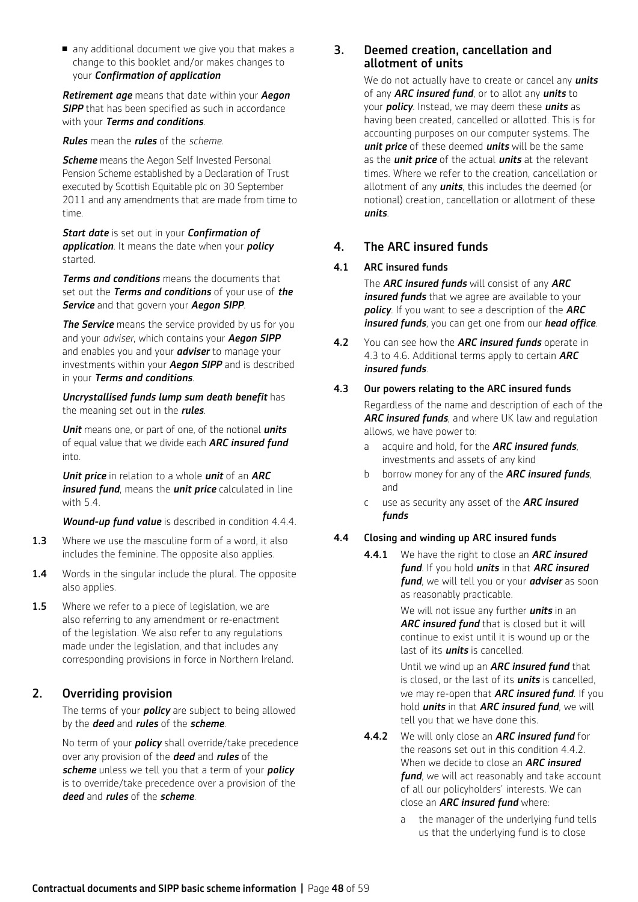- any additional document we give you that makes a change to this booklet and/or makes changes to your ***Confirmation of application***

***Retirement age*** means that date within your ***Aegon SIPP*** that has been specified as such in accordance with your ***Terms and conditions***.

***Rules*** mean the ***rules*** of the *scheme*.

***Scheme*** means the Aegon Self Invested Personal Pension Scheme established by a Declaration of Trust executed by Scottish Equitable plc on 30 September 2011 and any amendments that are made from time to time.

***Start date*** is set out in your ***Confirmation of application***. It means the date when your ***policy*** started.

***Terms and conditions*** means the documents that set out the ***Terms and conditions*** of your use of ***the Service*** and that govern your ***Aegon SIPP***.

***The Service*** means the service provided by us for you and your *adviser*, which contains your ***Aegon SIPP*** and enables you and your ***adviser*** to manage your investments within your ***Aegon SIPP*** and is described in your ***Terms and conditions***.

***Uncrystallised funds lump sum death benefit*** has the meaning set out in the ***rules***.

***Unit*** means one, or part of one, of the notional ***units*** of equal value that we divide each ***ARC insured fund*** into.

***Unit price*** in relation to a whole ***unit*** of an ***ARC insured fund***, means the ***unit price*** calculated in line with 5.4.

***Wound-up fund value*** is described in condition 4.4.4.

**1.3** Where we use the masculine form of a word, it also includes the feminine. The opposite also applies.

**1.4** Words in the singular include the plural. The opposite also applies.

**1.5** Where we refer to a piece of legislation, we are also referring to any amendment or re-enactment of the legislation. We also refer to any regulations made under the legislation, and that includes any corresponding provisions in force in Northern Ireland.

## 2. Overriding provision

The terms of your ***policy*** are subject to being allowed by the ***deed*** and ***rules*** of the ***scheme***.

No term of your ***policy*** shall override/take precedence over any provision of the ***deed*** and ***rules*** of the ***scheme*** unless we tell you that a term of your ***policy*** is to override/take precedence over a provision of the ***deed*** and ***rules*** of the ***scheme***.

## 3. Deemed creation, cancellation and allotment of units

We do not actually have to create or cancel any ***units*** of any ***ARC insured fund***, or to allot any ***units*** to your ***policy***. Instead, we may deem these ***units*** as having been created, cancelled or allotted. This is for accounting purposes on our computer systems. The ***unit price*** of these deemed ***units*** will be the same as the ***unit price*** of the actual ***units*** at the relevant times. Where we refer to the creation, cancellation or allotment of any ***units***, this includes the deemed (or notional) creation, cancellation or allotment of these ***units***.

## 4. The ARC insured funds

### 4.1 ARC insured funds

The ***ARC insured funds*** will consist of any ***ARC insured funds*** that we agree are available to your ***policy***. If you want to see a description of the ***ARC insured funds***, you can get one from our ***head office***.

**4.2** You can see how the ***ARC insured funds*** operate in 4.3 to 4.6. Additional terms apply to certain ***ARC insured funds***.

### 4.3 Our powers relating to the ARC insured funds

Regardless of the name and description of each of the ***ARC insured funds***, and where UK law and regulation allows, we have power to:

a acquire and hold, for the ***ARC insured funds***, investments and assets of any kind

b borrow money for any of the ***ARC insured funds***, and

c use as security any asset of the ***ARC insured funds***

### 4.4 Closing and winding up ARC insured funds

**4.4.1** We have the right to close an ***ARC insured fund***. If you hold ***units*** in that ***ARC insured fund***, we will tell you or your ***adviser*** as soon as reasonably practicable.

We will not issue any further ***units*** in an ***ARC insured fund*** that is closed but it will continue to exist until it is wound up or the last of its ***units*** is cancelled.

Until we wind up an ***ARC insured fund*** that is closed, or the last of its ***units*** is cancelled, we may re-open that ***ARC insured fund***. If you hold ***units*** in that ***ARC insured fund***, we will tell you that we have done this.

**4.4.2** We will only close an ***ARC insured fund*** for the reasons set out in this condition 4.4.2. When we decide to close an ***ARC insured fund***, we will act reasonably and take account of all our policyholders' interests. We can close an ***ARC insured fund*** where:

a the manager of the underlying fund tells us that the underlying fund is to close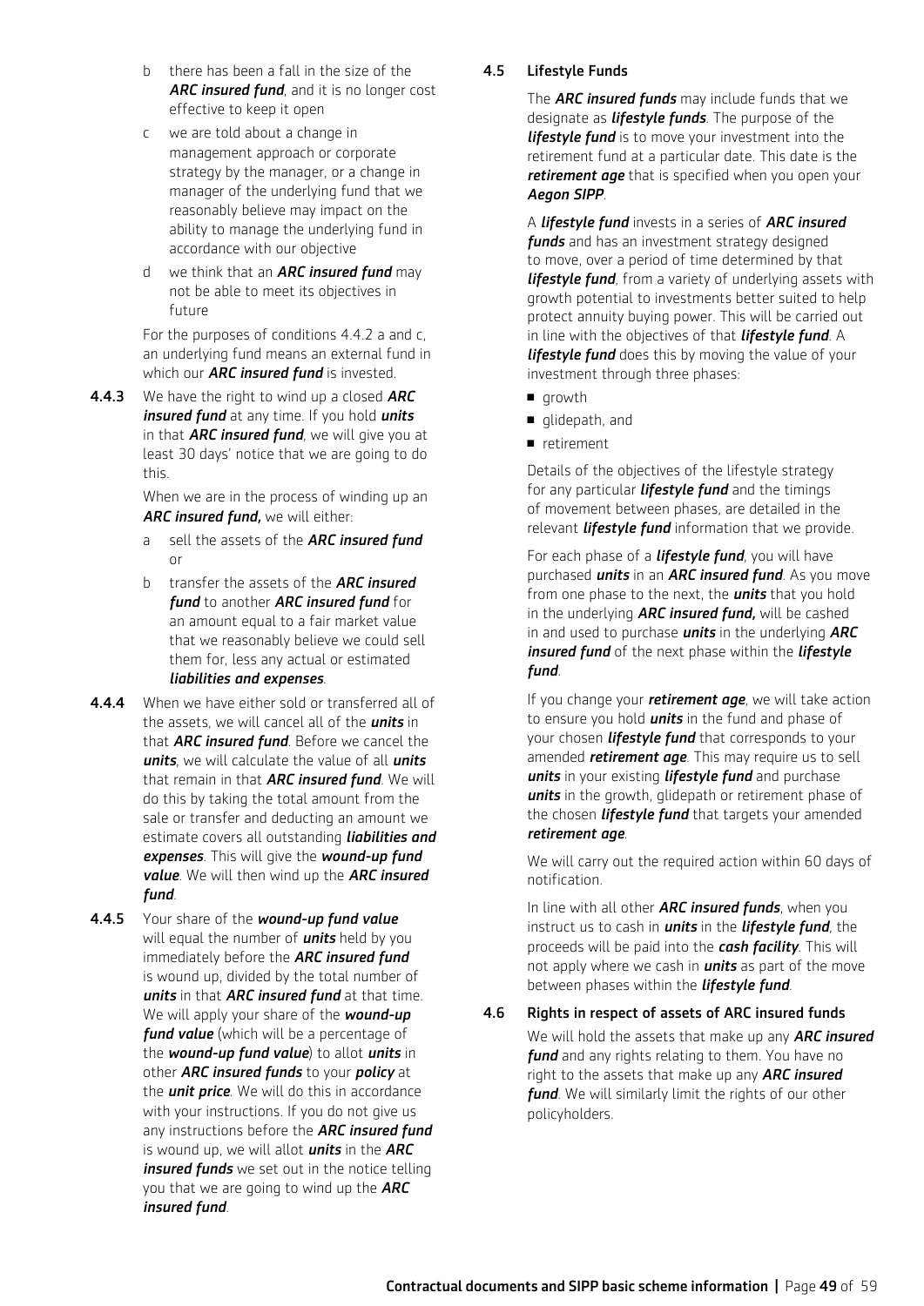b there has been a fall in the size of the ***ARC insured fund***, and it is no longer cost effective to keep it open

c we are told about a change in management approach or corporate strategy by the manager, or a change in manager of the underlying fund that we reasonably believe may impact on the ability to manage the underlying fund in accordance with our objective

d we think that an ***ARC insured fund*** may not be able to meet its objectives in future

For the purposes of conditions 4.4.2 a and c, an underlying fund means an external fund in which our ***ARC insured fund*** is invested.

**4.4.3** We have the right to wind up a closed ***ARC insured fund*** at any time. If you hold ***units*** in that ***ARC insured fund***, we will give you at least 30 days' notice that we are going to do this.

When we are in the process of winding up an ***ARC insured fund,*** we will either:

a sell the assets of the ***ARC insured fund*** or

b transfer the assets of the ***ARC insured fund*** to another ***ARC insured fund*** for an amount equal to a fair market value that we reasonably believe we could sell them for, less any actual or estimated ***liabilities and expenses***.

**4.4.4** When we have either sold or transferred all of the assets, we will cancel all of the ***units*** in that ***ARC insured fund***. Before we cancel the ***units***, we will calculate the value of all ***units*** that remain in that ***ARC insured fund***. We will do this by taking the total amount from the sale or transfer and deducting an amount we estimate covers all outstanding ***liabilities and expenses***. This will give the ***wound-up fund value***. We will then wind up the ***ARC insured fund***.

**4.4.5** Your share of the ***wound-up fund value*** will equal the number of ***units*** held by you immediately before the ***ARC insured fund*** is wound up, divided by the total number of ***units*** in that ***ARC insured fund*** at that time. We will apply your share of the ***wound-up fund value*** (which will be a percentage of the ***wound-up fund value***) to allot ***units*** in other ***ARC insured funds*** to your ***policy*** at the ***unit price***. We will do this in accordance with your instructions. If you do not give us any instructions before the ***ARC insured fund*** is wound up, we will allot ***units*** in the ***ARC insured funds*** we set out in the notice telling you that we are going to wind up the ***ARC insured fund***.

## 4.5 Lifestyle Funds

The ***ARC insured funds*** may include funds that we designate as ***lifestyle funds***. The purpose of the ***lifestyle fund*** is to move your investment into the retirement fund at a particular date. This date is the ***retirement age*** that is specified when you open your ***Aegon SIPP***.

A ***lifestyle fund*** invests in a series of ***ARC insured funds*** and has an investment strategy designed to move, over a period of time determined by that ***lifestyle fund***, from a variety of underlying assets with growth potential to investments better suited to help protect annuity buying power. This will be carried out in line with the objectives of that ***lifestyle fund***. A ***lifestyle fund*** does this by moving the value of your investment through three phases:

- growth
- glidepath, and
- retirement

Details of the objectives of the lifestyle strategy for any particular ***lifestyle fund*** and the timings of movement between phases, are detailed in the relevant ***lifestyle fund*** information that we provide.

For each phase of a ***lifestyle fund***, you will have purchased ***units*** in an ***ARC insured fund***. As you move from one phase to the next, the ***units*** that you hold in the underlying ***ARC insured fund,*** will be cashed in and used to purchase ***units*** in the underlying ***ARC insured fund*** of the next phase within the ***lifestyle fund***.

If you change your ***retirement age***, we will take action to ensure you hold ***units*** in the fund and phase of your chosen ***lifestyle fund*** that corresponds to your amended ***retirement age***. This may require us to sell ***units*** in your existing ***lifestyle fund*** and purchase ***units*** in the growth, glidepath or retirement phase of the chosen ***lifestyle fund*** that targets your amended ***retirement age***.

We will carry out the required action within 60 days of notification.

In line with all other ***ARC insured funds***, when you instruct us to cash in ***units*** in the ***lifestyle fund***, the proceeds will be paid into the ***cash facility***. This will not apply where we cash in ***units*** as part of the move between phases within the ***lifestyle fund***.

## 4.6 Rights in respect of assets of ARC insured funds

We will hold the assets that make up any ***ARC insured fund*** and any rights relating to them. You have no right to the assets that make up any ***ARC insured fund***. We will similarly limit the rights of our other policyholders.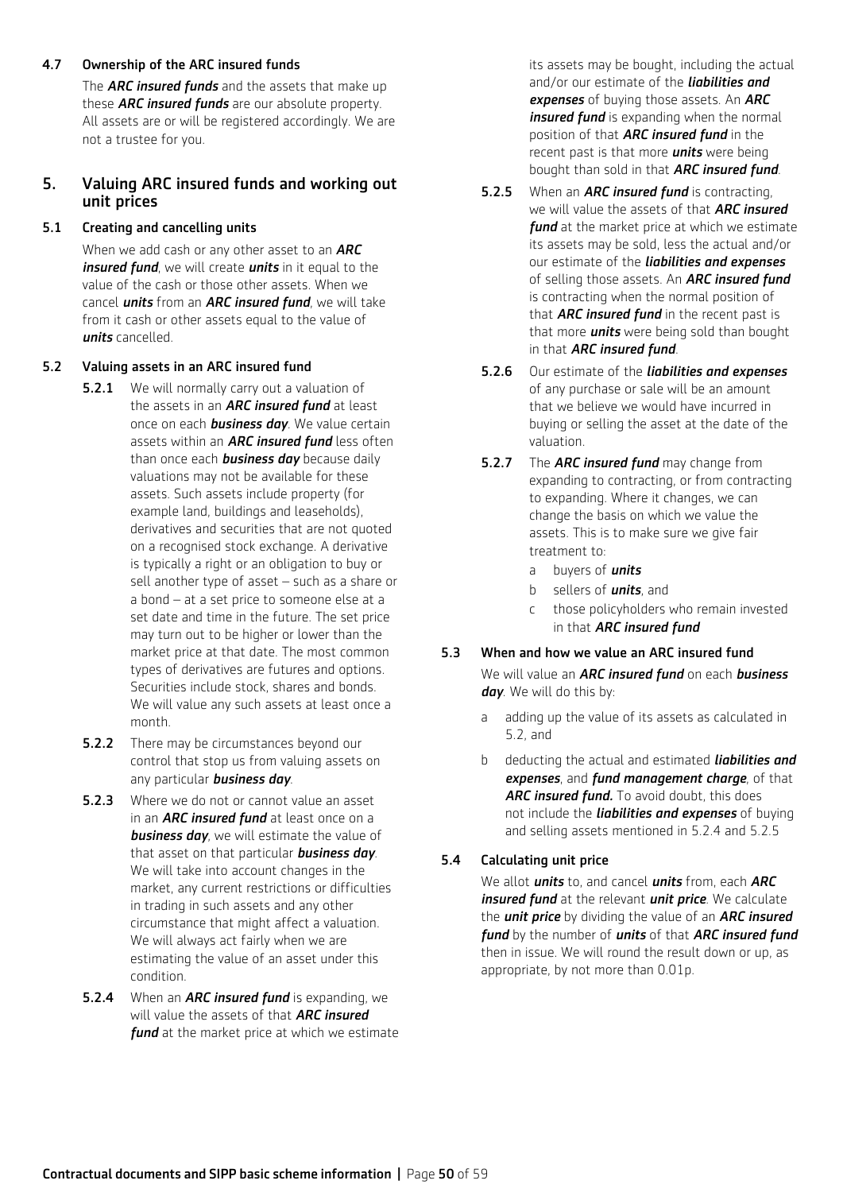### 4.7 Ownership of the ARC insured funds

The ***ARC insured funds*** and the assets that make up these ***ARC insured funds*** are our absolute property. All assets are or will be registered accordingly. We are not a trustee for you.

## 5. Valuing ARC insured funds and working out unit prices

### 5.1 Creating and cancelling units

When we add cash or any other asset to an ***ARC insured fund***, we will create ***units*** in it equal to the value of the cash or those other assets. When we cancel ***units*** from an ***ARC insured fund***, we will take from it cash or other assets equal to the value of ***units*** cancelled.

### 5.2 Valuing assets in an ARC insured fund

**5.2.1** We will normally carry out a valuation of the assets in an ***ARC insured fund*** at least once on each ***business day***. We value certain assets within an ***ARC insured fund*** less often than once each ***business day*** because daily valuations may not be available for these assets. Such assets include property (for example land, buildings and leaseholds), derivatives and securities that are not quoted on a recognised stock exchange. A derivative is typically a right or an obligation to buy or sell another type of asset – such as a share or a bond – at a set price to someone else at a set date and time in the future. The set price may turn out to be higher or lower than the market price at that date. The most common types of derivatives are futures and options. Securities include stock, shares and bonds. We will value any such assets at least once a month.

**5.2.2** There may be circumstances beyond our control that stop us from valuing assets on any particular ***business day***.

**5.2.3** Where we do not or cannot value an asset in an ***ARC insured fund*** at least once on a ***business day***, we will estimate the value of that asset on that particular ***business day***. We will take into account changes in the market, any current restrictions or difficulties in trading in such assets and any other circumstance that might affect a valuation. We will always act fairly when we are estimating the value of an asset under this condition.

**5.2.4** When an ***ARC insured fund*** is expanding, we will value the assets of that ***ARC insured fund*** at the market price at which we estimate its assets may be bought, including the actual and/or our estimate of the ***liabilities and expenses*** of buying those assets. An ***ARC insured fund*** is expanding when the normal position of that ***ARC insured fund*** in the recent past is that more ***units*** were being bought than sold in that ***ARC insured fund***.

**5.2.5** When an ***ARC insured fund*** is contracting, we will value the assets of that ***ARC insured fund*** at the market price at which we estimate its assets may be sold, less the actual and/or our estimate of the ***liabilities and expenses*** of selling those assets. An ***ARC insured fund*** is contracting when the normal position of that ***ARC insured fund*** in the recent past is that more ***units*** were being sold than bought in that ***ARC insured fund***.

**5.2.6** Our estimate of the ***liabilities and expenses*** of any purchase or sale will be an amount that we believe we would have incurred in buying or selling the asset at the date of the valuation.

**5.2.7** The ***ARC insured fund*** may change from expanding to contracting, or from contracting to expanding. Where it changes, we can change the basis on which we value the assets. This is to make sure we give fair treatment to:

a buyers of ***units***

b sellers of ***units***, and

c those policyholders who remain invested in that ***ARC insured fund***

### 5.3 When and how we value an ARC insured fund

We will value an ***ARC insured fund*** on each ***business day***. We will do this by:

a adding up the value of its assets as calculated in 5.2, and

b deducting the actual and estimated ***liabilities and expenses***, and ***fund management charge***, of that ***ARC insured fund.*** To avoid doubt, this does not include the ***liabilities and expenses*** of buying and selling assets mentioned in 5.2.4 and 5.2.5

### 5.4 Calculating unit price

We allot ***units*** to, and cancel ***units*** from, each ***ARC insured fund*** at the relevant ***unit price***. We calculate the ***unit price*** by dividing the value of an ***ARC insured fund*** by the number of ***units*** of that ***ARC insured fund*** then in issue. We will round the result down or up, as appropriate, by not more than 0.01p.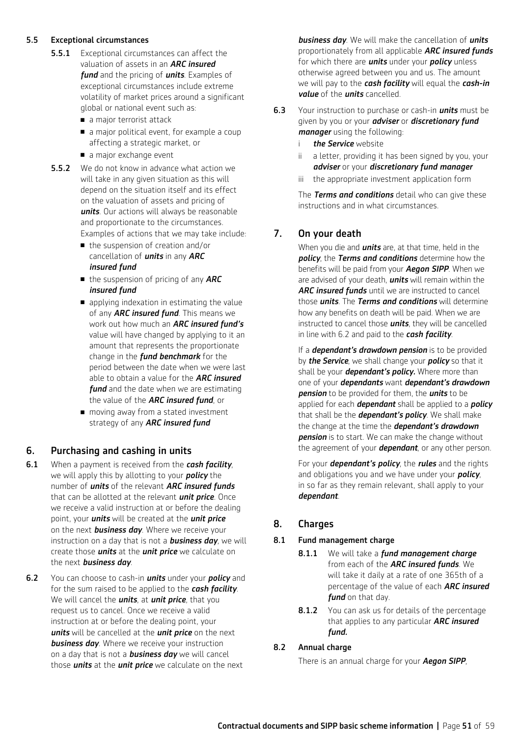### 5.5 Exceptional circumstances

**5.5.1** Exceptional circumstances can affect the valuation of assets in an ***ARC insured fund*** and the pricing of ***units***. Examples of exceptional circumstances include extreme volatility of market prices around a significant global or national event such as:

- a major terrorist attack
- a major political event, for example a coup affecting a strategic market, or
- a major exchange event

**5.5.2** We do not know in advance what action we will take in any given situation as this will depend on the situation itself and its effect on the valuation of assets and pricing of ***units***. Our actions will always be reasonable and proportionate to the circumstances. Examples of actions that we may take include:

- the suspension of creation and/or cancellation of ***units*** in any ***ARC insured fund***
- the suspension of pricing of any ***ARC insured fund***
- applying indexation in estimating the value of any ***ARC insured fund***. This means we work out how much an ***ARC insured fund's*** value will have changed by applying to it an amount that represents the proportionate change in the ***fund benchmark*** for the period between the date when we were last able to obtain a value for the ***ARC insured fund*** and the date when we are estimating the value of the ***ARC insured fund***, or
- moving away from a stated investment strategy of any ***ARC insured fund***

## 6. Purchasing and cashing in units

**6.1** When a payment is received from the ***cash facility***, we will apply this by allotting to your ***policy*** the number of ***units*** of the relevant ***ARC insured funds*** that can be allotted at the relevant ***unit price***. Once we receive a valid instruction at or before the dealing point, your ***units*** will be created at the ***unit price*** on the next ***business day***. Where we receive your instruction on a day that is not a ***business day***, we will create those ***units*** at the ***unit price*** we calculate on the next ***business day***.

**6.2** You can choose to cash-in ***units*** under your ***policy*** and for the sum raised to be applied to the ***cash facility***. We will cancel the ***units***, at ***unit price***, that you request us to cancel. Once we receive a valid instruction at or before the dealing point, your ***units*** will be cancelled at the ***unit price*** on the next ***business day***. Where we receive your instruction on a day that is not a ***business day*** we will cancel those ***units*** at the ***unit price*** we calculate on the next ***business day***. We will make the cancellation of ***units*** proportionately from all applicable ***ARC insured funds*** for which there are ***units*** under your ***policy*** unless otherwise agreed between you and us. The amount we will pay to the ***cash facility*** will equal the ***cash-in value*** of the ***units*** cancelled.

**6.3** Your instruction to purchase or cash-in ***units*** must be given by you or your ***adviser*** or ***discretionary fund manager*** using the following:

i ***the Service*** website

ii a letter, providing it has been signed by you, your ***adviser*** or your ***discretionary fund manager***

iii the appropriate investment application form

The ***Terms and conditions*** detail who can give these instructions and in what circumstances.

## 7. On your death

When you die and ***units*** are, at that time, held in the ***policy***, the ***Terms and conditions*** determine how the benefits will be paid from your ***Aegon SIPP***. When we are advised of your death, ***units*** will remain within the ***ARC insured funds*** until we are instructed to cancel those ***units***. The ***Terms and conditions*** will determine how any benefits on death will be paid. When we are instructed to cancel those ***units***, they will be cancelled in line with 6.2 and paid to the ***cash facility***.

If a ***dependant's drawdown pension*** is to be provided by ***the Service***, we shall change your ***policy*** so that it shall be your ***dependant's policy.*** Where more than one of your ***dependants*** want ***dependant's drawdown pension*** to be provided for them, the ***units*** to be applied for each ***dependant*** shall be applied to a ***policy*** that shall be the ***dependant's policy***. We shall make the change at the time the ***dependant's drawdown pension*** is to start. We can make the change without the agreement of your ***dependant***, or any other person.

For your ***dependant's policy***, the ***rules*** and the rights and obligations you and we have under your ***policy***, in so far as they remain relevant, shall apply to your ***dependant***.

## 8. Charges

### 8.1 Fund management charge

**8.1.1** We will take a ***fund management charge*** from each of the ***ARC insured funds***. We will take it daily at a rate of one 365th of a percentage of the value of each ***ARC insured fund*** on that day.

**8.1.2** You can ask us for details of the percentage that applies to any particular ***ARC insured fund.***

### 8.2 Annual charge

There is an annual charge for your ***Aegon SIPP***,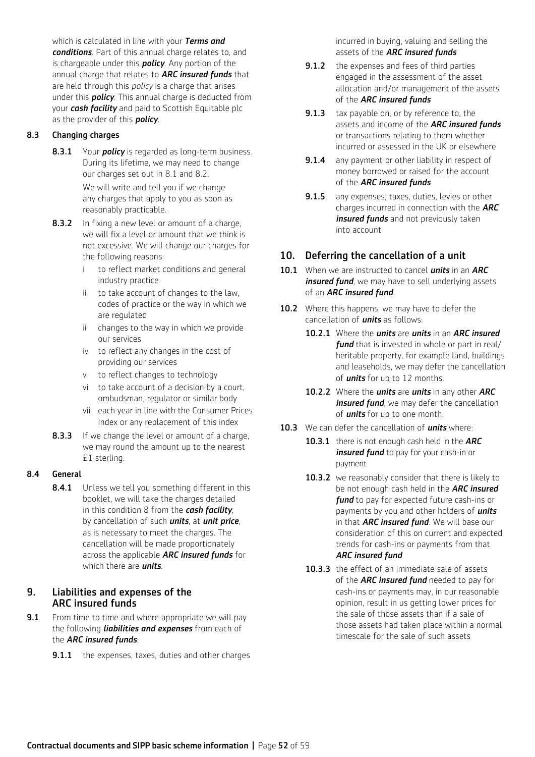which is calculated in line with your ***Terms and conditions***. Part of this annual charge relates to, and is chargeable under this ***policy***. Any portion of the annual charge that relates to ***ARC insured funds*** that are held through this *policy* is a charge that arises under this ***policy***. This annual charge is deducted from your ***cash facility*** and paid to Scottish Equitable plc as the provider of this ***policy***.

### 8.3 Changing charges

**8.3.1** Your ***policy*** is regarded as long-term business. During its lifetime, we may need to change our charges set out in 8.1 and 8.2.

We will write and tell you if we change any charges that apply to you as soon as reasonably practicable.

**8.3.2** In fixing a new level or amount of a charge, we will fix a level or amount that we think is not excessive. We will change our charges for the following reasons:

- i to reflect market conditions and general industry practice
- ii to take account of changes to the law, codes of practice or the way in which we are regulated
- ii changes to the way in which we provide our services
- iv to reflect any changes in the cost of providing our services
- v to reflect changes to technology
- vi to take account of a decision by a court, ombudsman, regulator or similar body
- vii each year in line with the Consumer Prices Index or any replacement of this index

**8.3.3** If we change the level or amount of a charge, we may round the amount up to the nearest £1 sterling.

### 8.4 General

**8.4.1** Unless we tell you something different in this booklet, we will take the charges detailed in this condition 8 from the ***cash facility***, by cancellation of such ***units***, at ***unit price***, as is necessary to meet the charges. The cancellation will be made proportionately across the applicable ***ARC insured funds*** for which there are ***units***.

## 9. Liabilities and expenses of the ARC insured funds

**9.1** From time to time and where appropriate we will pay the following ***liabilities and expenses*** from each of the ***ARC insured funds***:

**9.1.1** the expenses, taxes, duties and other charges incurred in buying, valuing and selling the assets of the ***ARC insured funds***

**9.1.2** the expenses and fees of third parties engaged in the assessment of the asset allocation and/or management of the assets of the ***ARC insured funds***

**9.1.3** tax payable on, or by reference to, the assets and income of the ***ARC insured funds*** or transactions relating to them whether incurred or assessed in the UK or elsewhere

**9.1.4** any payment or other liability in respect of money borrowed or raised for the account of the ***ARC insured funds***

**9.1.5** any expenses, taxes, duties, levies or other charges incurred in connection with the ***ARC insured funds*** and not previously taken into account

## 10. Deferring the cancellation of a unit

**10.1** When we are instructed to cancel ***units*** in an ***ARC insured fund***, we may have to sell underlying assets of an ***ARC insured fund***.

**10.2** Where this happens, we may have to defer the cancellation of ***units*** as follows:

**10.2.1** Where the ***units*** are ***units*** in an ***ARC insured fund*** that is invested in whole or part in real/heritable property, for example land, buildings and leaseholds, we may defer the cancellation of ***units*** for up to 12 months.

**10.2.2** Where the ***units*** are ***units*** in any other ***ARC insured fund***, we may defer the cancellation of ***units*** for up to one month.

**10.3** We can defer the cancellation of ***units*** where:

**10.3.1** there is not enough cash held in the ***ARC insured fund*** to pay for your cash-in or payment

**10.3.2** we reasonably consider that there is likely to be not enough cash held in the ***ARC insured fund*** to pay for expected future cash-ins or payments by you and other holders of ***units*** in that ***ARC insured fund***. We will base our consideration of this on current and expected trends for cash-ins or payments from that ***ARC insured fund***

**10.3.3** the effect of an immediate sale of assets of the ***ARC insured fund*** needed to pay for cash-ins or payments may, in our reasonable opinion, result in us getting lower prices for the sale of those assets than if a sale of those assets had taken place within a normal timescale for the sale of such assets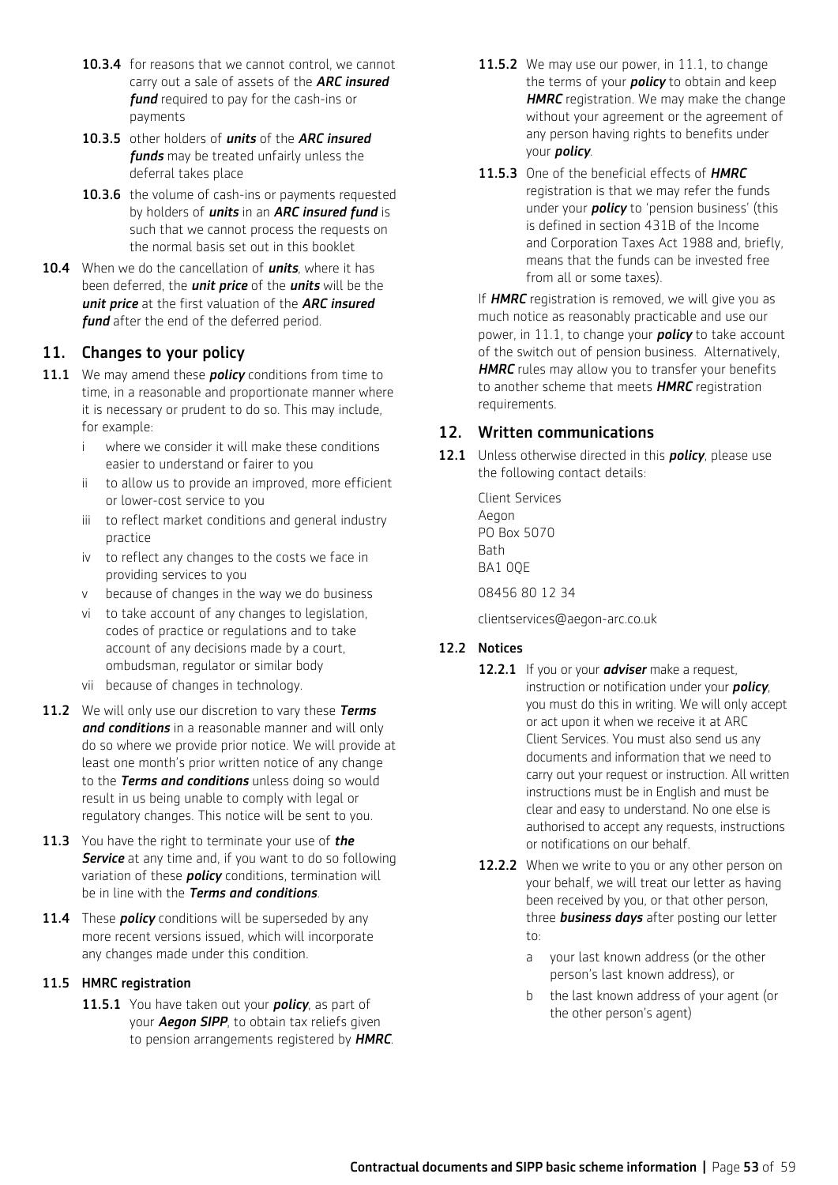**10.3.4** for reasons that we cannot control, we cannot carry out a sale of assets of the ***ARC insured fund*** required to pay for the cash-ins or payments

**10.3.5** other holders of ***units*** of the ***ARC insured funds*** may be treated unfairly unless the deferral takes place

**10.3.6** the volume of cash-ins or payments requested by holders of ***units*** in an ***ARC insured fund*** is such that we cannot process the requests on the normal basis set out in this booklet

**10.4** When we do the cancellation of ***units***, where it has been deferred, the ***unit price*** of the ***units*** will be the ***unit price*** at the first valuation of the ***ARC insured fund*** after the end of the deferred period.

## 11. Changes to your policy

**11.1** We may amend these ***policy*** conditions from time to time, in a reasonable and proportionate manner where it is necessary or prudent to do so. This may include, for example:

- i where we consider it will make these conditions easier to understand or fairer to you
- ii to allow us to provide an improved, more efficient or lower-cost service to you
- iii to reflect market conditions and general industry practice
- iv to reflect any changes to the costs we face in providing services to you
- v because of changes in the way we do business
- vi to take account of any changes to legislation, codes of practice or regulations and to take account of any decisions made by a court, ombudsman, regulator or similar body
- vii because of changes in technology.

**11.2** We will only use our discretion to vary these ***Terms and conditions*** in a reasonable manner and will only do so where we provide prior notice. We will provide at least one month's prior written notice of any change to the ***Terms and conditions*** unless doing so would result in us being unable to comply with legal or regulatory changes. This notice will be sent to you.

**11.3** You have the right to terminate your use of ***the Service*** at any time and, if you want to do so following variation of these ***policy*** conditions, termination will be in line with the ***Terms and conditions***.

**11.4** These ***policy*** conditions will be superseded by any more recent versions issued, which will incorporate any changes made under this condition.

### 11.5 HMRC registration

**11.5.1** You have taken out your ***policy***, as part of your ***Aegon SIPP***, to obtain tax reliefs given to pension arrangements registered by ***HMRC***.

**11.5.2** We may use our power, in 11.1, to change the terms of your ***policy*** to obtain and keep ***HMRC*** registration. We may make the change without your agreement or the agreement of any person having rights to benefits under your ***policy***.

**11.5.3** One of the beneficial effects of ***HMRC*** registration is that we may refer the funds under your ***policy*** to 'pension business' (this is defined in section 431B of the Income and Corporation Taxes Act 1988 and, briefly, means that the funds can be invested free from all or some taxes).

If ***HMRC*** registration is removed, we will give you as much notice as reasonably practicable and use our power, in 11.1, to change your ***policy*** to take account of the switch out of pension business. Alternatively, ***HMRC*** rules may allow you to transfer your benefits to another scheme that meets ***HMRC*** registration requirements.

## 12. Written communications

**12.1** Unless otherwise directed in this ***policy***, please use the following contact details:

Client Services
Aegon
PO Box 5070
Bath
BA1 0QE

08456 80 12 34

clientservices@aegon-arc.co.uk

### 12.2 Notices

**12.2.1** If you or your ***adviser*** make a request, instruction or notification under your ***policy***, you must do this in writing. We will only accept or act upon it when we receive it at ARC Client Services. You must also send us any documents and information that we need to carry out your request or instruction. All written instructions must be in English and must be clear and easy to understand. No one else is authorised to accept any requests, instructions or notifications on our behalf.

**12.2.2** When we write to you or any other person on your behalf, we will treat our letter as having been received by you, or that other person, three ***business days*** after posting our letter to:

- a your last known address (or the other person's last known address), or
- b the last known address of your agent (or the other person's agent)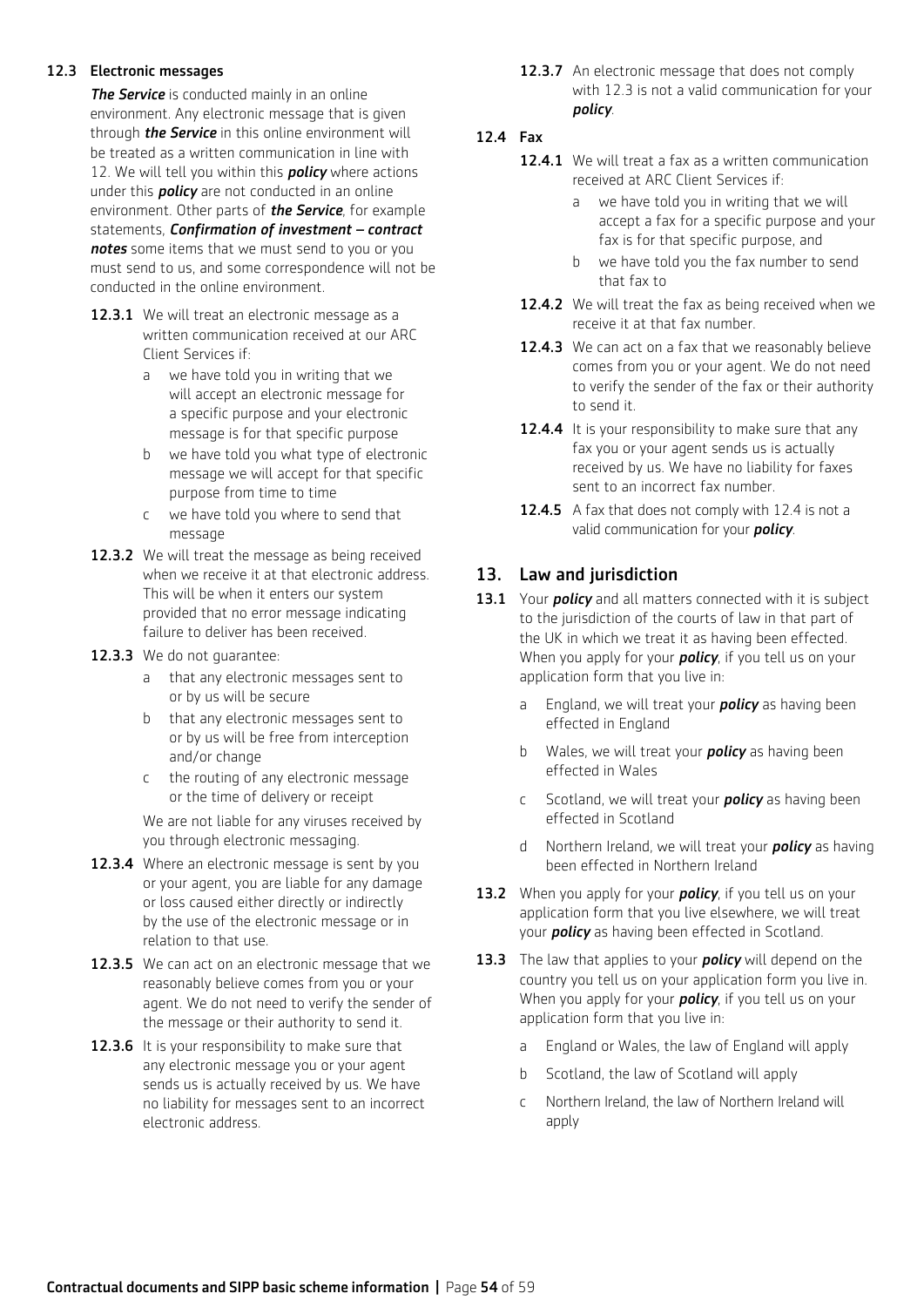### 12.3 Electronic messages

***The Service*** is conducted mainly in an online environment. Any electronic message that is given through ***the Service*** in this online environment will be treated as a written communication in line with 12. We will tell you within this ***policy*** where actions under this ***policy*** are not conducted in an online environment. Other parts of ***the Service***, for example statements, ***Confirmation of investment – contract notes*** some items that we must send to you or you must send to us, and some correspondence will not be conducted in the online environment.

**12.3.1** We will treat an electronic message as a written communication received at our ARC Client Services if:

- a we have told you in writing that we will accept an electronic message for a specific purpose and your electronic message is for that specific purpose
- b we have told you what type of electronic message we will accept for that specific purpose from time to time
- c we have told you where to send that message

**12.3.2** We will treat the message as being received when we receive it at that electronic address. This will be when it enters our system provided that no error message indicating failure to deliver has been received.

**12.3.3** We do not guarantee:

- a that any electronic messages sent to or by us will be secure
- b that any electronic messages sent to or by us will be free from interception and/or change
- c the routing of any electronic message or the time of delivery or receipt

We are not liable for any viruses received by you through electronic messaging.

**12.3.4** Where an electronic message is sent by you or your agent, you are liable for any damage or loss caused either directly or indirectly by the use of the electronic message or in relation to that use.

**12.3.5** We can act on an electronic message that we reasonably believe comes from you or your agent. We do not need to verify the sender of the message or their authority to send it.

**12.3.6** It is your responsibility to make sure that any electronic message you or your agent sends us is actually received by us. We have no liability for messages sent to an incorrect electronic address.

**12.3.7** An electronic message that does not comply with 12.3 is not a valid communication for your ***policy***.

### 12.4 Fax

**12.4.1** We will treat a fax as a written communication received at ARC Client Services if:

- a we have told you in writing that we will accept a fax for a specific purpose and your fax is for that specific purpose, and
- b we have told you the fax number to send that fax to

**12.4.2** We will treat the fax as being received when we receive it at that fax number.

**12.4.3** We can act on a fax that we reasonably believe comes from you or your agent. We do not need to verify the sender of the fax or their authority to send it.

**12.4.4** It is your responsibility to make sure that any fax you or your agent sends us is actually received by us. We have no liability for faxes sent to an incorrect fax number.

**12.4.5** A fax that does not comply with 12.4 is not a valid communication for your ***policy***.

## 13. Law and jurisdiction

**13.1** Your ***policy*** and all matters connected with it is subject to the jurisdiction of the courts of law in that part of the UK in which we treat it as having been effected. When you apply for your ***policy***, if you tell us on your application form that you live in:

- a England, we will treat your ***policy*** as having been effected in England
- b Wales, we will treat your ***policy*** as having been effected in Wales
- c Scotland, we will treat your ***policy*** as having been effected in Scotland
- d Northern Ireland, we will treat your ***policy*** as having been effected in Northern Ireland

**13.2** When you apply for your ***policy***, if you tell us on your application form that you live elsewhere, we will treat your ***policy*** as having been effected in Scotland.

**13.3** The law that applies to your ***policy*** will depend on the country you tell us on your application form you live in. When you apply for your ***policy***, if you tell us on your application form that you live in:

- a England or Wales, the law of England will apply
- b Scotland, the law of Scotland will apply
- c Northern Ireland, the law of Northern Ireland will apply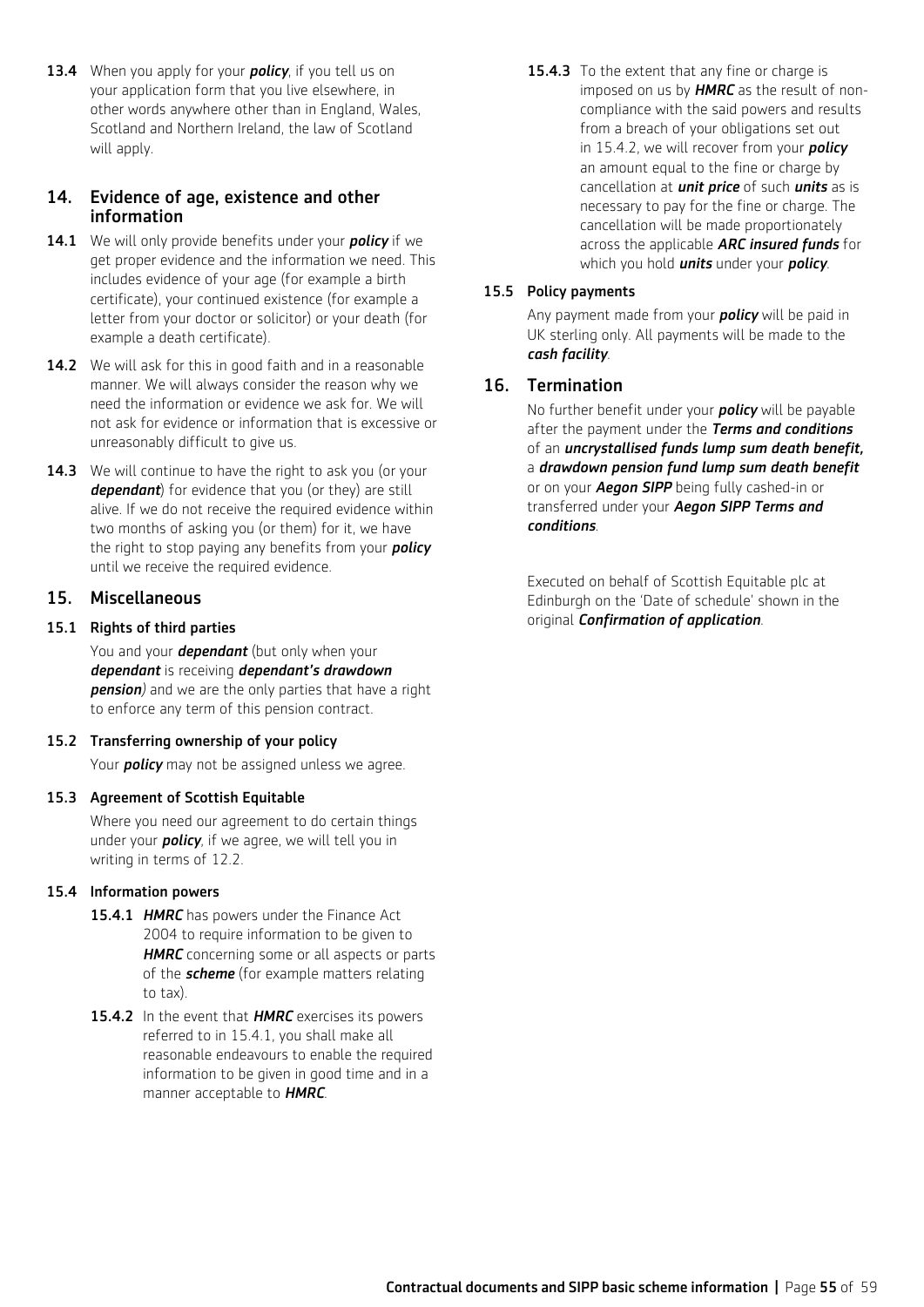**13.4** When you apply for your ***policy***, if you tell us on your application form that you live elsewhere, in other words anywhere other than in England, Wales, Scotland and Northern Ireland, the law of Scotland will apply.

## 14. Evidence of age, existence and other information

**14.1** We will only provide benefits under your ***policy*** if we get proper evidence and the information we need. This includes evidence of your age (for example a birth certificate), your continued existence (for example a letter from your doctor or solicitor) or your death (for example a death certificate).

**14.2** We will ask for this in good faith and in a reasonable manner. We will always consider the reason why we need the information or evidence we ask for. We will not ask for evidence or information that is excessive or unreasonably difficult to give us.

**14.3** We will continue to have the right to ask you (or your ***dependant***) for evidence that you (or they) are still alive. If we do not receive the required evidence within two months of asking you (or them) for it, we have the right to stop paying any benefits from your ***policy*** until we receive the required evidence.

## 15. Miscellaneous

### 15.1 Rights of third parties

You and your ***dependant*** (but only when your ***dependant*** is receiving ***dependant's drawdown pension***) and we are the only parties that have a right to enforce any term of this pension contract.

### 15.2 Transferring ownership of your policy

Your ***policy*** may not be assigned unless we agree.

### 15.3 Agreement of Scottish Equitable

Where you need our agreement to do certain things under your ***policy***, if we agree, we will tell you in writing in terms of 12.2.

### 15.4 Information powers

**15.4.1** ***HMRC*** has powers under the Finance Act 2004 to require information to be given to ***HMRC*** concerning some or all aspects or parts of the ***scheme*** (for example matters relating to tax).

**15.4.2** In the event that ***HMRC*** exercises its powers referred to in 15.4.1, you shall make all reasonable endeavours to enable the required information to be given in good time and in a manner acceptable to ***HMRC***.

**15.4.3** To the extent that any fine or charge is imposed on us by ***HMRC*** as the result of non-compliance with the said powers and results from a breach of your obligations set out in 15.4.2, we will recover from your ***policy*** an amount equal to the fine or charge by cancellation at ***unit price*** of such ***units*** as is necessary to pay for the fine or charge. The cancellation will be made proportionately across the applicable ***ARC insured funds*** for which you hold ***units*** under your ***policy***.

### 15.5 Policy payments

Any payment made from your ***policy*** will be paid in UK sterling only. All payments will be made to the ***cash facility***.

## 16. Termination

No further benefit under your ***policy*** will be payable after the payment under the ***Terms and conditions*** of an ***uncrystallised funds lump sum death benefit,*** a ***drawdown pension fund lump sum death benefit*** or on your ***Aegon SIPP*** being fully cashed-in or transferred under your ***Aegon SIPP Terms and conditions***.

Executed on behalf of Scottish Equitable plc at Edinburgh on the 'Date of schedule' shown in the original ***Confirmation of application***.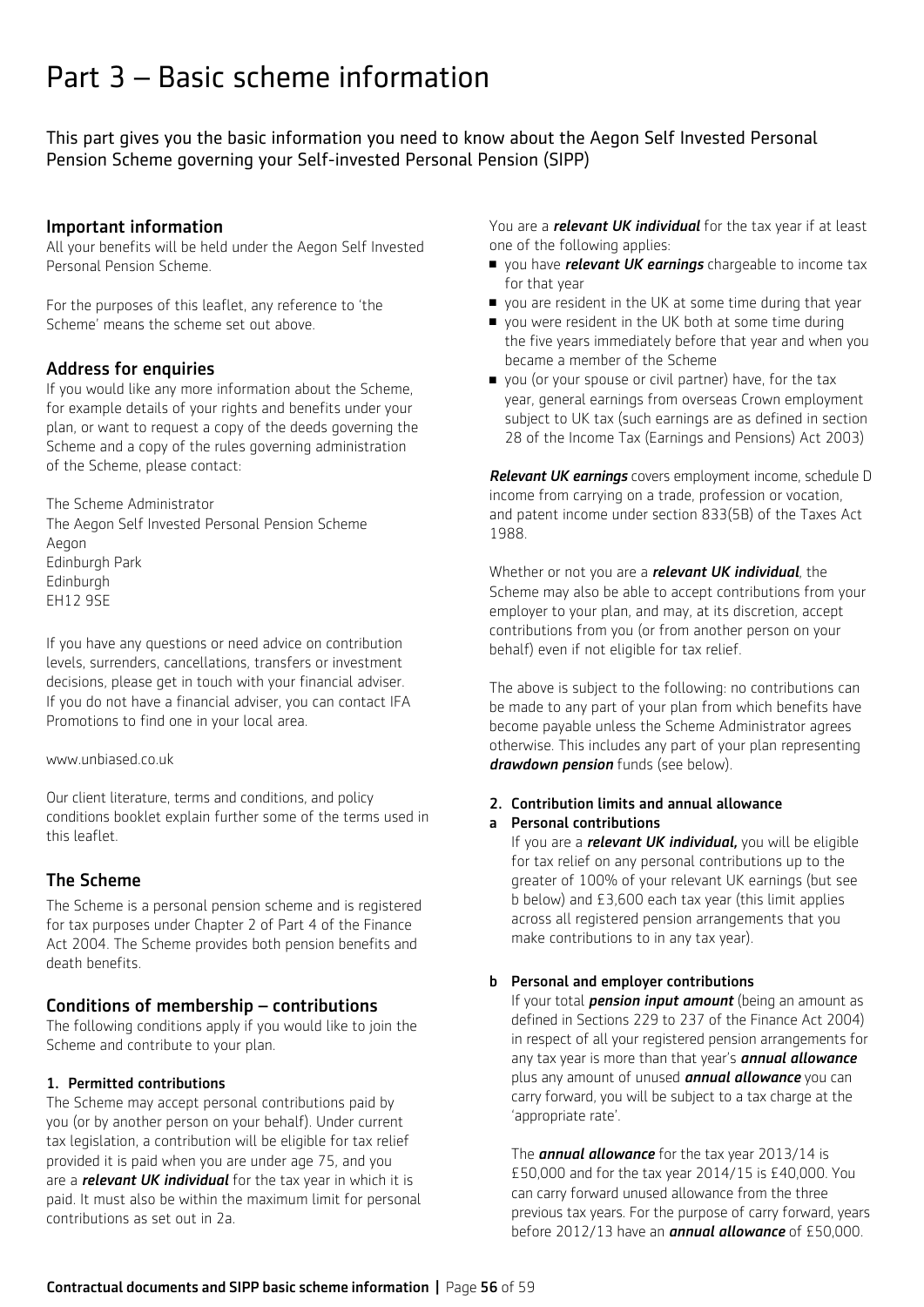# Part 3 – Basic scheme information

This part gives you the basic information you need to know about the Aegon Self Invested Personal Pension Scheme governing your Self-invested Personal Pension (SIPP)

## Important information

All your benefits will be held under the Aegon Self Invested Personal Pension Scheme.

For the purposes of this leaflet, any reference to 'the Scheme' means the scheme set out above.

## Address for enquiries

If you would like any more information about the Scheme, for example details of your rights and benefits under your plan, or want to request a copy of the deeds governing the Scheme and a copy of the rules governing administration of the Scheme, please contact:

The Scheme Administrator
The Aegon Self Invested Personal Pension Scheme
Aegon
Edinburgh Park
Edinburgh
EH12 9SE

If you have any questions or need advice on contribution levels, surrenders, cancellations, transfers or investment decisions, please get in touch with your financial adviser. If you do not have a financial adviser, you can contact IFA Promotions to find one in your local area.

www.unbiased.co.uk

Our client literature, terms and conditions, and policy conditions booklet explain further some of the terms used in this leaflet.

## The Scheme

The Scheme is a personal pension scheme and is registered for tax purposes under Chapter 2 of Part 4 of the Finance Act 2004. The Scheme provides both pension benefits and death benefits.

## Conditions of membership – contributions

The following conditions apply if you would like to join the Scheme and contribute to your plan.

### 1. Permitted contributions

The Scheme may accept personal contributions paid by you (or by another person on your behalf). Under current tax legislation, a contribution will be eligible for tax relief provided it is paid when you are under age 75, and you are a ***relevant UK individual*** for the tax year in which it is paid. It must also be within the maximum limit for personal contributions as set out in 2a.

You are a ***relevant UK individual*** for the tax year if at least one of the following applies:

- you have ***relevant UK earnings*** chargeable to income tax for that year
- you are resident in the UK at some time during that year
- you were resident in the UK both at some time during the five years immediately before that year and when you became a member of the Scheme
- you (or your spouse or civil partner) have, for the tax year, general earnings from overseas Crown employment subject to UK tax (such earnings are as defined in section 28 of the Income Tax (Earnings and Pensions) Act 2003)

***Relevant UK earnings*** covers employment income, schedule D income from carrying on a trade, profession or vocation, and patent income under section 833(5B) of the Taxes Act 1988.

Whether or not you are a ***relevant UK individual***, the Scheme may also be able to accept contributions from your employer to your plan, and may, at its discretion, accept contributions from you (or from another person on your behalf) even if not eligible for tax relief.

The above is subject to the following: no contributions can be made to any part of your plan from which benefits have become payable unless the Scheme Administrator agrees otherwise. This includes any part of your plan representing ***drawdown pension*** funds (see below).

### 2. Contribution limits and annual allowance

**a Personal contributions**

If you are a ***relevant UK individual,*** you will be eligible for tax relief on any personal contributions up to the greater of 100% of your relevant UK earnings (but see b below) and £3,600 each tax year (this limit applies across all registered pension arrangements that you make contributions to in any tax year).

**b Personal and employer contributions**

If your total ***pension input amount*** (being an amount as defined in Sections 229 to 237 of the Finance Act 2004) in respect of all your registered pension arrangements for any tax year is more than that year's ***annual allowance*** plus any amount of unused ***annual allowance*** you can carry forward, you will be subject to a tax charge at the 'appropriate rate'.

The ***annual allowance*** for the tax year 2013/14 is £50,000 and for the tax year 2014/15 is £40,000. You can carry forward unused allowance from the three previous tax years. For the purpose of carry forward, years before 2012/13 have an ***annual allowance*** of £50,000.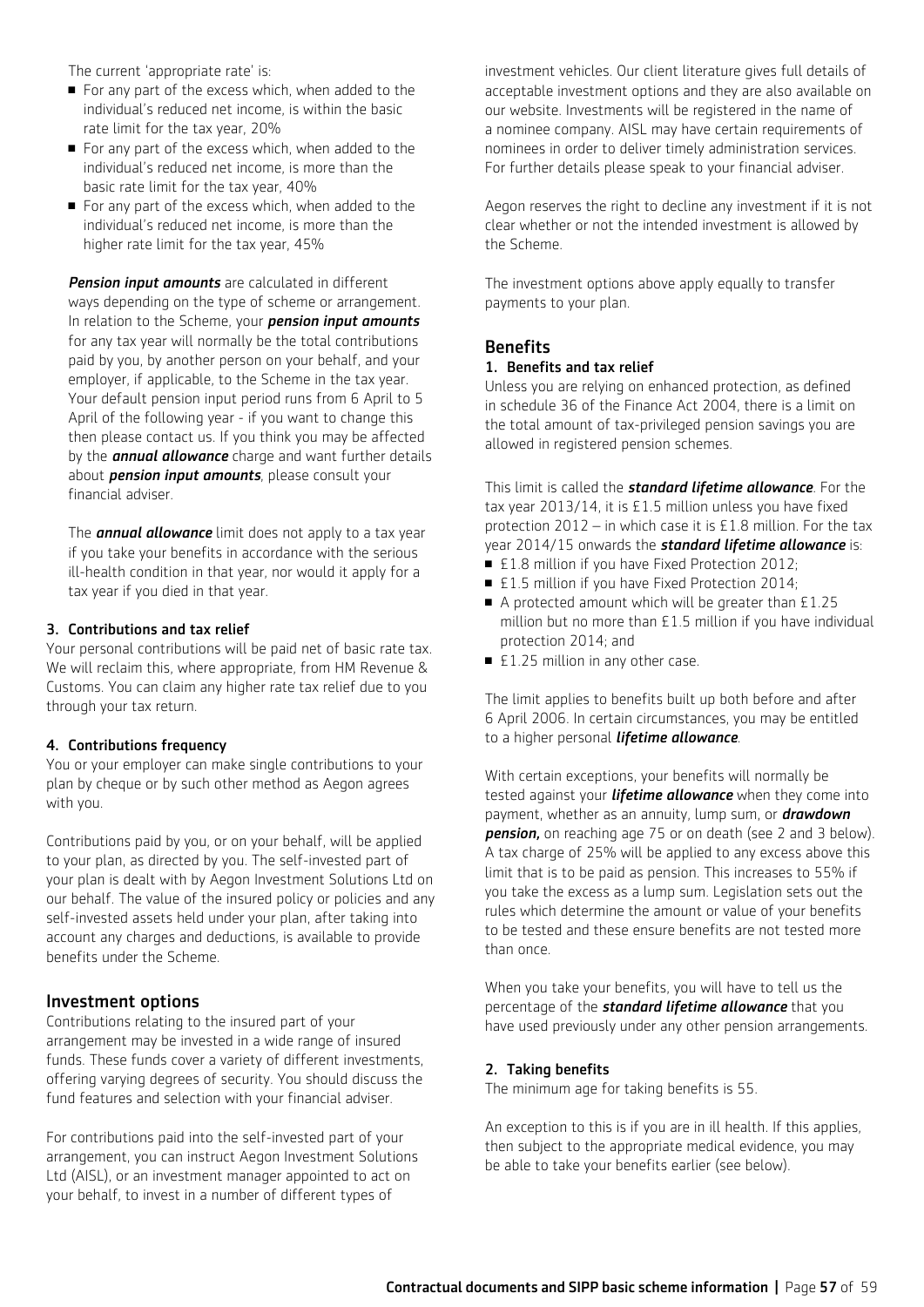The current 'appropriate rate' is:

- For any part of the excess which, when added to the individual's reduced net income, is within the basic rate limit for the tax year, 20%
- For any part of the excess which, when added to the individual's reduced net income, is more than the basic rate limit for the tax year, 40%
- For any part of the excess which, when added to the individual's reduced net income, is more than the higher rate limit for the tax year, 45%

***Pension input amounts*** are calculated in different ways depending on the type of scheme or arrangement. In relation to the Scheme, your ***pension input amounts*** for any tax year will normally be the total contributions paid by you, by another person on your behalf, and your employer, if applicable, to the Scheme in the tax year. Your default pension input period runs from 6 April to 5 April of the following year - if you want to change this then please contact us. If you think you may be affected by the ***annual allowance*** charge and want further details about ***pension input amounts***, please consult your financial adviser.

The ***annual allowance*** limit does not apply to a tax year if you take your benefits in accordance with the serious ill-health condition in that year, nor would it apply for a tax year if you died in that year.

#### 3. Contributions and tax relief

Your personal contributions will be paid net of basic rate tax. We will reclaim this, where appropriate, from HM Revenue & Customs. You can claim any higher rate tax relief due to you through your tax return.

#### 4. Contributions frequency

You or your employer can make single contributions to your plan by cheque or by such other method as Aegon agrees with you.

Contributions paid by you, or on your behalf, will be applied to your plan, as directed by you. The self-invested part of your plan is dealt with by Aegon Investment Solutions Ltd on our behalf. The value of the insured policy or policies and any self-invested assets held under your plan, after taking into account any charges and deductions, is available to provide benefits under the Scheme.

### Investment options

Contributions relating to the insured part of your arrangement may be invested in a wide range of insured funds. These funds cover a variety of different investments, offering varying degrees of security. You should discuss the fund features and selection with your financial adviser.

For contributions paid into the self-invested part of your arrangement, you can instruct Aegon Investment Solutions Ltd (AISL), or an investment manager appointed to act on your behalf, to invest in a number of different types of investment vehicles. Our client literature gives full details of acceptable investment options and they are also available on our website. Investments will be registered in the name of a nominee company. AISL may have certain requirements of nominees in order to deliver timely administration services. For further details please speak to your financial adviser.

Aegon reserves the right to decline any investment if it is not clear whether or not the intended investment is allowed by the Scheme.

The investment options above apply equally to transfer payments to your plan.

### Benefits

#### 1. Benefits and tax relief

Unless you are relying on enhanced protection, as defined in schedule 36 of the Finance Act 2004, there is a limit on the total amount of tax-privileged pension savings you are allowed in registered pension schemes.

This limit is called the ***standard lifetime allowance***. For the tax year 2013/14, it is £1.5 million unless you have fixed protection 2012 – in which case it is £1.8 million. For the tax year 2014/15 onwards the ***standard lifetime allowance*** is:

- £1.8 million if you have Fixed Protection 2012;
- £1.5 million if you have Fixed Protection 2014;
- A protected amount which will be greater than £1.25 million but no more than £1.5 million if you have individual protection 2014; and
- £1.25 million in any other case.

The limit applies to benefits built up both before and after 6 April 2006. In certain circumstances, you may be entitled to a higher personal ***lifetime allowance***.

With certain exceptions, your benefits will normally be tested against your ***lifetime allowance*** when they come into payment, whether as an annuity, lump sum, or ***drawdown pension,*** on reaching age 75 or on death (see 2 and 3 below). A tax charge of 25% will be applied to any excess above this limit that is to be paid as pension. This increases to 55% if you take the excess as a lump sum. Legislation sets out the rules which determine the amount or value of your benefits to be tested and these ensure benefits are not tested more than once.

When you take your benefits, you will have to tell us the percentage of the ***standard lifetime allowance*** that you have used previously under any other pension arrangements.

#### 2. Taking benefits

The minimum age for taking benefits is 55.

An exception to this is if you are in ill health. If this applies, then subject to the appropriate medical evidence, you may be able to take your benefits earlier (see below).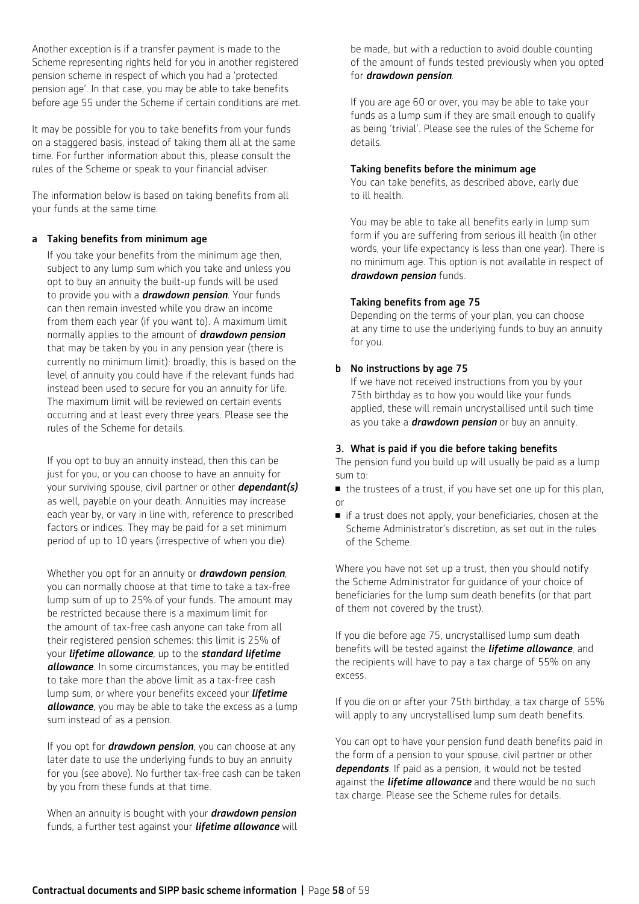Another exception is if a transfer payment is made to the Scheme representing rights held for you in another registered pension scheme in respect of which you had a 'protected pension age'. In that case, you may be able to take benefits before age 55 under the Scheme if certain conditions are met.

It may be possible for you to take benefits from your funds on a staggered basis, instead of taking them all at the same time. For further information about this, please consult the rules of the Scheme or speak to your financial adviser.

The information below is based on taking benefits from all your funds at the same time.

**a Taking benefits from minimum age**

If you take your benefits from the minimum age then, subject to any lump sum which you take and unless you opt to buy an annuity the built-up funds will be used to provide you with a ***drawdown pension***. Your funds can then remain invested while you draw an income from them each year (if you want to). A maximum limit normally applies to the amount of ***drawdown pension*** that may be taken by you in any pension year (there is currently no minimum limit): broadly, this is based on the level of annuity you could have if the relevant funds had instead been used to secure for you an annuity for life. The maximum limit will be reviewed on certain events occurring and at least every three years. Please see the rules of the Scheme for details.

If you opt to buy an annuity instead, then this can be just for you, or you can choose to have an annuity for your surviving spouse, civil partner or other ***dependant(s)*** as well, payable on your death. Annuities may increase each year by, or vary in line with, reference to prescribed factors or indices. They may be paid for a set minimum period of up to 10 years (irrespective of when you die).

Whether you opt for an annuity or ***drawdown pension***, you can normally choose at that time to take a tax-free lump sum of up to 25% of your funds. The amount may be restricted because there is a maximum limit for the amount of tax-free cash anyone can take from all their registered pension schemes: this limit is 25% of your ***lifetime allowance***, up to the ***standard lifetime allowance***. In some circumstances, you may be entitled to take more than the above limit as a tax-free cash lump sum, or where your benefits exceed your ***lifetime allowance***, you may be able to take the excess as a lump sum instead of as a pension.

If you opt for ***drawdown pension***, you can choose at any later date to use the underlying funds to buy an annuity for you (see above). No further tax-free cash can be taken by you from these funds at that time.

When an annuity is bought with your ***drawdown pension*** funds, a further test against your ***lifetime allowance*** will be made, but with a reduction to avoid double counting of the amount of funds tested previously when you opted for ***drawdown pension***.

If you are age 60 or over, you may be able to take your funds as a lump sum if they are small enough to qualify as being 'trivial'. Please see the rules of the Scheme for details.

**Taking benefits before the minimum age**

You can take benefits, as described above, early due to ill health.

You may be able to take all benefits early in lump sum form if you are suffering from serious ill health (in other words, your life expectancy is less than one year). There is no minimum age. This option is not available in respect of ***drawdown pension*** funds.

**Taking benefits from age 75**

Depending on the terms of your plan, you can choose at any time to use the underlying funds to buy an annuity for you.

**b No instructions by age 75**

If we have not received instructions from you by your 75th birthday as to how you would like your funds applied, these will remain uncrystallised until such time as you take a ***drawdown pension*** or buy an annuity.

**3. What is paid if you die before taking benefits**

The pension fund you build up will usually be paid as a lump sum to:

- the trustees of a trust, if you have set one up for this plan, or
- if a trust does not apply, your beneficiaries, chosen at the Scheme Administrator's discretion, as set out in the rules of the Scheme.

Where you have not set up a trust, then you should notify the Scheme Administrator for guidance of your choice of beneficiaries for the lump sum death benefits (or that part of them not covered by the trust).

If you die before age 75, uncrystallised lump sum death benefits will be tested against the ***lifetime allowance***, and the recipients will have to pay a tax charge of 55% on any excess.

If you die on or after your 75th birthday, a tax charge of 55% will apply to any uncrystallised lump sum death benefits.

You can opt to have your pension fund death benefits paid in the form of a pension to your spouse, civil partner or other ***dependants***. If paid as a pension, it would not be tested against the ***lifetime allowance*** and there would be no such tax charge. Please see the Scheme rules for details.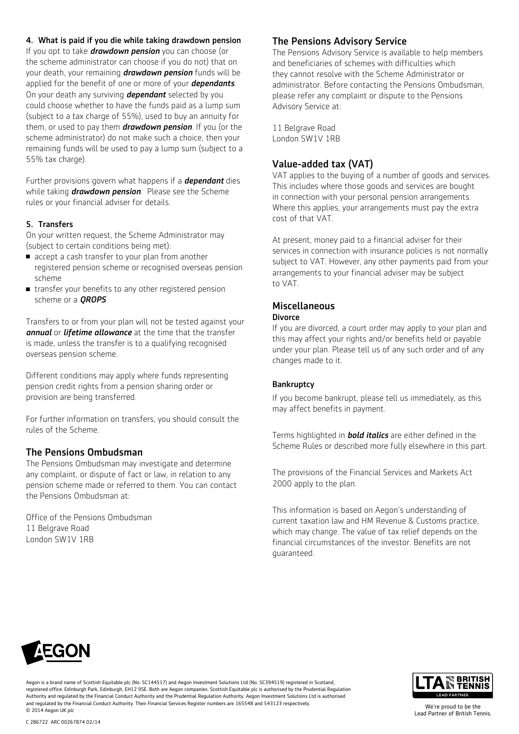#### 4. What is paid if you die while taking drawdown pension

If you opt to take ***drawdown pension*** you can choose (or the scheme administrator can choose if you do not) that on your death, your remaining ***drawdown pension*** funds will be applied for the benefit of one or more of your ***dependants***. On your death any surviving ***dependant*** selected by you could choose whether to have the funds paid as a lump sum (subject to a tax charge of 55%), used to buy an annuity for them, or used to pay them ***drawdown pension***. If you (or the scheme administrator) do not make such a choice, then your remaining funds will be used to pay a lump sum (subject to a 55% tax charge).

Further provisions govern what happens if a ***dependant*** dies while taking ***drawdown pension***. Please see the Scheme rules or your financial adviser for details.

#### 5. Transfers

On your written request, the Scheme Administrator may (subject to certain conditions being met):

- accept a cash transfer to your plan from another registered pension scheme or recognised overseas pension scheme
- transfer your benefits to any other registered pension scheme or a ***QROPS***

Transfers to or from your plan will not be tested against your ***annual*** or ***lifetime allowance*** at the time that the transfer is made, unless the transfer is to a qualifying recognised overseas pension scheme.

Different conditions may apply where funds representing pension credit rights from a pension sharing order or provision are being transferred.

For further information on transfers, you should consult the rules of the Scheme.

## The Pensions Ombudsman

The Pensions Ombudsman may investigate and determine any complaint, or dispute of fact or law, in relation to any pension scheme made or referred to them. You can contact the Pensions Ombudsman at:

Office of the Pensions Ombudsman
11 Belgrave Road
London SW1V 1RB

## The Pensions Advisory Service

The Pensions Advisory Service is available to help members and beneficiaries of schemes with difficulties which they cannot resolve with the Scheme Administrator or administrator. Before contacting the Pensions Ombudsman, please refer any complaint or dispute to the Pensions Advisory Service at:

11 Belgrave Road
London SW1V 1RB

## Value-added tax (VAT)

VAT applies to the buying of a number of goods and services. This includes where those goods and services are bought in connection with your personal pension arrangements. Where this applies, your arrangements must pay the extra cost of that VAT.

At present, money paid to a financial adviser for their services in connection with insurance policies is not normally subject to VAT. However, any other payments paid from your arrangements to your financial adviser may be subject to VAT.

## Miscellaneous

#### Divorce

If you are divorced, a court order may apply to your plan and this may affect your rights and/or benefits held or payable under your plan. Please tell us of any such order and of any changes made to it.

#### Bankruptcy

If you become bankrupt, please tell us immediately, as this may affect benefits in payment.

Terms highlighted in ***bold italics*** are either defined in the Scheme Rules or described more fully elsewhere in this part.

The provisions of the Financial Services and Markets Act 2000 apply to the plan.

This information is based on Aegon's understanding of current taxation law and HM Revenue & Customs practice, which may change. The value of tax relief depends on the financial circumstances of the investor. Benefits are not guaranteed.

AEGON

Aegon is a brand name of Scottish Equitable plc (No. SC144517) and Aegon Investment Solutions Ltd (No. SC394519) registered in Scotland, registered office: Edinburgh Park, Edinburgh, EH12 9SE. Both are Aegon companies. Scottish Equitable plc is authorised by the Prudential Regulation Authority and regulated by the Financial Conduct Authority and the Prudential Regulation Authority. Aegon Investment Solutions Ltd is authorised and regulated by the Financial Conduct Authority. Their Financial Services Register numbers are 165548 and 543123 respectively.
© 2014 Aegon UK plc

LTA BRITISH TENNIS LEAD PARTNER

We're proud to be the Lead Partner of British Tennis.

C 286722 ARC 00267874 02/14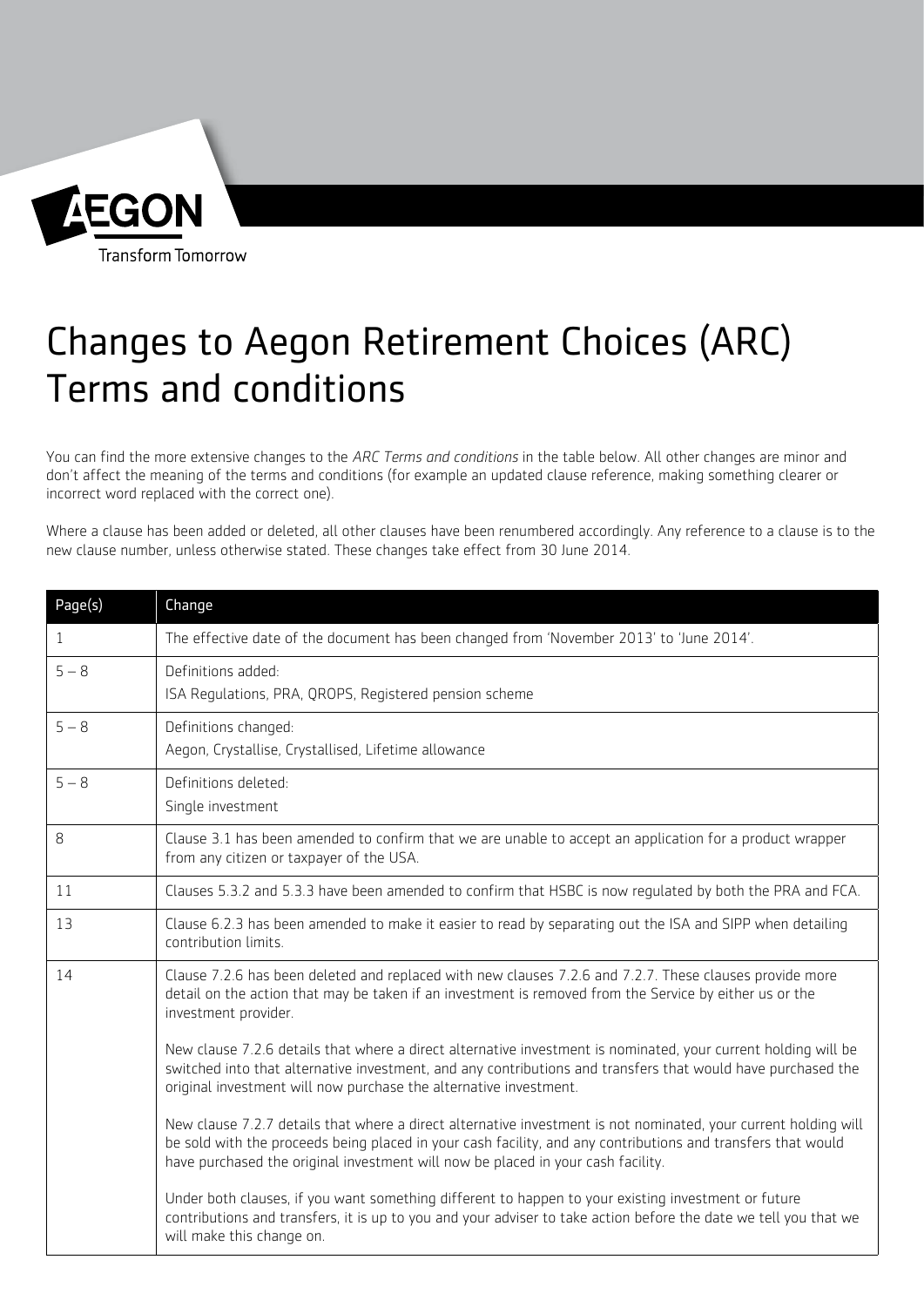AEGON

Transform Tomorrow

# Changes to Aegon Retirement Choices (ARC) Terms and conditions

You can find the more extensive changes to the *ARC Terms and conditions* in the table below. All other changes are minor and don't affect the meaning of the terms and conditions (for example an updated clause reference, making something clearer or incorrect word replaced with the correct one).

Where a clause has been added or deleted, all other clauses have been renumbered accordingly. Any reference to a clause is to the new clause number, unless otherwise stated. These changes take effect from 30 June 2014.

| Page(s) | Change |
|---|---|
| 1 | The effective date of the document has been changed from 'November 2013' to 'June 2014'. |
| 5 – 8 | Definitions added:<br>ISA Regulations, PRA, QROPS, Registered pension scheme |
| 5 – 8 | Definitions changed:<br>Aegon, Crystallise, Crystallised, Lifetime allowance |
| 5 – 8 | Definitions deleted:<br>Single investment |
| 8 | Clause 3.1 has been amended to confirm that we are unable to accept an application for a product wrapper from any citizen or taxpayer of the USA. |
| 11 | Clauses 5.3.2 and 5.3.3 have been amended to confirm that HSBC is now regulated by both the PRA and FCA. |
| 13 | Clause 6.2.3 has been amended to make it easier to read by separating out the ISA and SIPP when detailing contribution limits. |
| 14 | Clause 7.2.6 has been deleted and replaced with new clauses 7.2.6 and 7.2.7. These clauses provide more detail on the action that may be taken if an investment is removed from the Service by either us or the investment provider.<br><br>New clause 7.2.6 details that where a direct alternative investment is nominated, your current holding will be switched into that alternative investment, and any contributions and transfers that would have purchased the original investment will now purchase the alternative investment.<br><br>New clause 7.2.7 details that where a direct alternative investment is not nominated, your current holding will be sold with the proceeds being placed in your cash facility, and any contributions and transfers that would have purchased the original investment will now be placed in your cash facility.<br><br>Under both clauses, if you want something different to happen to your existing investment or future contributions and transfers, it is up to you and your adviser to take action before the date we tell you that we will make this change on. |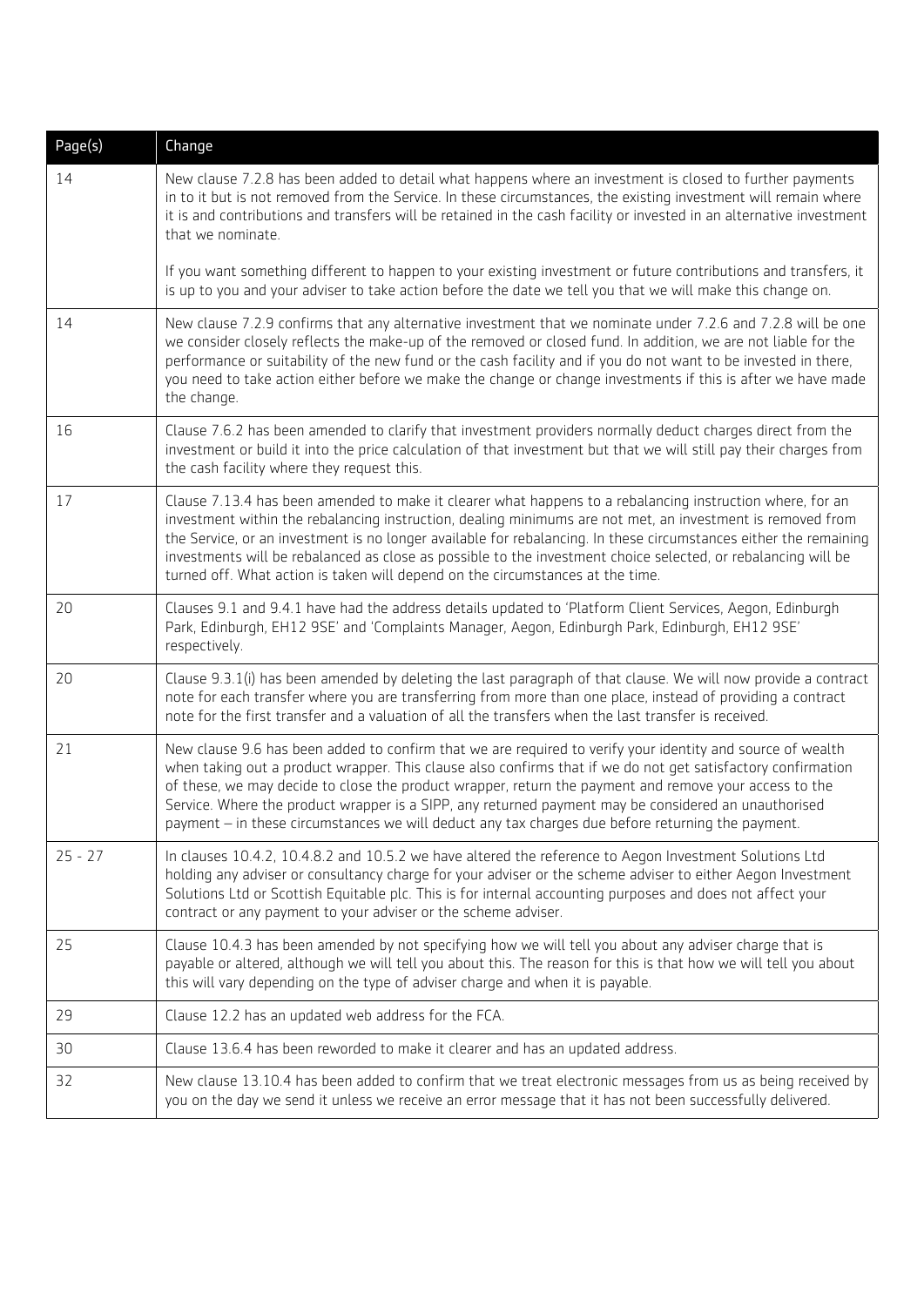| Page(s) | Change |
|---|---|
| 14 | New clause 7.2.8 has been added to detail what happens where an investment is closed to further payments in to it but is not removed from the Service. In these circumstances, the existing investment will remain where it is and contributions and transfers will be retained in the cash facility or invested in an alternative investment that we nominate.<br><br>If you want something different to happen to your existing investment or future contributions and transfers, it is up to you and your adviser to take action before the date we tell you that we will make this change on. |
| 14 | New clause 7.2.9 confirms that any alternative investment that we nominate under 7.2.6 and 7.2.8 will be one we consider closely reflects the make-up of the removed or closed fund. In addition, we are not liable for the performance or suitability of the new fund or the cash facility and if you do not want to be invested in there, you need to take action either before we make the change or change investments if this is after we have made the change. |
| 16 | Clause 7.6.2 has been amended to clarify that investment providers normally deduct charges direct from the investment or build it into the price calculation of that investment but that we will still pay their charges from the cash facility where they request this. |
| 17 | Clause 7.13.4 has been amended to make it clearer what happens to a rebalancing instruction where, for an investment within the rebalancing instruction, dealing minimums are not met, an investment is removed from the Service, or an investment is no longer available for rebalancing. In these circumstances either the remaining investments will be rebalanced as close as possible to the investment choice selected, or rebalancing will be turned off. What action is taken will depend on the circumstances at the time. |
| 20 | Clauses 9.1 and 9.4.1 have had the address details updated to 'Platform Client Services, Aegon, Edinburgh Park, Edinburgh, EH12 9SE' and 'Complaints Manager, Aegon, Edinburgh Park, Edinburgh, EH12 9SE' respectively. |
| 20 | Clause 9.3.1(i) has been amended by deleting the last paragraph of that clause. We will now provide a contract note for each transfer where you are transferring from more than one place, instead of providing a contract note for the first transfer and a valuation of all the transfers when the last transfer is received. |
| 21 | New clause 9.6 has been added to confirm that we are required to verify your identity and source of wealth when taking out a product wrapper. This clause also confirms that if we do not get satisfactory confirmation of these, we may decide to close the product wrapper, return the payment and remove your access to the Service. Where the product wrapper is a SIPP, any returned payment may be considered an unauthorised payment – in these circumstances we will deduct any tax charges due before returning the payment. |
| 25 - 27 | In clauses 10.4.2, 10.4.8.2 and 10.5.2 we have altered the reference to Aegon Investment Solutions Ltd holding any adviser or consultancy charge for your adviser or the scheme adviser to either Aegon Investment Solutions Ltd or Scottish Equitable plc. This is for internal accounting purposes and does not affect your contract or any payment to your adviser or the scheme adviser. |
| 25 | Clause 10.4.3 has been amended by not specifying how we will tell you about any adviser charge that is payable or altered, although we will tell you about this. The reason for this is that how we will tell you about this will vary depending on the type of adviser charge and when it is payable. |
| 29 | Clause 12.2 has an updated web address for the FCA. |
| 30 | Clause 13.6.4 has been reworded to make it clearer and has an updated address. |
| 32 | New clause 13.10.4 has been added to confirm that we treat electronic messages from us as being received by you on the day we send it unless we receive an error message that it has not been successfully delivered. |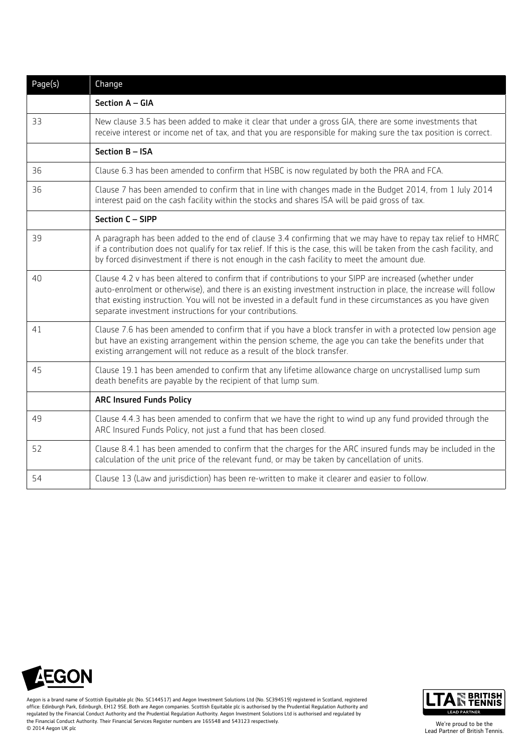| Page(s) | Change |
| --- | --- |
| | **Section A – GIA** |
| 33 | New clause 3.5 has been added to make it clear that under a gross GIA, there are some investments that receive interest or income net of tax, and that you are responsible for making sure the tax position is correct. |
| | **Section B – ISA** |
| 36 | Clause 6.3 has been amended to confirm that HSBC is now regulated by both the PRA and FCA. |
| 36 | Clause 7 has been amended to confirm that in line with changes made in the Budget 2014, from 1 July 2014 interest paid on the cash facility within the stocks and shares ISA will be paid gross of tax. |
| | **Section C – SIPP** |
| 39 | A paragraph has been added to the end of clause 3.4 confirming that we may have to repay tax relief to HMRC if a contribution does not qualify for tax relief. If this is the case, this will be taken from the cash facility, and by forced disinvestment if there is not enough in the cash facility to meet the amount due. |
| 40 | Clause 4.2 v has been altered to confirm that if contributions to your SIPP are increased (whether under auto-enrolment or otherwise), and there is an existing investment instruction in place, the increase will follow that existing instruction. You will not be invested in a default fund in these circumstances as you have given separate investment instructions for your contributions. |
| 41 | Clause 7.6 has been amended to confirm that if you have a block transfer in with a protected low pension age but have an existing arrangement within the pension scheme, the age you can take the benefits under that existing arrangement will not reduce as a result of the block transfer. |
| 45 | Clause 19.1 has been amended to confirm that any lifetime allowance charge on uncrystallised lump sum death benefits are payable by the recipient of that lump sum. |
| | **ARC Insured Funds Policy** |
| 49 | Clause 4.4.3 has been amended to confirm that we have the right to wind up any fund provided through the ARC Insured Funds Policy, not just a fund that has been closed. |
| 52 | Clause 8.4.1 has been amended to confirm that the charges for the ARC insured funds may be included in the calculation of the unit price of the relevant fund, or may be taken by cancellation of units. |
| 54 | Clause 13 (Law and jurisdiction) has been re-written to make it clearer and easier to follow. |

AEGON

Aegon is a brand name of Scottish Equitable plc (No. SC144517) and Aegon Investment Solutions Ltd (No. SC394519) registered in Scotland, registered office: Edinburgh Park, Edinburgh, EH12 9SE. Both are Aegon companies. Scottish Equitable plc is authorised by the Prudential Regulation Authority and regulated by the Financial Conduct Authority and the Prudential Regulation Authority. Aegon Investment Solutions Ltd is authorised and regulated by the Financial Conduct Authority. Their Financial Services Register numbers are 165548 and 543123 respectively.
© 2014 Aegon UK plc

LTA BRITISH TENNIS LEAD PARTNER

We're proud to be the Lead Partner of British Tennis.